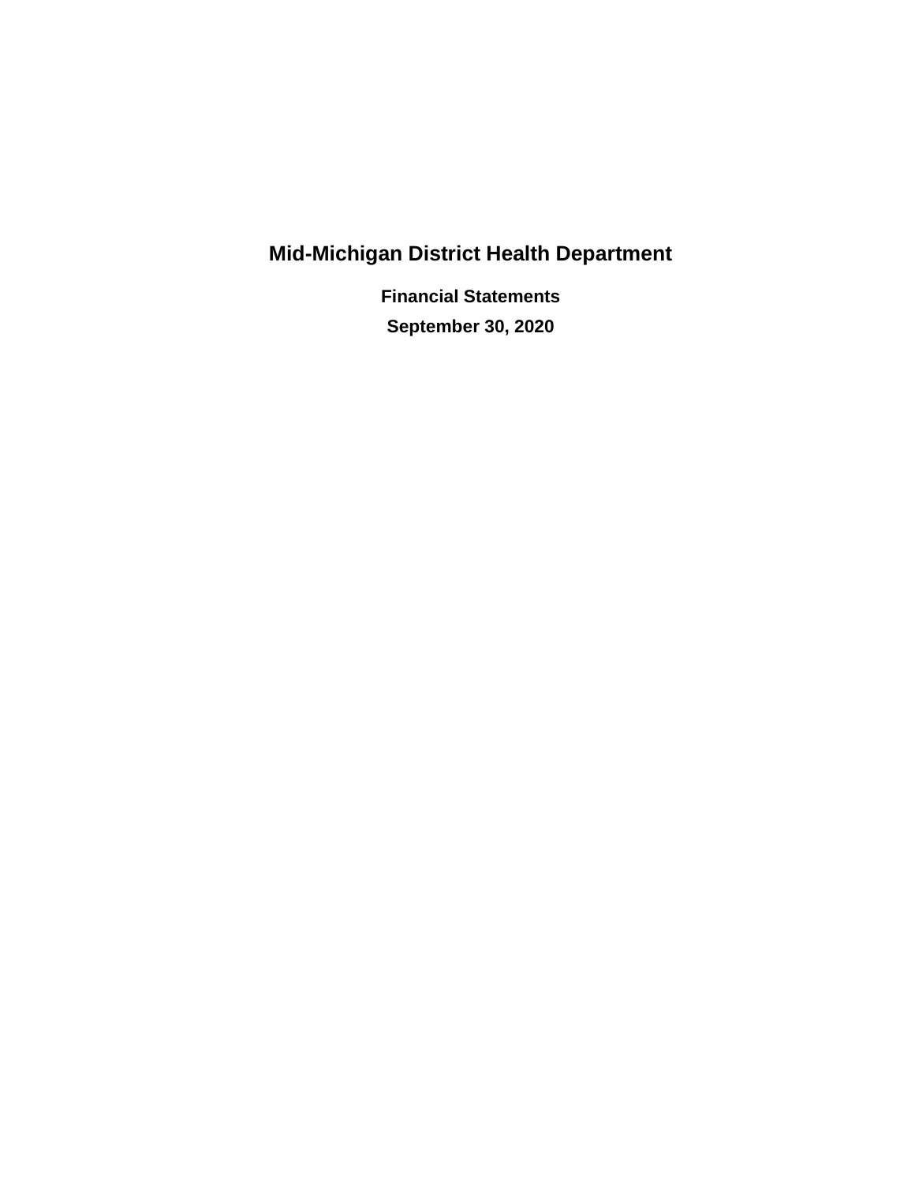# Mid-Michigan District Health Department

**Financial Statements**

**September 30, 2020**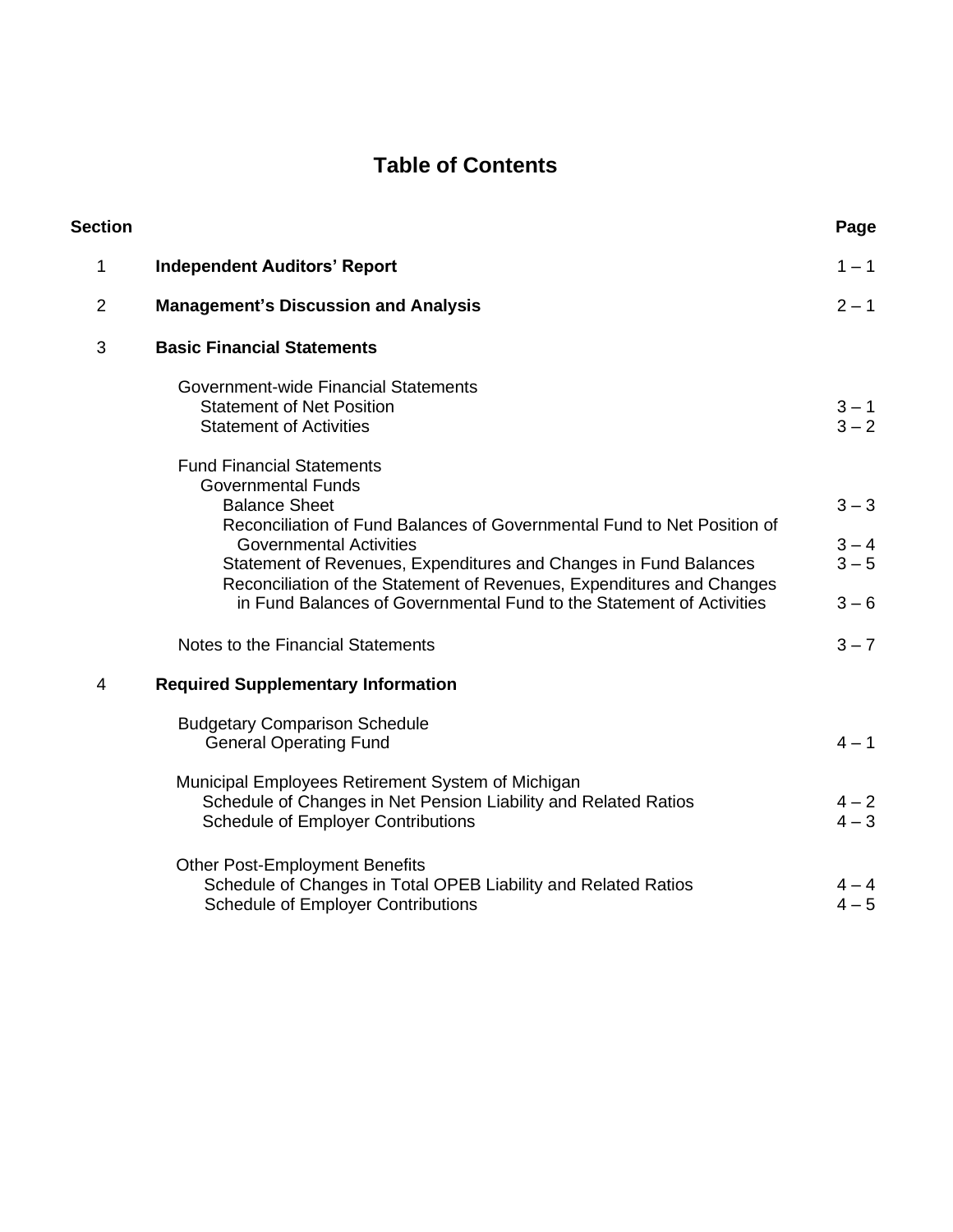# Table of Contents

| Section | | Page |
|---|---|---|
| 1 | **Independent Auditors' Report** | 1 – 1 |
| 2 | **Management's Discussion and Analysis** | 2 – 1 |
| 3 | **Basic Financial Statements** | |
| | Government-wide Financial Statements | |
| | Statement of Net Position | 3 – 1 |
| | Statement of Activities | 3 – 2 |
| | Fund Financial Statements | |
| | Governmental Funds | |
| | Balance Sheet | 3 – 3 |
| | Reconciliation of Fund Balances of Governmental Fund to Net Position of Governmental Activities | 3 – 4 |
| | Statement of Revenues, Expenditures and Changes in Fund Balances | 3 – 5 |
| | Reconciliation of the Statement of Revenues, Expenditures and Changes in Fund Balances of Governmental Fund to the Statement of Activities | 3 – 6 |
| | Notes to the Financial Statements | 3 – 7 |
| 4 | **Required Supplementary Information** | |
| | Budgetary Comparison Schedule | |
| | General Operating Fund | 4 – 1 |
| | Municipal Employees Retirement System of Michigan | |
| | Schedule of Changes in Net Pension Liability and Related Ratios | 4 – 2 |
| | Schedule of Employer Contributions | 4 – 3 |
| | Other Post-Employment Benefits | |
| | Schedule of Changes in Total OPEB Liability and Related Ratios | 4 – 4 |
| | Schedule of Employer Contributions | 4 – 5 |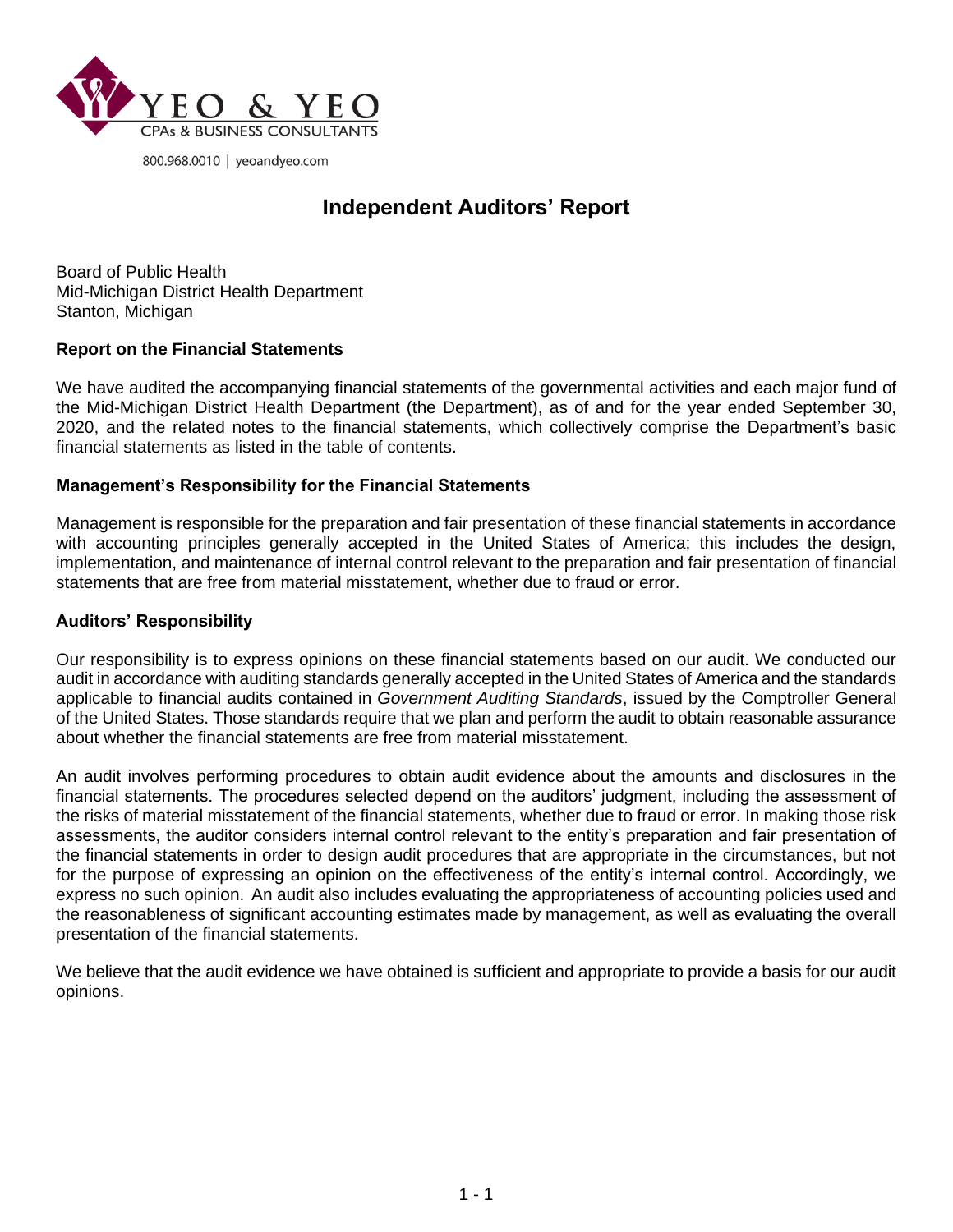YEO & YEO
CPAs & BUSINESS CONSULTANTS

800.968.0010 | yeoandyeo.com

# Independent Auditors' Report

Board of Public Health
Mid-Michigan District Health Department
Stanton, Michigan

### Report on the Financial Statements

We have audited the accompanying financial statements of the governmental activities and each major fund of the Mid-Michigan District Health Department (the Department), as of and for the year ended September 30, 2020, and the related notes to the financial statements, which collectively comprise the Department's basic financial statements as listed in the table of contents.

### Management's Responsibility for the Financial Statements

Management is responsible for the preparation and fair presentation of these financial statements in accordance with accounting principles generally accepted in the United States of America; this includes the design, implementation, and maintenance of internal control relevant to the preparation and fair presentation of financial statements that are free from material misstatement, whether due to fraud or error.

### Auditors' Responsibility

Our responsibility is to express opinions on these financial statements based on our audit. We conducted our audit in accordance with auditing standards generally accepted in the United States of America and the standards applicable to financial audits contained in *Government Auditing Standards*, issued by the Comptroller General of the United States. Those standards require that we plan and perform the audit to obtain reasonable assurance about whether the financial statements are free from material misstatement.

An audit involves performing procedures to obtain audit evidence about the amounts and disclosures in the financial statements. The procedures selected depend on the auditors' judgment, including the assessment of the risks of material misstatement of the financial statements, whether due to fraud or error. In making those risk assessments, the auditor considers internal control relevant to the entity's preparation and fair presentation of the financial statements in order to design audit procedures that are appropriate in the circumstances, but not for the purpose of expressing an opinion on the effectiveness of the entity's internal control. Accordingly, we express no such opinion. An audit also includes evaluating the appropriateness of accounting policies used and the reasonableness of significant accounting estimates made by management, as well as evaluating the overall presentation of the financial statements.

We believe that the audit evidence we have obtained is sufficient and appropriate to provide a basis for our audit opinions.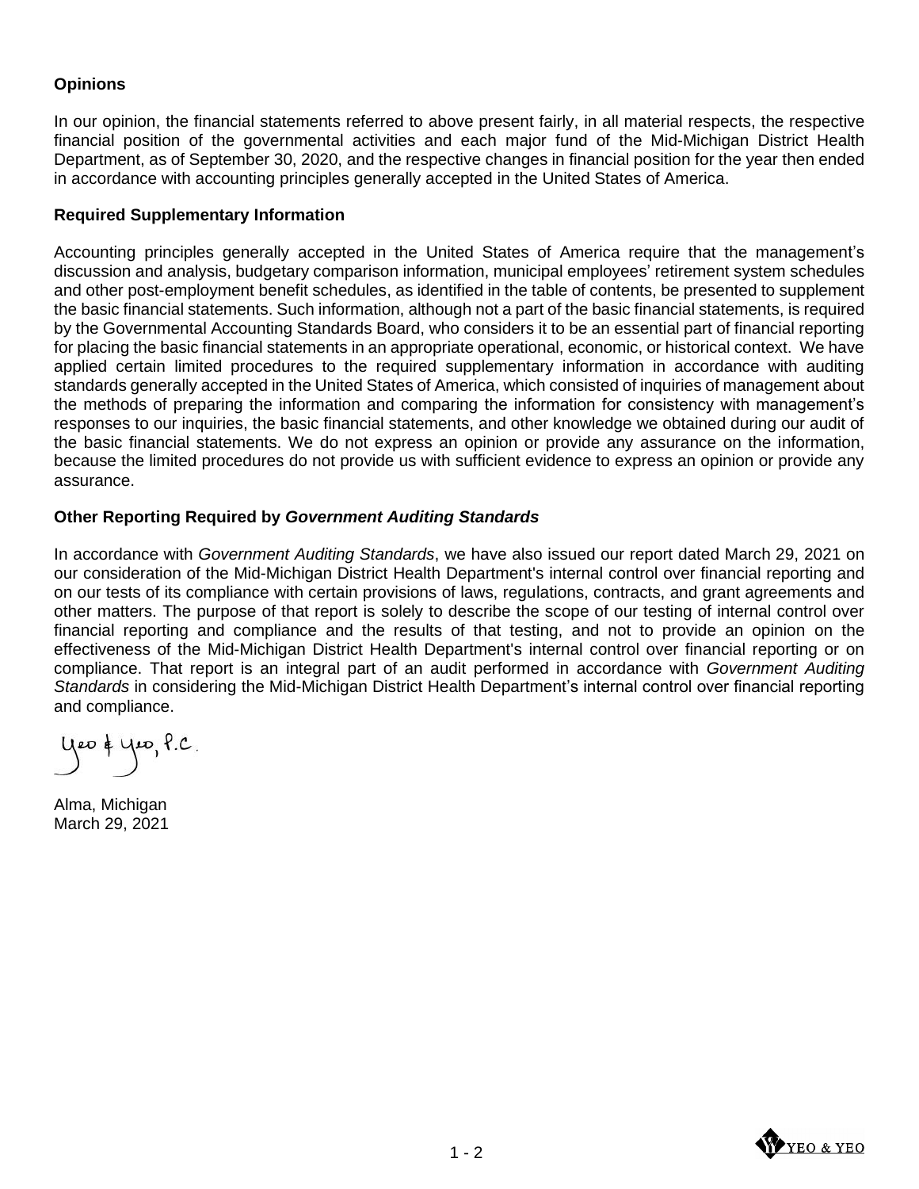**Opinions**

In our opinion, the financial statements referred to above present fairly, in all material respects, the respective financial position of the governmental activities and each major fund of the Mid-Michigan District Health Department, as of September 30, 2020, and the respective changes in financial position for the year then ended in accordance with accounting principles generally accepted in the United States of America.

**Required Supplementary Information**

Accounting principles generally accepted in the United States of America require that the management's discussion and analysis, budgetary comparison information, municipal employees' retirement system schedules and other post-employment benefit schedules, as identified in the table of contents, be presented to supplement the basic financial statements. Such information, although not a part of the basic financial statements, is required by the Governmental Accounting Standards Board, who considers it to be an essential part of financial reporting for placing the basic financial statements in an appropriate operational, economic, or historical context. We have applied certain limited procedures to the required supplementary information in accordance with auditing standards generally accepted in the United States of America, which consisted of inquiries of management about the methods of preparing the information and comparing the information for consistency with management's responses to our inquiries, the basic financial statements, and other knowledge we obtained during our audit of the basic financial statements. We do not express an opinion or provide any assurance on the information, because the limited procedures do not provide us with sufficient evidence to express an opinion or provide any assurance.

**Other Reporting Required by *Government Auditing Standards***

In accordance with *Government Auditing Standards*, we have also issued our report dated March 29, 2021 on our consideration of the Mid-Michigan District Health Department's internal control over financial reporting and on our tests of its compliance with certain provisions of laws, regulations, contracts, and grant agreements and other matters. The purpose of that report is solely to describe the scope of our testing of internal control over financial reporting and compliance and the results of that testing, and not to provide an opinion on the effectiveness of the Mid-Michigan District Health Department's internal control over financial reporting or on compliance. That report is an integral part of an audit performed in accordance with *Government Auditing Standards* in considering the Mid-Michigan District Health Department's internal control over financial reporting and compliance.

Yeo & Yeo, P.C.

Alma, Michigan
March 29, 2021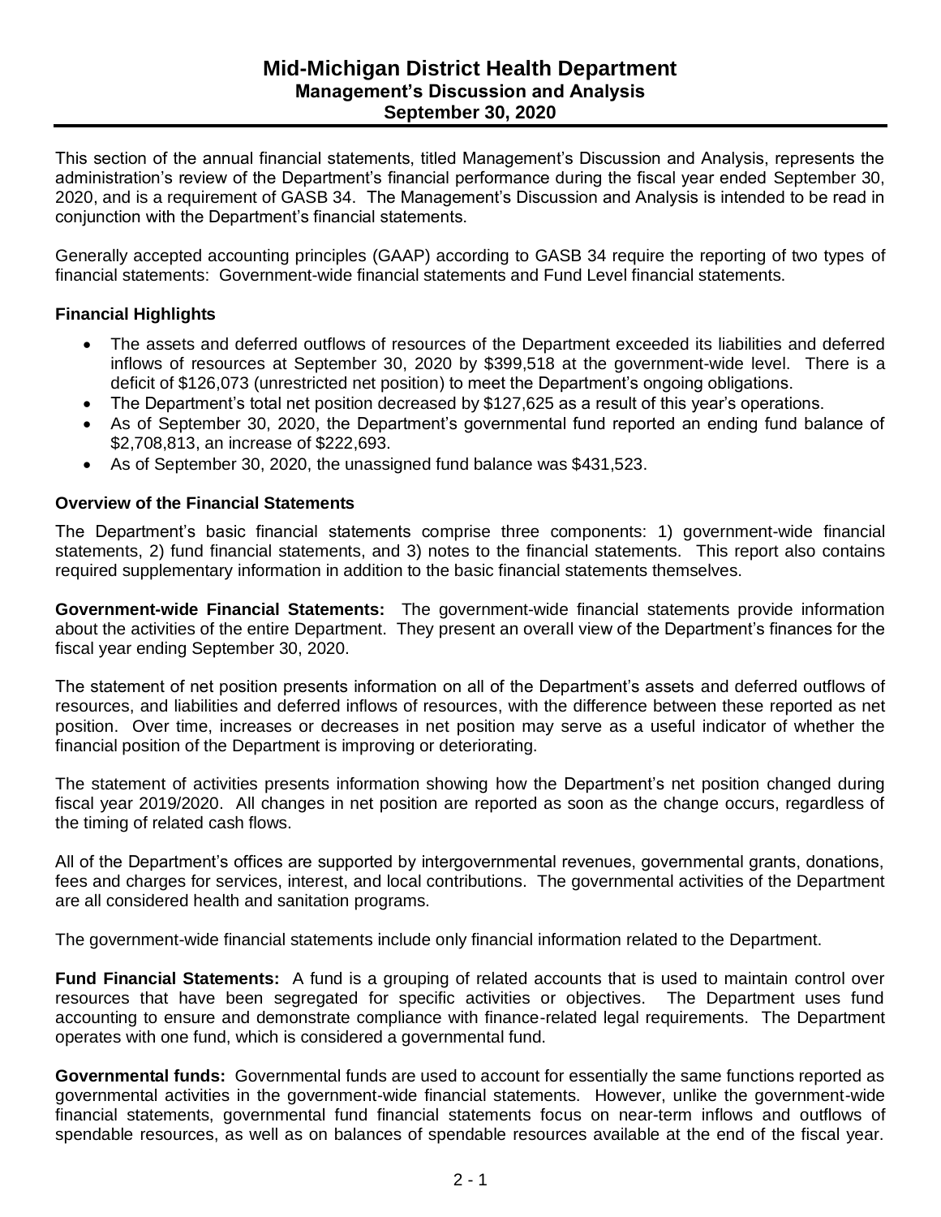# Mid-Michigan District Health Department
## Management's Discussion and Analysis
## September 30, 2020

This section of the annual financial statements, titled Management's Discussion and Analysis, represents the administration's review of the Department's financial performance during the fiscal year ended September 30, 2020, and is a requirement of GASB 34. The Management's Discussion and Analysis is intended to be read in conjunction with the Department's financial statements.

Generally accepted accounting principles (GAAP) according to GASB 34 require the reporting of two types of financial statements: Government-wide financial statements and Fund Level financial statements.

### Financial Highlights

- The assets and deferred outflows of resources of the Department exceeded its liabilities and deferred inflows of resources at September 30, 2020 by $399,518 at the government-wide level. There is a deficit of $126,073 (unrestricted net position) to meet the Department's ongoing obligations.
- The Department's total net position decreased by $127,625 as a result of this year's operations.
- As of September 30, 2020, the Department's governmental fund reported an ending fund balance of $2,708,813, an increase of $222,693.
- As of September 30, 2020, the unassigned fund balance was $431,523.

### Overview of the Financial Statements

The Department's basic financial statements comprise three components: 1) government-wide financial statements, 2) fund financial statements, and 3) notes to the financial statements. This report also contains required supplementary information in addition to the basic financial statements themselves.

**Government-wide Financial Statements:** The government-wide financial statements provide information about the activities of the entire Department. They present an overall view of the Department's finances for the fiscal year ending September 30, 2020.

The statement of net position presents information on all of the Department's assets and deferred outflows of resources, and liabilities and deferred inflows of resources, with the difference between these reported as net position. Over time, increases or decreases in net position may serve as a useful indicator of whether the financial position of the Department is improving or deteriorating.

The statement of activities presents information showing how the Department's net position changed during fiscal year 2019/2020. All changes in net position are reported as soon as the change occurs, regardless of the timing of related cash flows.

All of the Department's offices are supported by intergovernmental revenues, governmental grants, donations, fees and charges for services, interest, and local contributions. The governmental activities of the Department are all considered health and sanitation programs.

The government-wide financial statements include only financial information related to the Department.

**Fund Financial Statements:** A fund is a grouping of related accounts that is used to maintain control over resources that have been segregated for specific activities or objectives. The Department uses fund accounting to ensure and demonstrate compliance with finance-related legal requirements. The Department operates with one fund, which is considered a governmental fund.

**Governmental funds:** Governmental funds are used to account for essentially the same functions reported as governmental activities in the government-wide financial statements. However, unlike the government-wide financial statements, governmental fund financial statements focus on near-term inflows and outflows of spendable resources, as well as on balances of spendable resources available at the end of the fiscal year.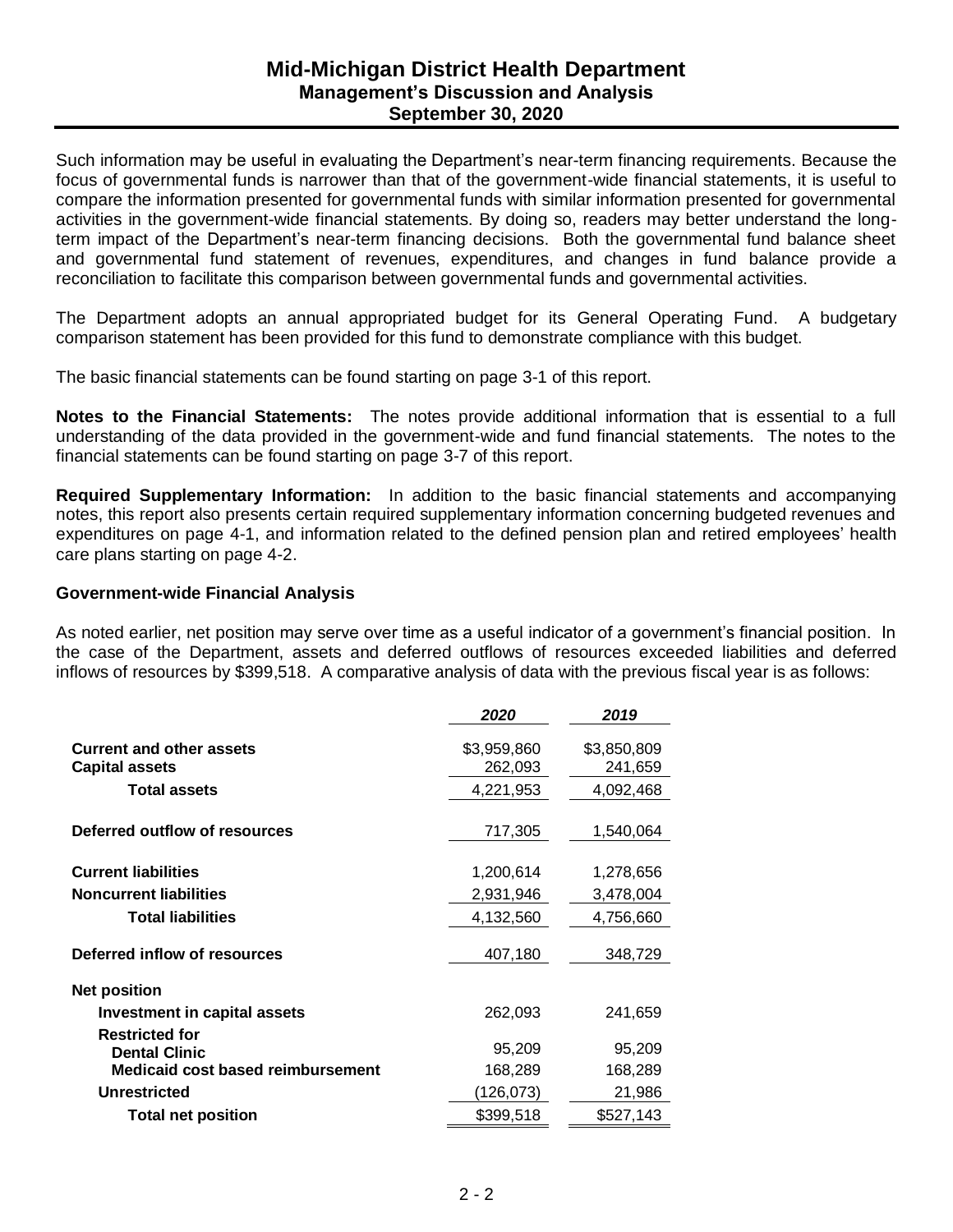Such information may be useful in evaluating the Department's near-term financing requirements. Because the focus of governmental funds is narrower than that of the government-wide financial statements, it is useful to compare the information presented for governmental funds with similar information presented for governmental activities in the government-wide financial statements. By doing so, readers may better understand the long-term impact of the Department's near-term financing decisions. Both the governmental fund balance sheet and governmental fund statement of revenues, expenditures, and changes in fund balance provide a reconciliation to facilitate this comparison between governmental funds and governmental activities.

The Department adopts an annual appropriated budget for its General Operating Fund. A budgetary comparison statement has been provided for this fund to demonstrate compliance with this budget.

The basic financial statements can be found starting on page 3-1 of this report.

**Notes to the Financial Statements:** The notes provide additional information that is essential to a full understanding of the data provided in the government-wide and fund financial statements. The notes to the financial statements can be found starting on page 3-7 of this report.

**Required Supplementary Information:** In addition to the basic financial statements and accompanying notes, this report also presents certain required supplementary information concerning budgeted revenues and expenditures on page 4-1, and information related to the defined pension plan and retired employees' health care plans starting on page 4-2.

**Government-wide Financial Analysis**

As noted earlier, net position may serve over time as a useful indicator of a government's financial position. In the case of the Department, assets and deferred outflows of resources exceeded liabilities and deferred inflows of resources by $399,518. A comparative analysis of data with the previous fiscal year is as follows:

| | *2020* | *2019* |
|---|---|---|
| **Current and other assets** | $3,959,860 | $3,850,809 |
| **Capital assets** | 262,093 | 241,659 |
| **Total assets** | 4,221,953 | 4,092,468 |
| **Deferred outflow of resources** | 717,305 | 1,540,064 |
| **Current liabilities** | 1,200,614 | 1,278,656 |
| **Noncurrent liabilities** | 2,931,946 | 3,478,004 |
| **Total liabilities** | 4,132,560 | 4,756,660 |
| **Deferred inflow of resources** | 407,180 | 348,729 |
| **Net position** | | |
| **Investment in capital assets** | 262,093 | 241,659 |
| **Restricted for** | | |
| **Dental Clinic** | 95,209 | 95,209 |
| **Medicaid cost based reimbursement** | 168,289 | 168,289 |
| **Unrestricted** | (126,073) | 21,986 |
| **Total net position** | $399,518 | $527,143 |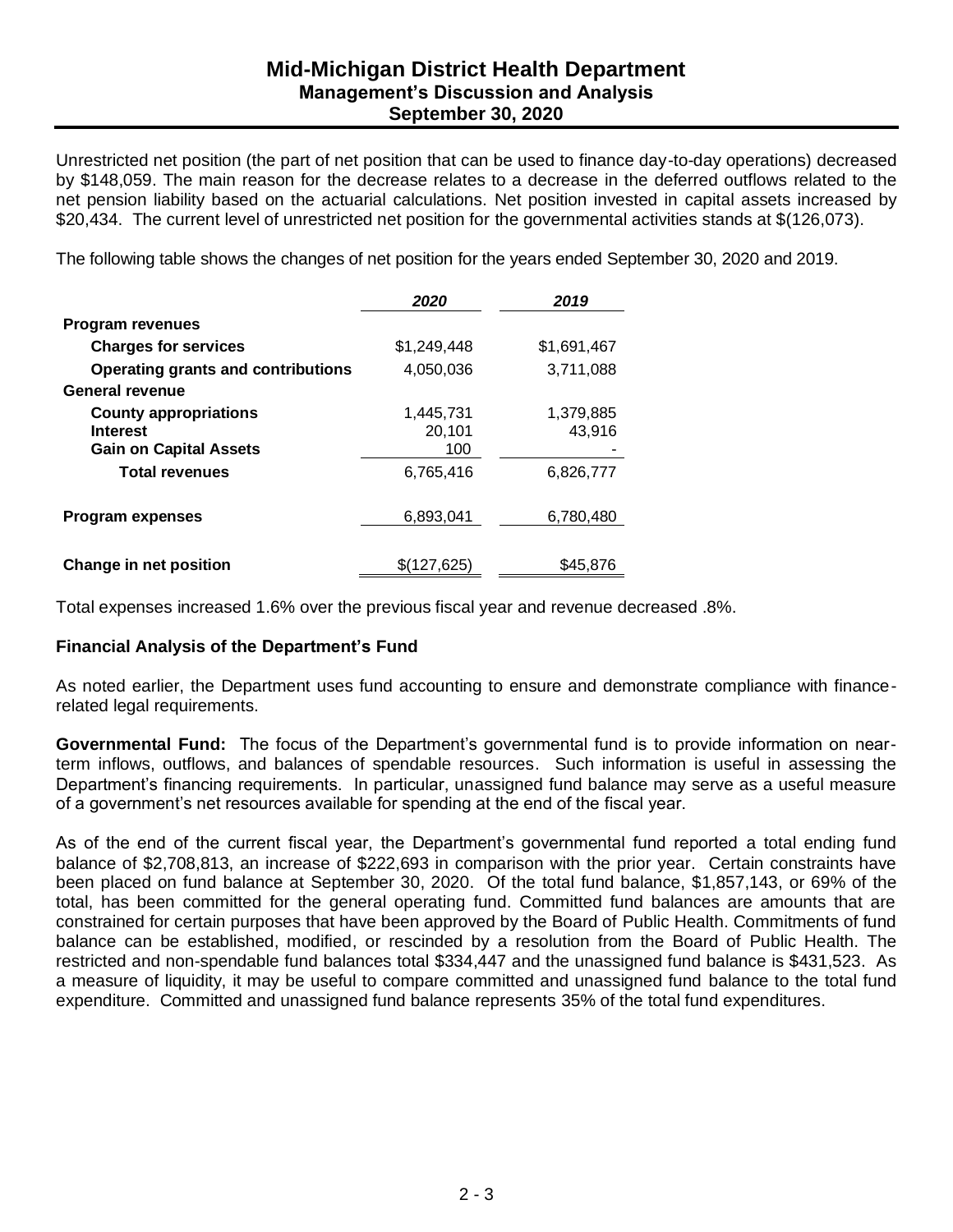Unrestricted net position (the part of net position that can be used to finance day-to-day operations) decreased by $148,059. The main reason for the decrease relates to a decrease in the deferred outflows related to the net pension liability based on the actuarial calculations. Net position invested in capital assets increased by $20,434. The current level of unrestricted net position for the governmental activities stands at $(126,073).

The following table shows the changes of net position for the years ended September 30, 2020 and 2019.

| | *2020* | *2019* |
|---|---|---|
| **Program revenues** | | |
| **Charges for services** | $1,249,448 | $1,691,467 |
| **Operating grants and contributions** | 4,050,036 | 3,711,088 |
| **General revenue** | | |
| **County appropriations** | 1,445,731 | 1,379,885 |
| **Interest** | 20,101 | 43,916 |
| **Gain on Capital Assets** | 100 | - |
| **Total revenues** | 6,765,416 | 6,826,777 |
| **Program expenses** | 6,893,041 | 6,780,480 |
| **Change in net position** | $(127,625) | $45,876 |

Total expenses increased 1.6% over the previous fiscal year and revenue decreased .8%.

**Financial Analysis of the Department's Fund**

As noted earlier, the Department uses fund accounting to ensure and demonstrate compliance with finance-related legal requirements.

**Governmental Fund:** The focus of the Department's governmental fund is to provide information on near-term inflows, outflows, and balances of spendable resources. Such information is useful in assessing the Department's financing requirements. In particular, unassigned fund balance may serve as a useful measure of a government's net resources available for spending at the end of the fiscal year.

As of the end of the current fiscal year, the Department's governmental fund reported a total ending fund balance of $2,708,813, an increase of $222,693 in comparison with the prior year. Certain constraints have been placed on fund balance at September 30, 2020. Of the total fund balance, $1,857,143, or 69% of the total, has been committed for the general operating fund. Committed fund balances are amounts that are constrained for certain purposes that have been approved by the Board of Public Health. Commitments of fund balance can be established, modified, or rescinded by a resolution from the Board of Public Health. The restricted and non-spendable fund balances total $334,447 and the unassigned fund balance is $431,523. As a measure of liquidity, it may be useful to compare committed and unassigned fund balance to the total fund expenditure. Committed and unassigned fund balance represents 35% of the total fund expenditures.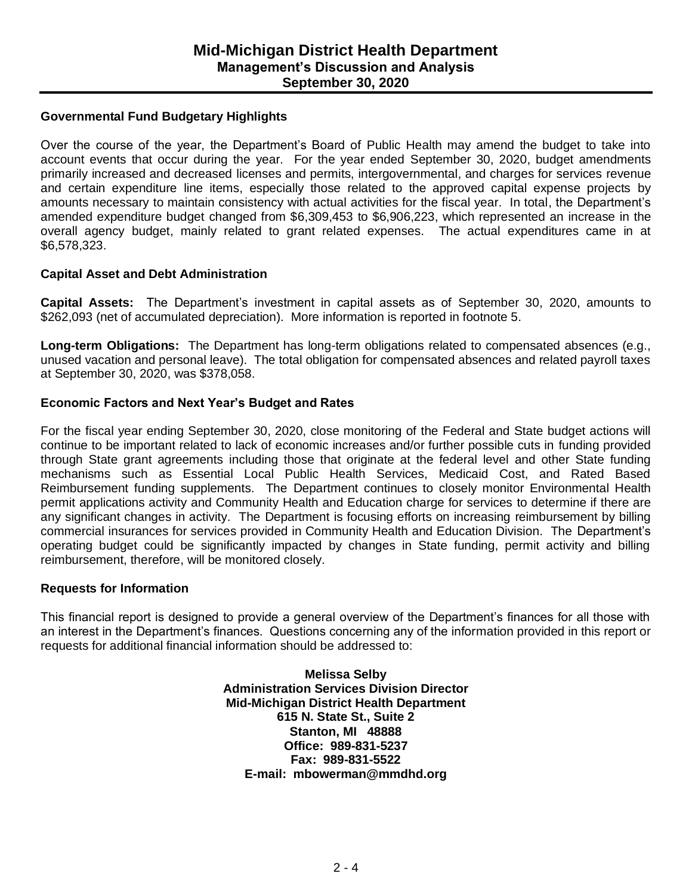## Governmental Fund Budgetary Highlights

Over the course of the year, the Department's Board of Public Health may amend the budget to take into account events that occur during the year. For the year ended September 30, 2020, budget amendments primarily increased and decreased licenses and permits, intergovernmental, and charges for services revenue and certain expenditure line items, especially those related to the approved capital expense projects by amounts necessary to maintain consistency with actual activities for the fiscal year. In total, the Department's amended expenditure budget changed from $6,309,453 to $6,906,223, which represented an increase in the overall agency budget, mainly related to grant related expenses. The actual expenditures came in at $6,578,323.

## Capital Asset and Debt Administration

**Capital Assets:** The Department's investment in capital assets as of September 30, 2020, amounts to $262,093 (net of accumulated depreciation). More information is reported in footnote 5.

**Long-term Obligations:** The Department has long-term obligations related to compensated absences (e.g., unused vacation and personal leave). The total obligation for compensated absences and related payroll taxes at September 30, 2020, was $378,058.

## Economic Factors and Next Year's Budget and Rates

For the fiscal year ending September 30, 2020, close monitoring of the Federal and State budget actions will continue to be important related to lack of economic increases and/or further possible cuts in funding provided through State grant agreements including those that originate at the federal level and other State funding mechanisms such as Essential Local Public Health Services, Medicaid Cost, and Rated Based Reimbursement funding supplements. The Department continues to closely monitor Environmental Health permit applications activity and Community Health and Education charge for services to determine if there are any significant changes in activity. The Department is focusing efforts on increasing reimbursement by billing commercial insurances for services provided in Community Health and Education Division. The Department's operating budget could be significantly impacted by changes in State funding, permit activity and billing reimbursement, therefore, will be monitored closely.

## Requests for Information

This financial report is designed to provide a general overview of the Department's finances for all those with an interest in the Department's finances. Questions concerning any of the information provided in this report or requests for additional financial information should be addressed to:

**Melissa Selby**
**Administration Services Division Director**
**Mid-Michigan District Health Department**
**615 N. State St., Suite 2**
**Stanton, MI 48888**
**Office: 989-831-5237**
**Fax: 989-831-5522**
**E-mail: mbowerman@mmdhd.org**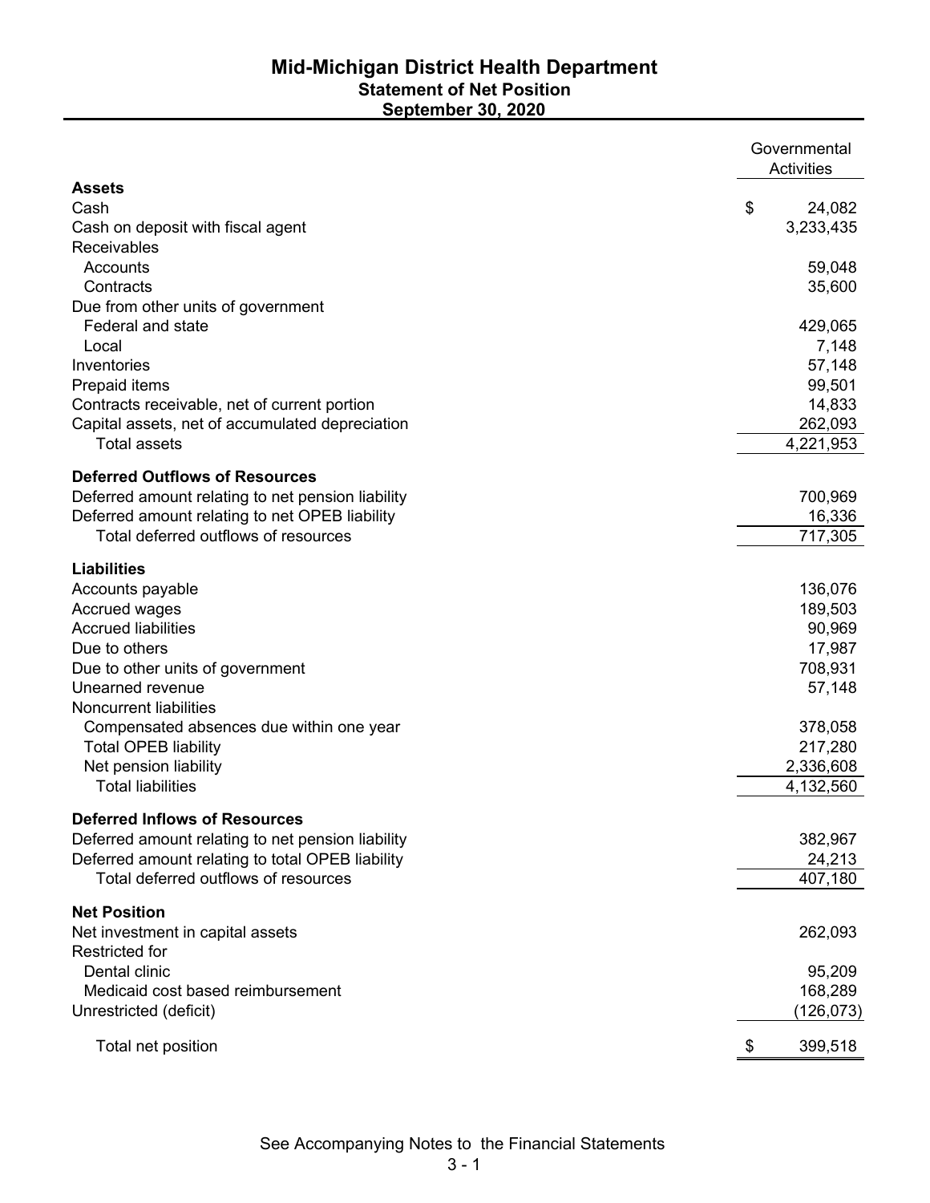# Mid-Michigan District Health Department
## Statement of Net Position
## September 30, 2020

| | Governmental Activities |
|---|---|
| **Assets** | |
| Cash | $ 24,082 |
| Cash on deposit with fiscal agent | 3,233,435 |
| Receivables | |
| Accounts | 59,048 |
| Contracts | 35,600 |
| Due from other units of government | |
| Federal and state | 429,065 |
| Local | 7,148 |
| Inventories | 57,148 |
| Prepaid items | 99,501 |
| Contracts receivable, net of current portion | 14,833 |
| Capital assets, net of accumulated depreciation | 262,093 |
| Total assets | 4,221,953 |
| **Deferred Outflows of Resources** | |
| Deferred amount relating to net pension liability | 700,969 |
| Deferred amount relating to net OPEB liability | 16,336 |
| Total deferred outflows of resources | 717,305 |
| **Liabilities** | |
| Accounts payable | 136,076 |
| Accrued wages | 189,503 |
| Accrued liabilities | 90,969 |
| Due to others | 17,987 |
| Due to other units of government | 708,931 |
| Unearned revenue | 57,148 |
| Noncurrent liabilities | |
| Compensated absences due within one year | 378,058 |
| Total OPEB liability | 217,280 |
| Net pension liability | 2,336,608 |
| Total liabilities | 4,132,560 |
| **Deferred Inflows of Resources** | |
| Deferred amount relating to net pension liability | 382,967 |
| Deferred amount relating to total OPEB liability | 24,213 |
| Total deferred outflows of resources | 407,180 |
| **Net Position** | |
| Net investment in capital assets | 262,093 |
| Restricted for | |
| Dental clinic | 95,209 |
| Medicaid cost based reimbursement | 168,289 |
| Unrestricted (deficit) | (126,073) |
| Total net position | $ 399,518 |

See Accompanying Notes to the Financial Statements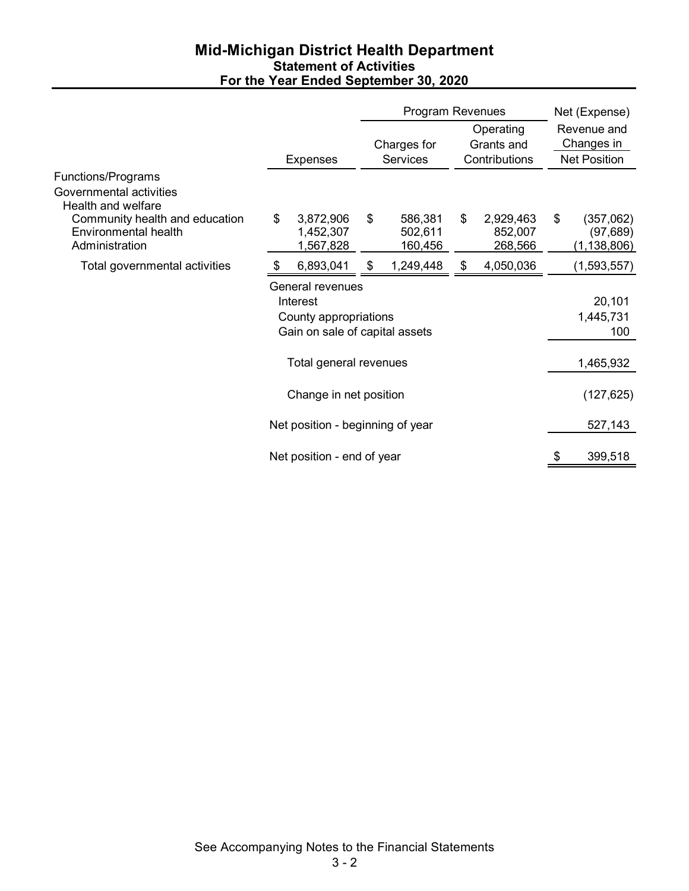# Mid-Michigan District Health Department
## Statement of Activities
### For the Year Ended September 30, 2020

| | | Program Revenues | | Net (Expense) |
|---|---|---|---|---|
| | Expenses | Charges for Services | Operating Grants and Contributions | Revenue and Changes in Net Position |
| **Functions/Programs** | | | | |
| Governmental activities | | | | |
| Health and welfare | | | | |
| Community health and education | $ 3,872,906 | $ 586,381 | $ 2,929,463 | $ (357,062) |
| Environmental health | 1,452,307 | 502,611 | 852,007 | (97,689) |
| Administration | 1,567,828 | 160,456 | 268,566 | (1,138,806) |
| Total governmental activities | $ 6,893,041 | $ 1,249,448 | $ 4,050,036 | (1,593,557) |
| | General revenues | | | |
| | Interest | | | 20,101 |
| | County appropriations | | | 1,445,731 |
| | Gain on sale of capital assets | | | 100 |
| | Total general revenues | | | 1,465,932 |
| | Change in net position | | | (127,625) |
| | Net position - beginning of year | | | 527,143 |
| | Net position - end of year | | | $ 399,518 |

See Accompanying Notes to the Financial Statements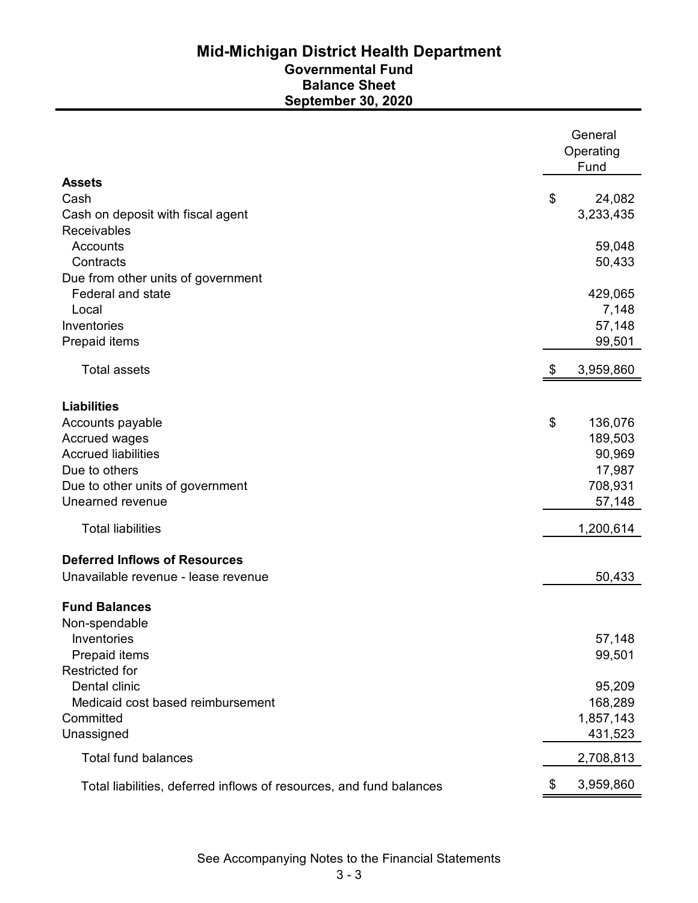# Mid-Michigan District Health Department

## Governmental Fund

## Balance Sheet

## September 30, 2020

| | General Operating Fund |
|---|---|
| **Assets** | |
| Cash | $ 24,082 |
| Cash on deposit with fiscal agent | 3,233,435 |
| Receivables | |
| Accounts | 59,048 |
| Contracts | 50,433 |
| Due from other units of government | |
| Federal and state | 429,065 |
| Local | 7,148 |
| Inventories | 57,148 |
| Prepaid items | 99,501 |
| Total assets | $ 3,959,860 |
| **Liabilities** | |
| Accounts payable | $ 136,076 |
| Accrued wages | 189,503 |
| Accrued liabilities | 90,969 |
| Due to others | 17,987 |
| Due to other units of government | 708,931 |
| Unearned revenue | 57,148 |
| Total liabilities | 1,200,614 |
| **Deferred Inflows of Resources** | |
| Unavailable revenue - lease revenue | 50,433 |
| **Fund Balances** | |
| Non-spendable | |
| Inventories | 57,148 |
| Prepaid items | 99,501 |
| Restricted for | |
| Dental clinic | 95,209 |
| Medicaid cost based reimbursement | 168,289 |
| Committed | 1,857,143 |
| Unassigned | 431,523 |
| Total fund balances | 2,708,813 |
| Total liabilities, deferred inflows of resources, and fund balances | $ 3,959,860 |

See Accompanying Notes to the Financial Statements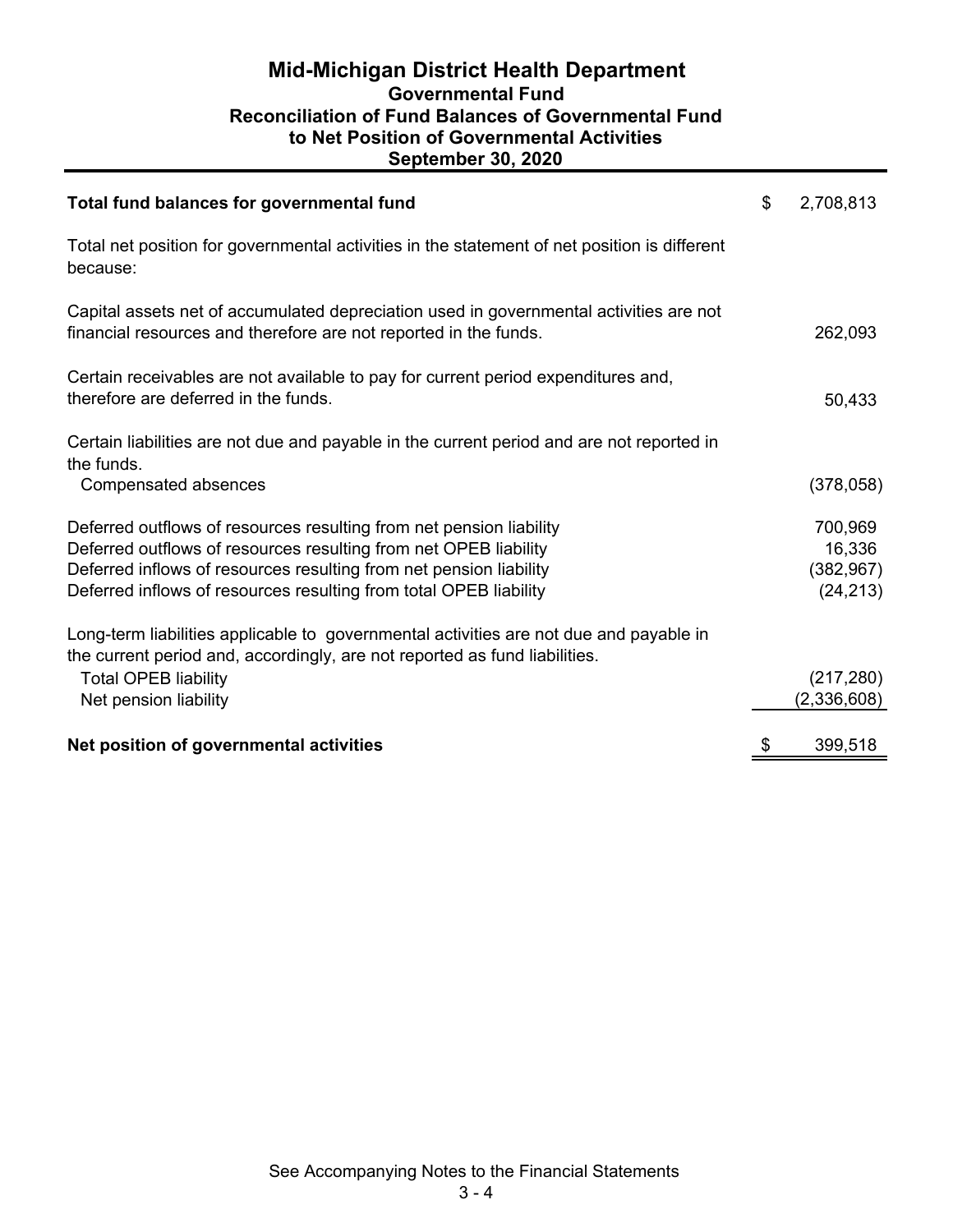# Mid-Michigan District Health Department

## Governmental Fund

## Reconciliation of Fund Balances of Governmental Fund to Net Position of Governmental Activities

## September 30, 2020

| | |
|---|---|
| **Total fund balances for governmental fund** | $ 2,708,813 |
| Total net position for governmental activities in the statement of net position is different because: | |
| Capital assets net of accumulated depreciation used in governmental activities are not financial resources and therefore are not reported in the funds. | 262,093 |
| Certain receivables are not available to pay for current period expenditures and, therefore are deferred in the funds. | 50,433 |
| Certain liabilities are not due and payable in the current period and are not reported in the funds. | |
| Compensated absences | (378,058) |
| Deferred outflows of resources resulting from net pension liability | 700,969 |
| Deferred outflows of resources resulting from net OPEB liability | 16,336 |
| Deferred inflows of resources resulting from net pension liability | (382,967) |
| Deferred inflows of resources resulting from total OPEB liability | (24,213) |
| Long-term liabilities applicable to governmental activities are not due and payable in the current period and, accordingly, are not reported as fund liabilities. | |
| Total OPEB liability | (217,280) |
| Net pension liability | (2,336,608) |
| **Net position of governmental activities** | $ 399,518 |

See Accompanying Notes to the Financial Statements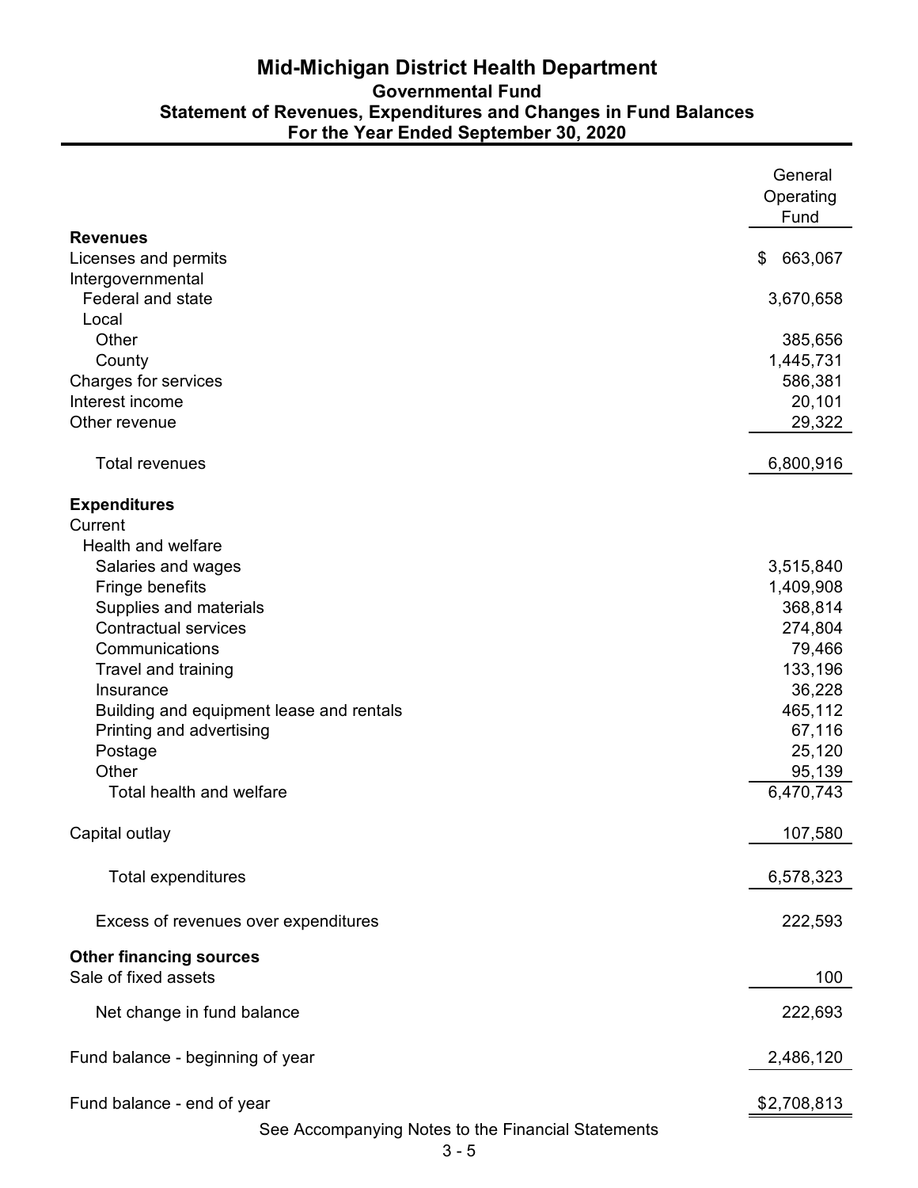# Mid-Michigan District Health Department

## Governmental Fund

## Statement of Revenues, Expenditures and Changes in Fund Balances

## For the Year Ended September 30, 2020

| | General Operating Fund |
|---|---|
| **Revenues** | |
| Licenses and permits | $ 663,067 |
| Intergovernmental | |
| Federal and state | 3,670,658 |
| Local | |
| Other | 385,656 |
| County | 1,445,731 |
| Charges for services | 586,381 |
| Interest income | 20,101 |
| Other revenue | 29,322 |
| Total revenues | 6,800,916 |
| **Expenditures** | |
| Current | |
| Health and welfare | |
| Salaries and wages | 3,515,840 |
| Fringe benefits | 1,409,908 |
| Supplies and materials | 368,814 |
| Contractual services | 274,804 |
| Communications | 79,466 |
| Travel and training | 133,196 |
| Insurance | 36,228 |
| Building and equipment lease and rentals | 465,112 |
| Printing and advertising | 67,116 |
| Postage | 25,120 |
| Other | 95,139 |
| Total health and welfare | 6,470,743 |
| Capital outlay | 107,580 |
| Total expenditures | 6,578,323 |
| Excess of revenues over expenditures | 222,593 |
| **Other financing sources** | |
| Sale of fixed assets | 100 |
| Net change in fund balance | 222,693 |
| Fund balance - beginning of year | 2,486,120 |
| Fund balance - end of year | $2,708,813 |

See Accompanying Notes to the Financial Statements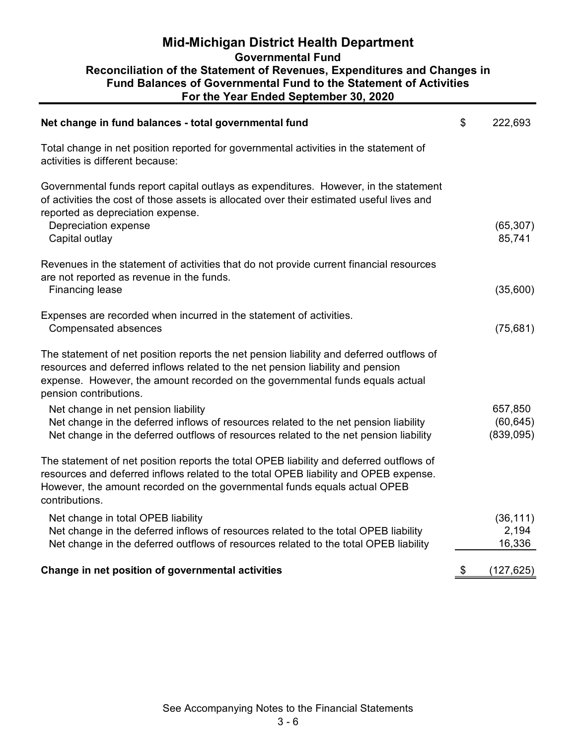# Mid-Michigan District Health Department

## Governmental Fund

### Reconciliation of the Statement of Revenues, Expenditures and Changes in Fund Balances of Governmental Fund to the Statement of Activities

### For the Year Ended September 30, 2020

| | |
|---|---|
| **Net change in fund balances - total governmental fund** | $ 222,693 |
| Total change in net position reported for governmental activities in the statement of activities is different because: | |
| Governmental funds report capital outlays as expenditures. However, in the statement of activities the cost of those assets is allocated over their estimated useful lives and reported as depreciation expense. | |
| Depreciation expense | (65,307) |
| Capital outlay | 85,741 |
| Revenues in the statement of activities that do not provide current financial resources are not reported as revenue in the funds. | |
| Financing lease | (35,600) |
| Expenses are recorded when incurred in the statement of activities. | |
| Compensated absences | (75,681) |
| The statement of net position reports the net pension liability and deferred outflows of resources and deferred inflows related to the net pension liability and pension expense. However, the amount recorded on the governmental funds equals actual pension contributions. | |
| Net change in net pension liability | 657,850 |
| Net change in the deferred inflows of resources related to the net pension liability | (60,645) |
| Net change in the deferred outflows of resources related to the net pension liability | (839,095) |
| The statement of net position reports the total OPEB liability and deferred outflows of resources and deferred inflows related to the total OPEB liability and OPEB expense. However, the amount recorded on the governmental funds equals actual OPEB contributions. | |
| Net change in total OPEB liability | (36,111) |
| Net change in the deferred inflows of resources related to the total OPEB liability | 2,194 |
| Net change in the deferred outflows of resources related to the total OPEB liability | 16,336 |
| **Change in net position of governmental activities** | $ (127,625) |

See Accompanying Notes to the Financial Statements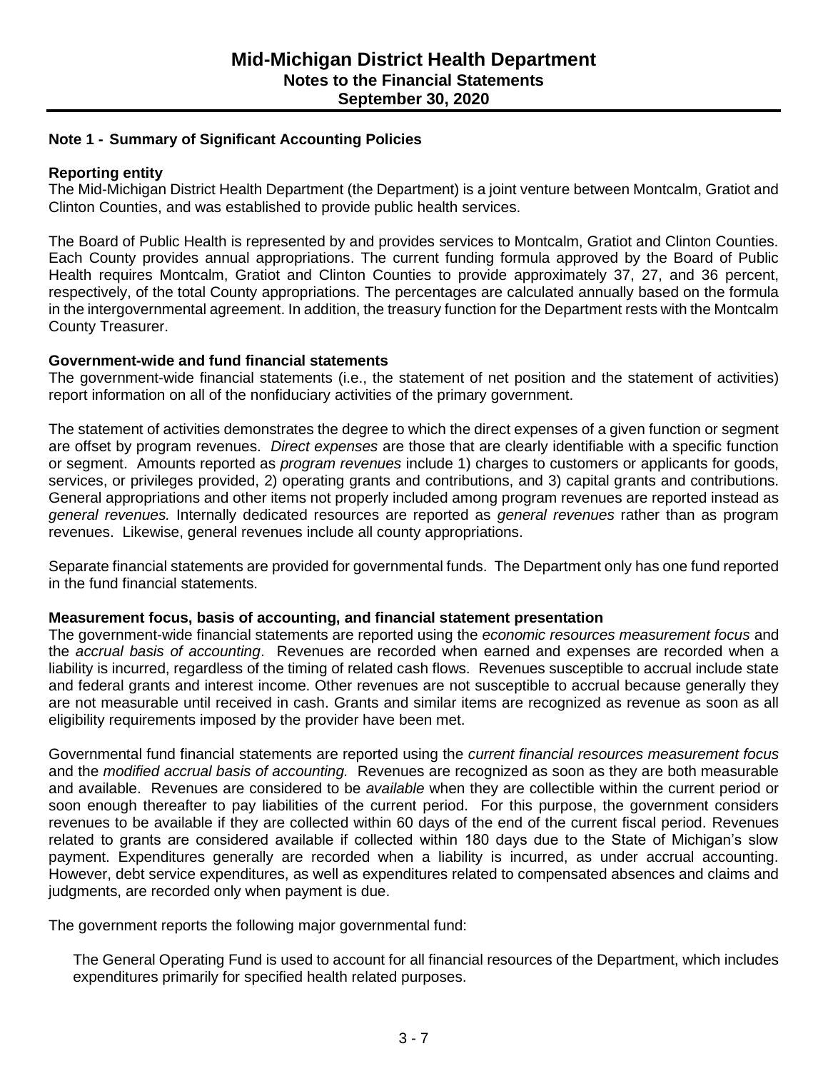# Mid-Michigan District Health Department
## Notes to the Financial Statements
## September 30, 2020

### Note 1 - Summary of Significant Accounting Policies

**Reporting entity**
The Mid-Michigan District Health Department (the Department) is a joint venture between Montcalm, Gratiot and Clinton Counties, and was established to provide public health services.

The Board of Public Health is represented by and provides services to Montcalm, Gratiot and Clinton Counties. Each County provides annual appropriations. The current funding formula approved by the Board of Public Health requires Montcalm, Gratiot and Clinton Counties to provide approximately 37, 27, and 36 percent, respectively, of the total County appropriations. The percentages are calculated annually based on the formula in the intergovernmental agreement. In addition, the treasury function for the Department rests with the Montcalm County Treasurer.

**Government-wide and fund financial statements**
The government-wide financial statements (i.e., the statement of net position and the statement of activities) report information on all of the nonfiduciary activities of the primary government.

The statement of activities demonstrates the degree to which the direct expenses of a given function or segment are offset by program revenues. *Direct expenses* are those that are clearly identifiable with a specific function or segment. Amounts reported as *program revenues* include 1) charges to customers or applicants for goods, services, or privileges provided, 2) operating grants and contributions, and 3) capital grants and contributions. General appropriations and other items not properly included among program revenues are reported instead as *general revenues.* Internally dedicated resources are reported as *general revenues* rather than as program revenues. Likewise, general revenues include all county appropriations.

Separate financial statements are provided for governmental funds. The Department only has one fund reported in the fund financial statements.

**Measurement focus, basis of accounting, and financial statement presentation**
The government-wide financial statements are reported using the *economic resources measurement focus* and the *accrual basis of accounting*. Revenues are recorded when earned and expenses are recorded when a liability is incurred, regardless of the timing of related cash flows. Revenues susceptible to accrual include state and federal grants and interest income. Other revenues are not susceptible to accrual because generally they are not measurable until received in cash. Grants and similar items are recognized as revenue as soon as all eligibility requirements imposed by the provider have been met.

Governmental fund financial statements are reported using the *current financial resources measurement focus* and the *modified accrual basis of accounting.* Revenues are recognized as soon as they are both measurable and available. Revenues are considered to be *available* when they are collectible within the current period or soon enough thereafter to pay liabilities of the current period. For this purpose, the government considers revenues to be available if they are collected within 60 days of the end of the current fiscal period. Revenues related to grants are considered available if collected within 180 days due to the State of Michigan's slow payment. Expenditures generally are recorded when a liability is incurred, as under accrual accounting. However, debt service expenditures, as well as expenditures related to compensated absences and claims and judgments, are recorded only when payment is due.

The government reports the following major governmental fund:

The General Operating Fund is used to account for all financial resources of the Department, which includes expenditures primarily for specified health related purposes.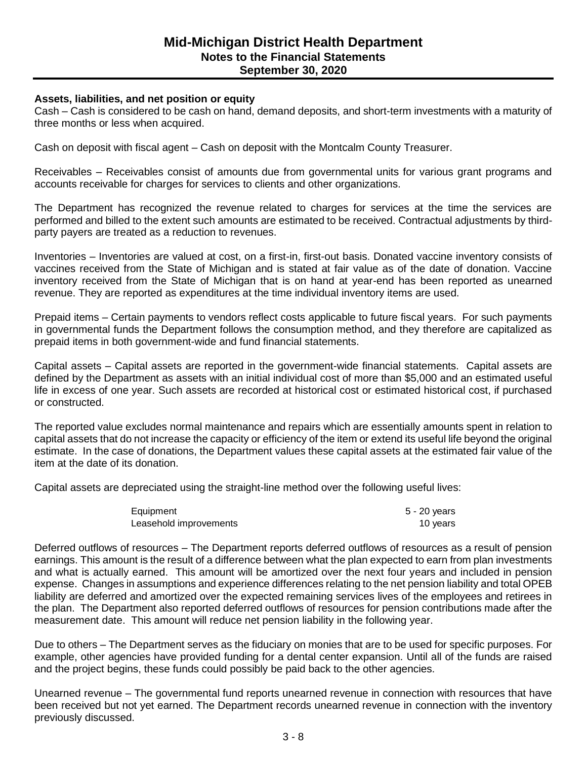**Assets, liabilities, and net position or equity**

Cash – Cash is considered to be cash on hand, demand deposits, and short-term investments with a maturity of three months or less when acquired.

Cash on deposit with fiscal agent – Cash on deposit with the Montcalm County Treasurer.

Receivables – Receivables consist of amounts due from governmental units for various grant programs and accounts receivable for charges for services to clients and other organizations.

The Department has recognized the revenue related to charges for services at the time the services are performed and billed to the extent such amounts are estimated to be received. Contractual adjustments by third-party payers are treated as a reduction to revenues.

Inventories – Inventories are valued at cost, on a first-in, first-out basis. Donated vaccine inventory consists of vaccines received from the State of Michigan and is stated at fair value as of the date of donation. Vaccine inventory received from the State of Michigan that is on hand at year-end has been reported as unearned revenue. They are reported as expenditures at the time individual inventory items are used.

Prepaid items – Certain payments to vendors reflect costs applicable to future fiscal years. For such payments in governmental funds the Department follows the consumption method, and they therefore are capitalized as prepaid items in both government-wide and fund financial statements.

Capital assets – Capital assets are reported in the government-wide financial statements. Capital assets are defined by the Department as assets with an initial individual cost of more than $5,000 and an estimated useful life in excess of one year. Such assets are recorded at historical cost or estimated historical cost, if purchased or constructed.

The reported value excludes normal maintenance and repairs which are essentially amounts spent in relation to capital assets that do not increase the capacity or efficiency of the item or extend its useful life beyond the original estimate. In the case of donations, the Department values these capital assets at the estimated fair value of the item at the date of its donation.

Capital assets are depreciated using the straight-line method over the following useful lives:

| | |
|---|---|
| Equipment | 5 - 20 years |
| Leasehold improvements | 10 years |

Deferred outflows of resources – The Department reports deferred outflows of resources as a result of pension earnings. This amount is the result of a difference between what the plan expected to earn from plan investments and what is actually earned. This amount will be amortized over the next four years and included in pension expense. Changes in assumptions and experience differences relating to the net pension liability and total OPEB liability are deferred and amortized over the expected remaining services lives of the employees and retirees in the plan. The Department also reported deferred outflows of resources for pension contributions made after the measurement date. This amount will reduce net pension liability in the following year.

Due to others – The Department serves as the fiduciary on monies that are to be used for specific purposes. For example, other agencies have provided funding for a dental center expansion. Until all of the funds are raised and the project begins, these funds could possibly be paid back to the other agencies.

Unearned revenue – The governmental fund reports unearned revenue in connection with resources that have been received but not yet earned. The Department records unearned revenue in connection with the inventory previously discussed.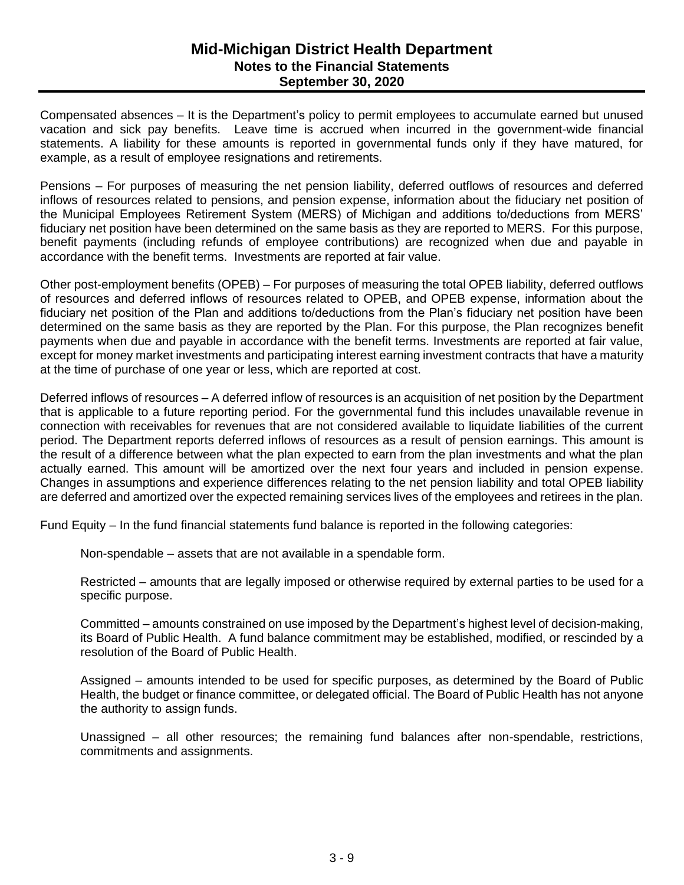Compensated absences – It is the Department's policy to permit employees to accumulate earned but unused vacation and sick pay benefits. Leave time is accrued when incurred in the government-wide financial statements. A liability for these amounts is reported in governmental funds only if they have matured, for example, as a result of employee resignations and retirements.

Pensions – For purposes of measuring the net pension liability, deferred outflows of resources and deferred inflows of resources related to pensions, and pension expense, information about the fiduciary net position of the Municipal Employees Retirement System (MERS) of Michigan and additions to/deductions from MERS' fiduciary net position have been determined on the same basis as they are reported to MERS. For this purpose, benefit payments (including refunds of employee contributions) are recognized when due and payable in accordance with the benefit terms. Investments are reported at fair value.

Other post-employment benefits (OPEB) – For purposes of measuring the total OPEB liability, deferred outflows of resources and deferred inflows of resources related to OPEB, and OPEB expense, information about the fiduciary net position of the Plan and additions to/deductions from the Plan's fiduciary net position have been determined on the same basis as they are reported by the Plan. For this purpose, the Plan recognizes benefit payments when due and payable in accordance with the benefit terms. Investments are reported at fair value, except for money market investments and participating interest earning investment contracts that have a maturity at the time of purchase of one year or less, which are reported at cost.

Deferred inflows of resources – A deferred inflow of resources is an acquisition of net position by the Department that is applicable to a future reporting period. For the governmental fund this includes unavailable revenue in connection with receivables for revenues that are not considered available to liquidate liabilities of the current period. The Department reports deferred inflows of resources as a result of pension earnings. This amount is the result of a difference between what the plan expected to earn from the plan investments and what the plan actually earned. This amount will be amortized over the next four years and included in pension expense. Changes in assumptions and experience differences relating to the net pension liability and total OPEB liability are deferred and amortized over the expected remaining services lives of the employees and retirees in the plan.

Fund Equity – In the fund financial statements fund balance is reported in the following categories:

Non-spendable – assets that are not available in a spendable form.

Restricted – amounts that are legally imposed or otherwise required by external parties to be used for a specific purpose.

Committed – amounts constrained on use imposed by the Department's highest level of decision-making, its Board of Public Health. A fund balance commitment may be established, modified, or rescinded by a resolution of the Board of Public Health.

Assigned – amounts intended to be used for specific purposes, as determined by the Board of Public Health, the budget or finance committee, or delegated official. The Board of Public Health has not anyone the authority to assign funds.

Unassigned – all other resources; the remaining fund balances after non-spendable, restrictions, commitments and assignments.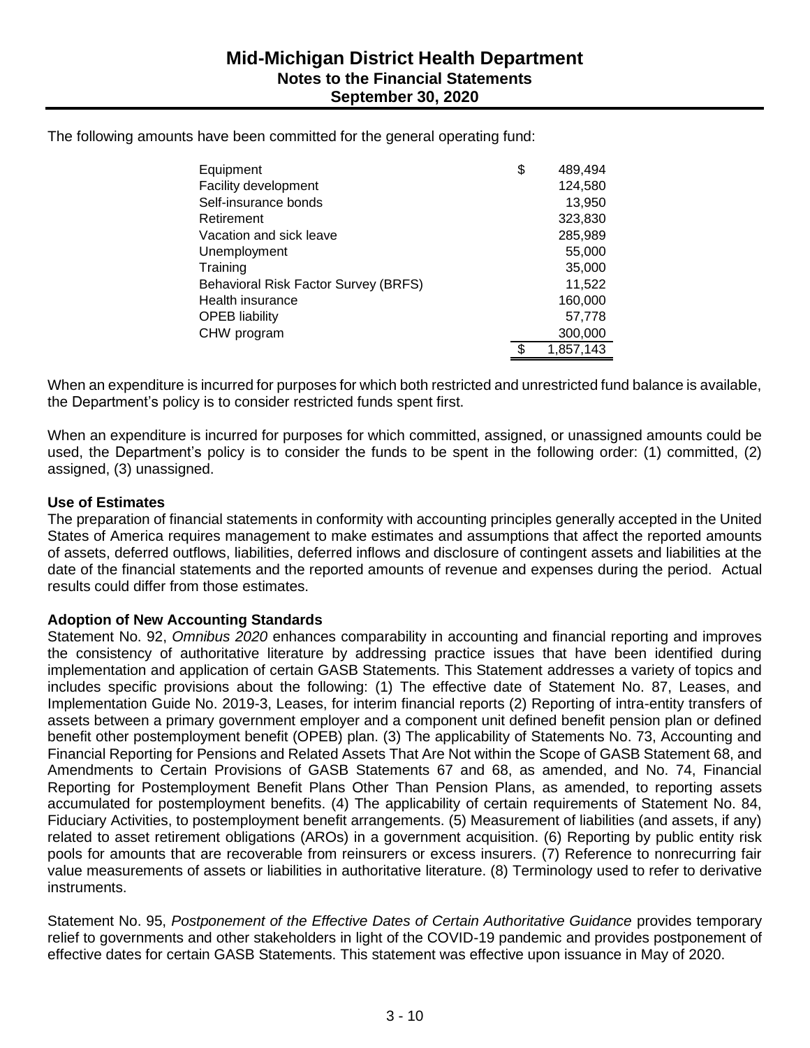The following amounts have been committed for the general operating fund:

| | |
|---|---|
| Equipment | $ 489,494 |
| Facility development | 124,580 |
| Self-insurance bonds | 13,950 |
| Retirement | 323,830 |
| Vacation and sick leave | 285,989 |
| Unemployment | 55,000 |
| Training | 35,000 |
| Behavioral Risk Factor Survey (BRFS) | 11,522 |
| Health insurance | 160,000 |
| OPEB liability | 57,778 |
| CHW program | 300,000 |
| | $ 1,857,143 |

When an expenditure is incurred for purposes for which both restricted and unrestricted fund balance is available, the Department's policy is to consider restricted funds spent first.

When an expenditure is incurred for purposes for which committed, assigned, or unassigned amounts could be used, the Department's policy is to consider the funds to be spent in the following order: (1) committed, (2) assigned, (3) unassigned.

**Use of Estimates**

The preparation of financial statements in conformity with accounting principles generally accepted in the United States of America requires management to make estimates and assumptions that affect the reported amounts of assets, deferred outflows, liabilities, deferred inflows and disclosure of contingent assets and liabilities at the date of the financial statements and the reported amounts of revenue and expenses during the period. Actual results could differ from those estimates.

**Adoption of New Accounting Standards**

Statement No. 92, *Omnibus 2020* enhances comparability in accounting and financial reporting and improves the consistency of authoritative literature by addressing practice issues that have been identified during implementation and application of certain GASB Statements. This Statement addresses a variety of topics and includes specific provisions about the following: (1) The effective date of Statement No. 87, Leases, and Implementation Guide No. 2019-3, Leases, for interim financial reports (2) Reporting of intra-entity transfers of assets between a primary government employer and a component unit defined benefit pension plan or defined benefit other postemployment benefit (OPEB) plan. (3) The applicability of Statements No. 73, Accounting and Financial Reporting for Pensions and Related Assets That Are Not within the Scope of GASB Statement 68, and Amendments to Certain Provisions of GASB Statements 67 and 68, as amended, and No. 74, Financial Reporting for Postemployment Benefit Plans Other Than Pension Plans, as amended, to reporting assets accumulated for postemployment benefits. (4) The applicability of certain requirements of Statement No. 84, Fiduciary Activities, to postemployment benefit arrangements. (5) Measurement of liabilities (and assets, if any) related to asset retirement obligations (AROs) in a government acquisition. (6) Reporting by public entity risk pools for amounts that are recoverable from reinsurers or excess insurers. (7) Reference to nonrecurring fair value measurements of assets or liabilities in authoritative literature. (8) Terminology used to refer to derivative instruments.

Statement No. 95, *Postponement of the Effective Dates of Certain Authoritative Guidance* provides temporary relief to governments and other stakeholders in light of the COVID-19 pandemic and provides postponement of effective dates for certain GASB Statements. This statement was effective upon issuance in May of 2020.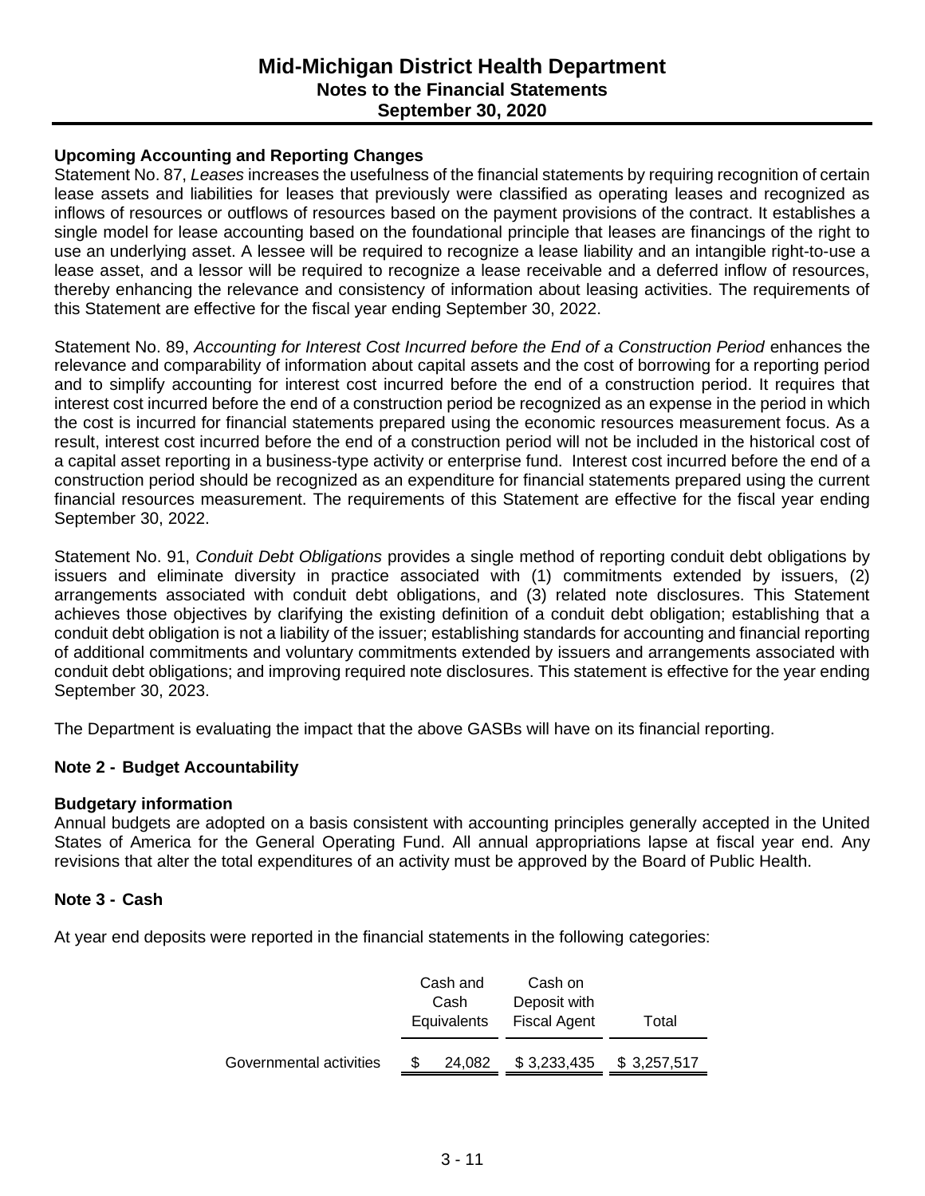## Upcoming Accounting and Reporting Changes

Statement No. 87, *Leases* increases the usefulness of the financial statements by requiring recognition of certain lease assets and liabilities for leases that previously were classified as operating leases and recognized as inflows of resources or outflows of resources based on the payment provisions of the contract. It establishes a single model for lease accounting based on the foundational principle that leases are financings of the right to use an underlying asset. A lessee will be required to recognize a lease liability and an intangible right-to-use a lease asset, and a lessor will be required to recognize a lease receivable and a deferred inflow of resources, thereby enhancing the relevance and consistency of information about leasing activities. The requirements of this Statement are effective for the fiscal year ending September 30, 2022.

Statement No. 89, *Accounting for Interest Cost Incurred before the End of a Construction Period* enhances the relevance and comparability of information about capital assets and the cost of borrowing for a reporting period and to simplify accounting for interest cost incurred before the end of a construction period. It requires that interest cost incurred before the end of a construction period be recognized as an expense in the period in which the cost is incurred for financial statements prepared using the economic resources measurement focus. As a result, interest cost incurred before the end of a construction period will not be included in the historical cost of a capital asset reporting in a business-type activity or enterprise fund. Interest cost incurred before the end of a construction period should be recognized as an expenditure for financial statements prepared using the current financial resources measurement. The requirements of this Statement are effective for the fiscal year ending September 30, 2022.

Statement No. 91, *Conduit Debt Obligations* provides a single method of reporting conduit debt obligations by issuers and eliminate diversity in practice associated with (1) commitments extended by issuers, (2) arrangements associated with conduit debt obligations, and (3) related note disclosures. This Statement achieves those objectives by clarifying the existing definition of a conduit debt obligation; establishing that a conduit debt obligation is not a liability of the issuer; establishing standards for accounting and financial reporting of additional commitments and voluntary commitments extended by issuers and arrangements associated with conduit debt obligations; and improving required note disclosures. This statement is effective for the year ending September 30, 2023.

The Department is evaluating the impact that the above GASBs will have on its financial reporting.

## Note 2 - Budget Accountability

### Budgetary information

Annual budgets are adopted on a basis consistent with accounting principles generally accepted in the United States of America for the General Operating Fund. All annual appropriations lapse at fiscal year end. Any revisions that alter the total expenditures of an activity must be approved by the Board of Public Health.

## Note 3 - Cash

At year end deposits were reported in the financial statements in the following categories:

| | Cash and Cash Equivalents | Cash on Deposit with Fiscal Agent | Total |
|---|---|---|---|
| Governmental activities | $ 24,082 | $ 3,233,435 | $ 3,257,517 |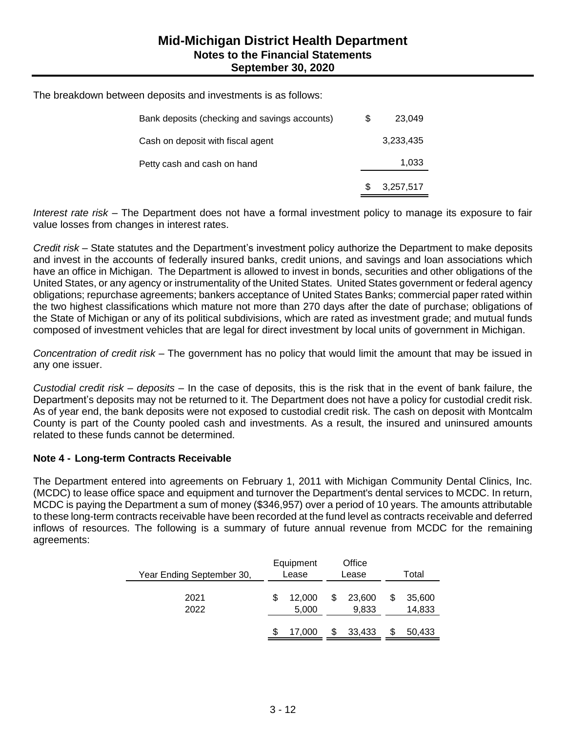The breakdown between deposits and investments is as follows:

| | |
|---|---|
| Bank deposits (checking and savings accounts) | $ 23,049 |
| Cash on deposit with fiscal agent | 3,233,435 |
| Petty cash and cash on hand | 1,033 |
| | $ 3,257,517 |

*Interest rate risk* – The Department does not have a formal investment policy to manage its exposure to fair value losses from changes in interest rates.

*Credit risk* – State statutes and the Department's investment policy authorize the Department to make deposits and invest in the accounts of federally insured banks, credit unions, and savings and loan associations which have an office in Michigan. The Department is allowed to invest in bonds, securities and other obligations of the United States, or any agency or instrumentality of the United States. United States government or federal agency obligations; repurchase agreements; bankers acceptance of United States Banks; commercial paper rated within the two highest classifications which mature not more than 270 days after the date of purchase; obligations of the State of Michigan or any of its political subdivisions, which are rated as investment grade; and mutual funds composed of investment vehicles that are legal for direct investment by local units of government in Michigan.

*Concentration of credit risk* – The government has no policy that would limit the amount that may be issued in any one issuer.

*Custodial credit risk – deposits* – In the case of deposits, this is the risk that in the event of bank failure, the Department's deposits may not be returned to it. The Department does not have a policy for custodial credit risk. As of year end, the bank deposits were not exposed to custodial credit risk. The cash on deposit with Montcalm County is part of the County pooled cash and investments. As a result, the insured and uninsured amounts related to these funds cannot be determined.

**Note 4 - Long-term Contracts Receivable**

The Department entered into agreements on February 1, 2011 with Michigan Community Dental Clinics, Inc. (MCDC) to lease office space and equipment and turnover the Department's dental services to MCDC. In return, MCDC is paying the Department a sum of money ($346,957) over a period of 10 years. The amounts attributable to these long-term contracts receivable have been recorded at the fund level as contracts receivable and deferred inflows of resources. The following is a summary of future annual revenue from MCDC for the remaining agreements:

| Year Ending September 30, | Equipment Lease | Office Lease | Total |
|---|---|---|---|
| 2021 | $ 12,000 | $ 23,600 | $ 35,600 |
| 2022 | 5,000 | 9,833 | 14,833 |
| | $ 17,000 | $ 33,433 | $ 50,433 |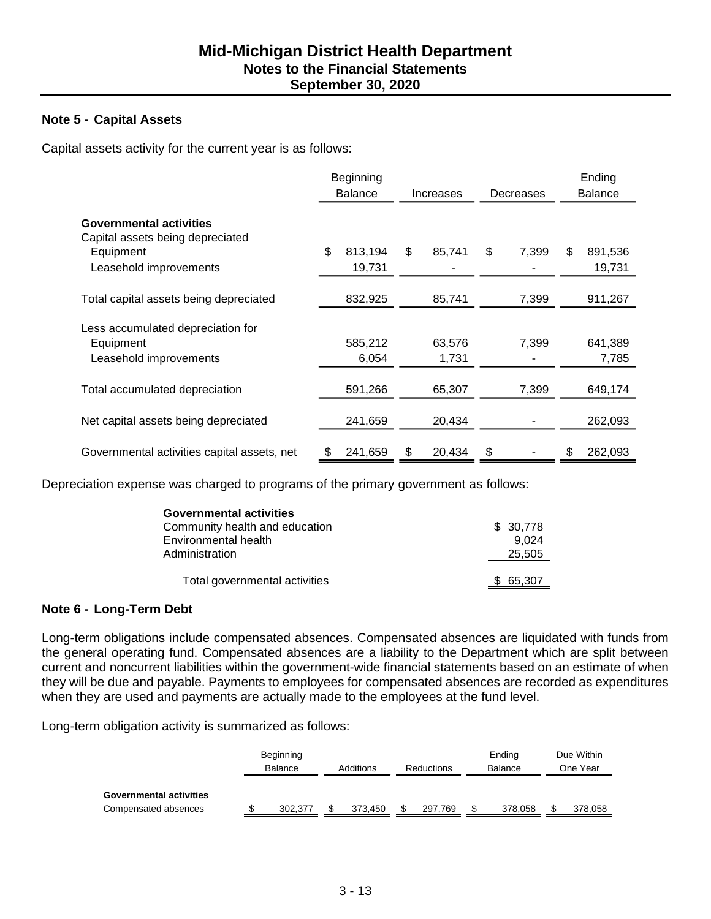# Mid-Michigan District Health Department
## Notes to the Financial Statements
## September 30, 2020

### Note 5 - Capital Assets

Capital assets activity for the current year is as follows:

| | Beginning Balance | Increases | Decreases | Ending Balance |
|---|---|---|---|---|
| **Governmental activities** | | | | |
| Capital assets being depreciated | | | | |
| Equipment | $ 813,194 | $ 85,741 | $ 7,399 | $ 891,536 |
| Leasehold improvements | 19,731 | - | - | 19,731 |
| Total capital assets being depreciated | 832,925 | 85,741 | 7,399 | 911,267 |
| Less accumulated depreciation for | | | | |
| Equipment | 585,212 | 63,576 | 7,399 | 641,389 |
| Leasehold improvements | 6,054 | 1,731 | - | 7,785 |
| Total accumulated depreciation | 591,266 | 65,307 | 7,399 | 649,174 |
| Net capital assets being depreciated | 241,659 | 20,434 | - | 262,093 |
| Governmental activities capital assets, net | $ 241,659 | $ 20,434 | $ - | $ 262,093 |

Depreciation expense was charged to programs of the primary government as follows:

| | |
|---|---|
| **Governmental activities** | |
| Community health and education | $ 30,778 |
| Environmental health | 9,024 |
| Administration | 25,505 |
| Total governmental activities | $ 65,307 |

### Note 6 - Long-Term Debt

Long-term obligations include compensated absences. Compensated absences are liquidated with funds from the general operating fund. Compensated absences are a liability to the Department which are split between current and noncurrent liabilities within the government-wide financial statements based on an estimate of when they will be due and payable. Payments to employees for compensated absences are recorded as expenditures when they are used and payments are actually made to the employees at the fund level.

Long-term obligation activity is summarized as follows:

| | Beginning Balance | Additions | Reductions | Ending Balance | Due Within One Year |
|---|---|---|---|---|---|
| **Governmental activities** | | | | | |
| Compensated absences | $ 302,377 | $ 373,450 | $ 297,769 | $ 378,058 | $ 378,058 |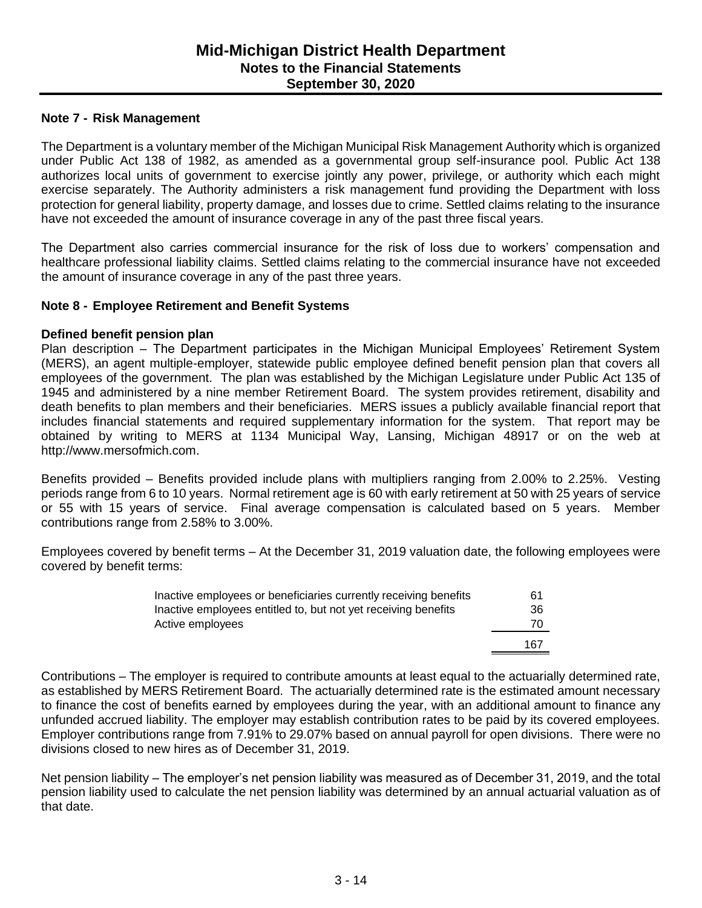# Mid-Michigan District Health Department
## Notes to the Financial Statements
## September 30, 2020

### Note 7 - Risk Management

The Department is a voluntary member of the Michigan Municipal Risk Management Authority which is organized under Public Act 138 of 1982, as amended as a governmental group self-insurance pool. Public Act 138 authorizes local units of government to exercise jointly any power, privilege, or authority which each might exercise separately. The Authority administers a risk management fund providing the Department with loss protection for general liability, property damage, and losses due to crime. Settled claims relating to the insurance have not exceeded the amount of insurance coverage in any of the past three fiscal years.

The Department also carries commercial insurance for the risk of loss due to workers' compensation and healthcare professional liability claims. Settled claims relating to the commercial insurance have not exceeded the amount of insurance coverage in any of the past three years.

### Note 8 - Employee Retirement and Benefit Systems

**Defined benefit pension plan**

Plan description – The Department participates in the Michigan Municipal Employees' Retirement System (MERS), an agent multiple-employer, statewide public employee defined benefit pension plan that covers all employees of the government. The plan was established by the Michigan Legislature under Public Act 135 of 1945 and administered by a nine member Retirement Board. The system provides retirement, disability and death benefits to plan members and their beneficiaries. MERS issues a publicly available financial report that includes financial statements and required supplementary information for the system. That report may be obtained by writing to MERS at 1134 Municipal Way, Lansing, Michigan 48917 or on the web at http://www.mersofmich.com.

Benefits provided – Benefits provided include plans with multipliers ranging from 2.00% to 2.25%. Vesting periods range from 6 to 10 years. Normal retirement age is 60 with early retirement at 50 with 25 years of service or 55 with 15 years of service. Final average compensation is calculated based on 5 years. Member contributions range from 2.58% to 3.00%.

Employees covered by benefit terms – At the December 31, 2019 valuation date, the following employees were covered by benefit terms:

| | |
|---|---|
| Inactive employees or beneficiaries currently receiving benefits | 61 |
| Inactive employees entitled to, but not yet receiving benefits | 36 |
| Active employees | 70 |
| | 167 |

Contributions – The employer is required to contribute amounts at least equal to the actuarially determined rate, as established by MERS Retirement Board. The actuarially determined rate is the estimated amount necessary to finance the cost of benefits earned by employees during the year, with an additional amount to finance any unfunded accrued liability. The employer may establish contribution rates to be paid by its covered employees. Employer contributions range from 7.91% to 29.07% based on annual payroll for open divisions. There were no divisions closed to new hires as of December 31, 2019.

Net pension liability – The employer's net pension liability was measured as of December 31, 2019, and the total pension liability used to calculate the net pension liability was determined by an annual actuarial valuation as of that date.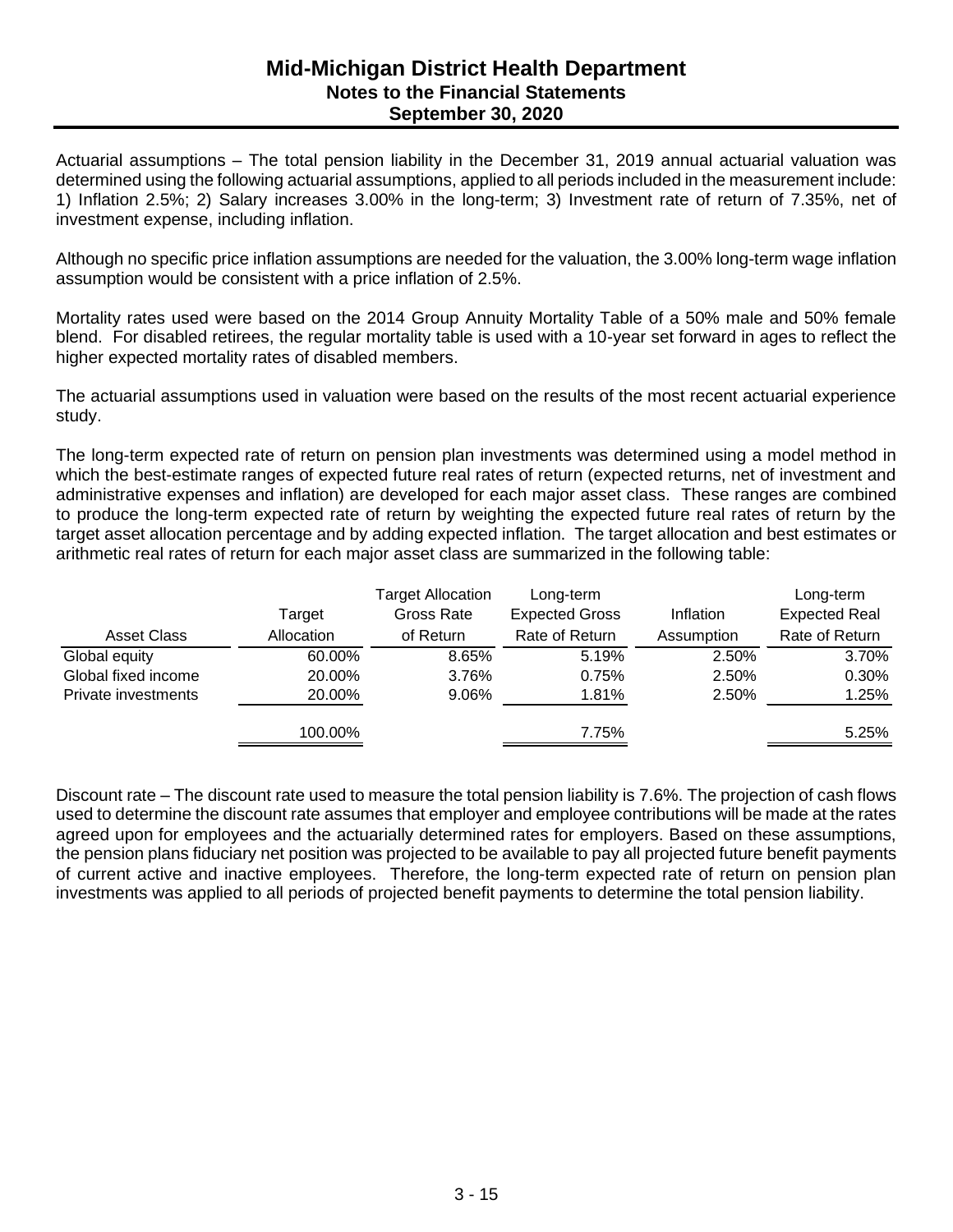# Mid-Michigan District Health Department

## Notes to the Financial Statements

## September 30, 2020

Actuarial assumptions – The total pension liability in the December 31, 2019 annual actuarial valuation was determined using the following actuarial assumptions, applied to all periods included in the measurement include: 1) Inflation 2.5%; 2) Salary increases 3.00% in the long-term; 3) Investment rate of return of 7.35%, net of investment expense, including inflation.

Although no specific price inflation assumptions are needed for the valuation, the 3.00% long-term wage inflation assumption would be consistent with a price inflation of 2.5%.

Mortality rates used were based on the 2014 Group Annuity Mortality Table of a 50% male and 50% female blend. For disabled retirees, the regular mortality table is used with a 10-year set forward in ages to reflect the higher expected mortality rates of disabled members.

The actuarial assumptions used in valuation were based on the results of the most recent actuarial experience study.

The long-term expected rate of return on pension plan investments was determined using a model method in which the best-estimate ranges of expected future real rates of return (expected returns, net of investment and administrative expenses and inflation) are developed for each major asset class. These ranges are combined to produce the long-term expected rate of return by weighting the expected future real rates of return by the target asset allocation percentage and by adding expected inflation. The target allocation and best estimates or arithmetic real rates of return for each major asset class are summarized in the following table:

| Asset Class | Target Allocation | Target Allocation Gross Rate of Return | Long-term Expected Gross Rate of Return | Inflation Assumption | Long-term Expected Real Rate of Return |
|---|---|---|---|---|---|
| Global equity | 60.00% | 8.65% | 5.19% | 2.50% | 3.70% |
| Global fixed income | 20.00% | 3.76% | 0.75% | 2.50% | 0.30% |
| Private investments | 20.00% | 9.06% | 1.81% | 2.50% | 1.25% |
| | 100.00% | | 7.75% | | 5.25% |

Discount rate – The discount rate used to measure the total pension liability is 7.6%. The projection of cash flows used to determine the discount rate assumes that employer and employee contributions will be made at the rates agreed upon for employees and the actuarially determined rates for employers. Based on these assumptions, the pension plans fiduciary net position was projected to be available to pay all projected future benefit payments of current active and inactive employees. Therefore, the long-term expected rate of return on pension plan investments was applied to all periods of projected benefit payments to determine the total pension liability.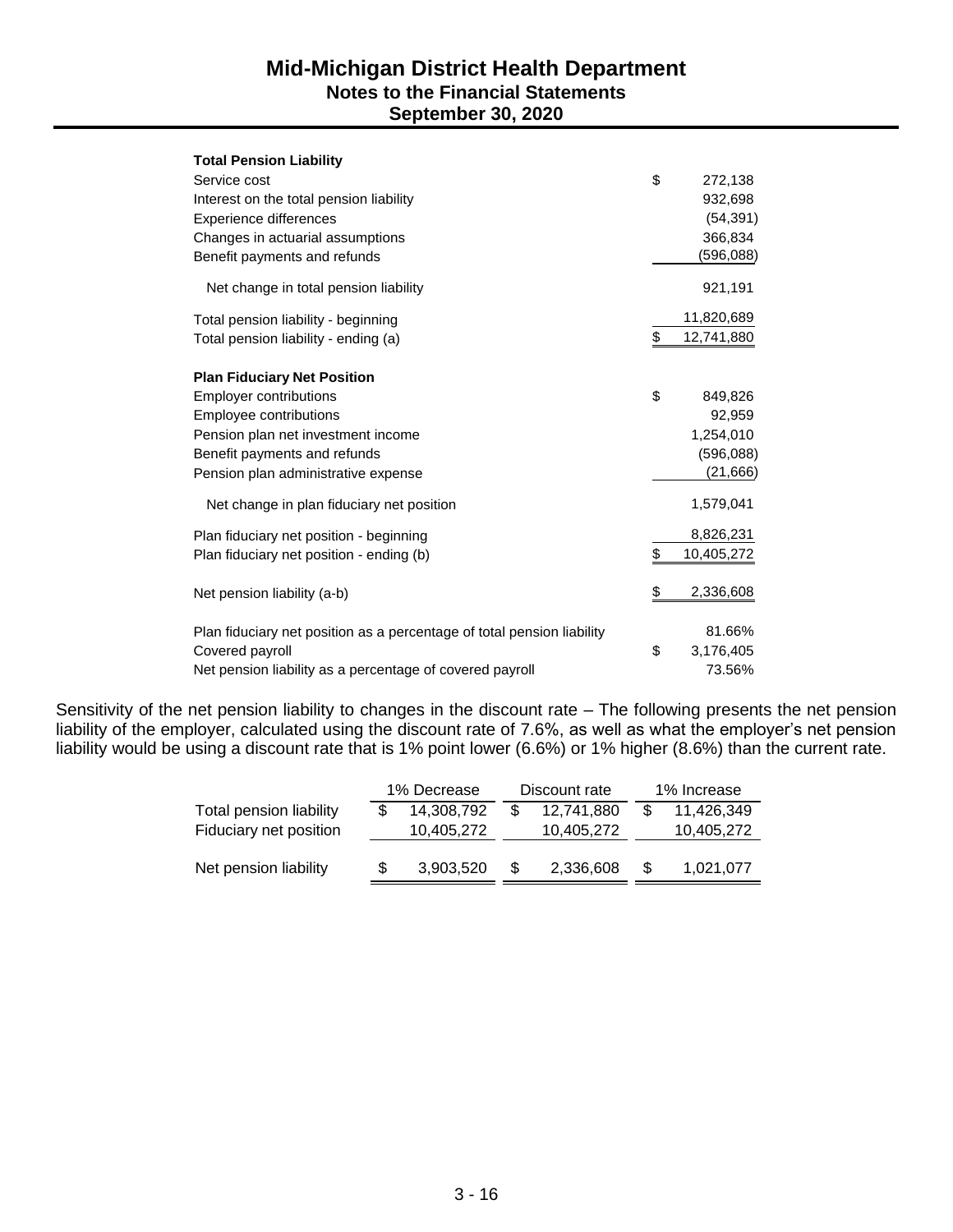| | |
|---|---|
| **Total Pension Liability** | |
| Service cost | $ 272,138 |
| Interest on the total pension liability | 932,698 |
| Experience differences | (54,391) |
| Changes in actuarial assumptions | 366,834 |
| Benefit payments and refunds | (596,088) |
| Net change in total pension liability | 921,191 |
| Total pension liability - beginning | 11,820,689 |
| Total pension liability - ending (a) | $ 12,741,880 |
| **Plan Fiduciary Net Position** | |
| Employer contributions | $ 849,826 |
| Employee contributions | 92,959 |
| Pension plan net investment income | 1,254,010 |
| Benefit payments and refunds | (596,088) |
| Pension plan administrative expense | (21,666) |
| Net change in plan fiduciary net position | 1,579,041 |
| Plan fiduciary net position - beginning | 8,826,231 |
| Plan fiduciary net position - ending (b) | $ 10,405,272 |
| Net pension liability (a-b) | $ 2,336,608 |
| Plan fiduciary net position as a percentage of total pension liability | 81.66% |
| Covered payroll | $ 3,176,405 |
| Net pension liability as a percentage of covered payroll | 73.56% |

Sensitivity of the net pension liability to changes in the discount rate – The following presents the net pension liability of the employer, calculated using the discount rate of 7.6%, as well as what the employer's net pension liability would be using a discount rate that is 1% point lower (6.6%) or 1% higher (8.6%) than the current rate.

| | 1% Decrease | Discount rate | 1% Increase |
|---|---|---|---|
| Total pension liability | $ 14,308,792 | $ 12,741,880 | $ 11,426,349 |
| Fiduciary net position | 10,405,272 | 10,405,272 | 10,405,272 |
| Net pension liability | $ 3,903,520 | $ 2,336,608 | $ 1,021,077 |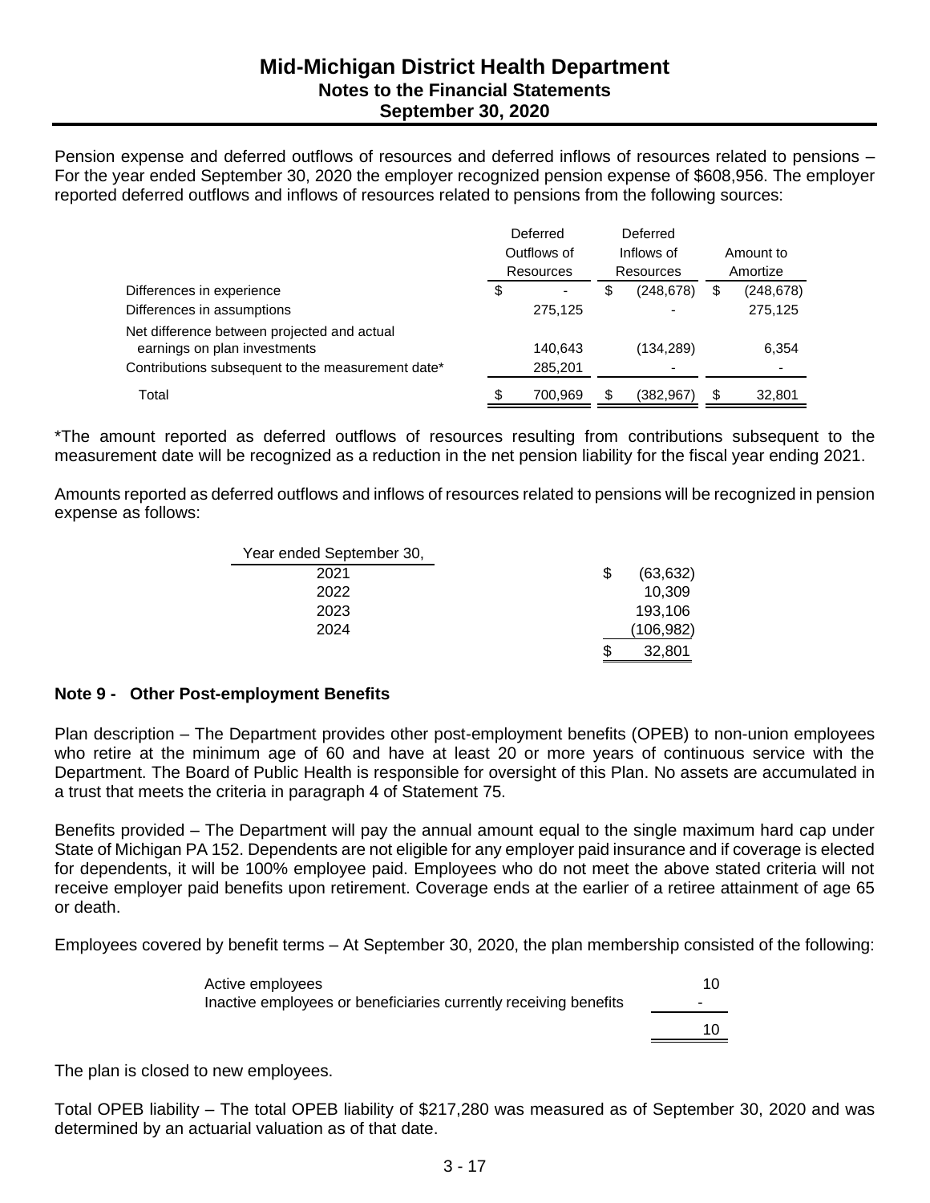Pension expense and deferred outflows of resources and deferred inflows of resources related to pensions – For the year ended September 30, 2020 the employer recognized pension expense of $608,956. The employer reported deferred outflows and inflows of resources related to pensions from the following sources:

| | Deferred Outflows of Resources | Deferred Inflows of Resources | Amount to Amortize |
|---|---|---|---|
| Differences in experience | $ - | $ (248,678) | $ (248,678) |
| Differences in assumptions | 275,125 | - | 275,125 |
| Net difference between projected and actual earnings on plan investments | 140,643 | (134,289) | 6,354 |
| Contributions subsequent to the measurement date* | 285,201 | - | - |
| Total | $ 700,969 | $ (382,967) | $ 32,801 |

*The amount reported as deferred outflows of resources resulting from contributions subsequent to the measurement date will be recognized as a reduction in the net pension liability for the fiscal year ending 2021.

Amounts reported as deferred outflows and inflows of resources related to pensions will be recognized in pension expense as follows:

| Year ended September 30, | |
|---|---|
| 2021 | $ (63,632) |
| 2022 | 10,309 |
| 2023 | 193,106 |
| 2024 | (106,982) |
| | $ 32,801 |

**Note 9 - Other Post-employment Benefits**

Plan description – The Department provides other post-employment benefits (OPEB) to non-union employees who retire at the minimum age of 60 and have at least 20 or more years of continuous service with the Department. The Board of Public Health is responsible for oversight of this Plan. No assets are accumulated in a trust that meets the criteria in paragraph 4 of Statement 75.

Benefits provided – The Department will pay the annual amount equal to the single maximum hard cap under State of Michigan PA 152. Dependents are not eligible for any employer paid insurance and if coverage is elected for dependents, it will be 100% employee paid. Employees who do not meet the above stated criteria will not receive employer paid benefits upon retirement. Coverage ends at the earlier of a retiree attainment of age 65 or death.

Employees covered by benefit terms – At September 30, 2020, the plan membership consisted of the following:

| | |
|---|---|
| Active employees | 10 |
| Inactive employees or beneficiaries currently receiving benefits | - |
| | 10 |

The plan is closed to new employees.

Total OPEB liability – The total OPEB liability of $217,280 was measured as of September 30, 2020 and was determined by an actuarial valuation as of that date.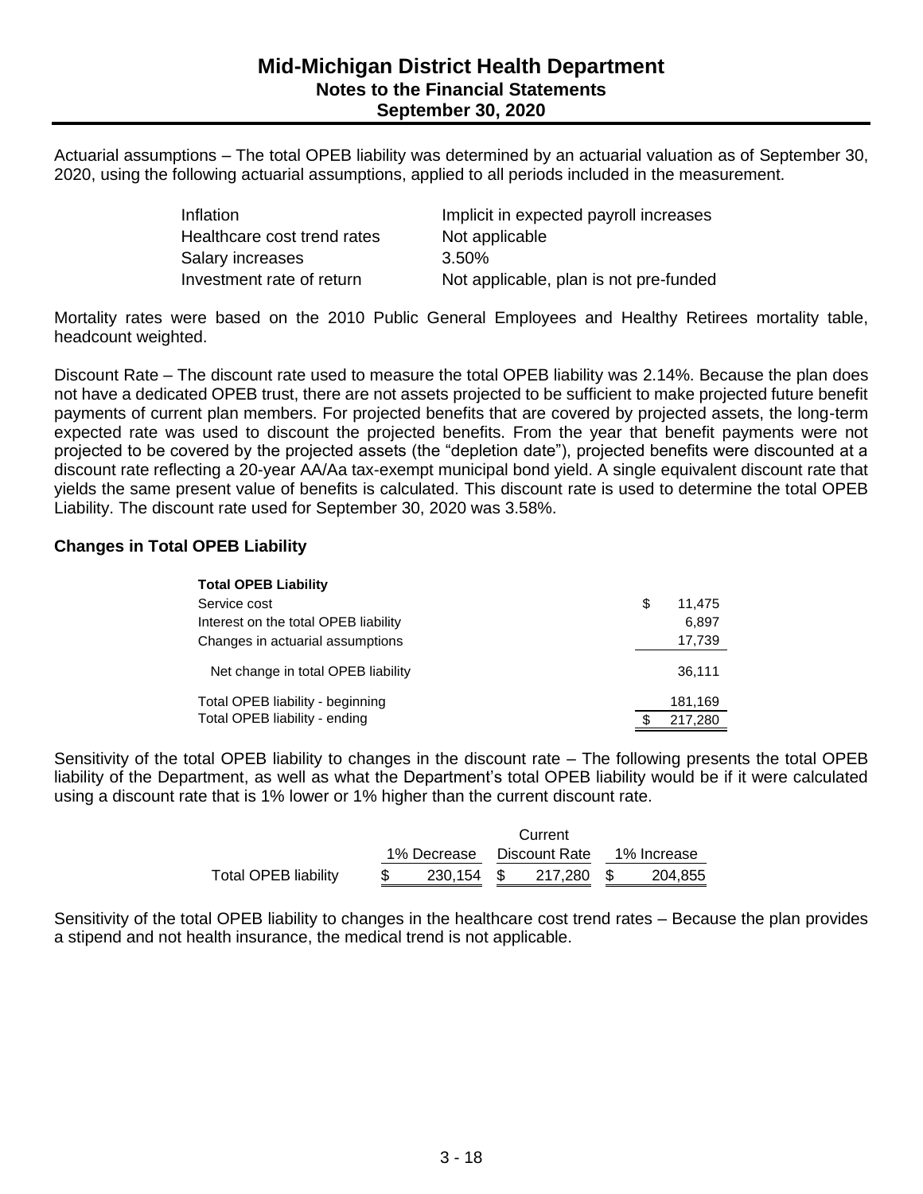Actuarial assumptions – The total OPEB liability was determined by an actuarial valuation as of September 30, 2020, using the following actuarial assumptions, applied to all periods included in the measurement.

| | |
|---|---|
| Inflation | Implicit in expected payroll increases |
| Healthcare cost trend rates | Not applicable |
| Salary increases | 3.50% |
| Investment rate of return | Not applicable, plan is not pre-funded |

Mortality rates were based on the 2010 Public General Employees and Healthy Retirees mortality table, headcount weighted.

Discount Rate – The discount rate used to measure the total OPEB liability was 2.14%. Because the plan does not have a dedicated OPEB trust, there are not assets projected to be sufficient to make projected future benefit payments of current plan members. For projected benefits that are covered by projected assets, the long-term expected rate was used to discount the projected benefits. From the year that benefit payments were not projected to be covered by the projected assets (the "depletion date"), projected benefits were discounted at a discount rate reflecting a 20-year AA/Aa tax-exempt municipal bond yield. A single equivalent discount rate that yields the same present value of benefits is calculated. This discount rate is used to determine the total OPEB Liability. The discount rate used for September 30, 2020 was 3.58%.

**Changes in Total OPEB Liability**

| **Total OPEB Liability** | |
|---|---|
| Service cost | $ 11,475 |
| Interest on the total OPEB liability | 6,897 |
| Changes in actuarial assumptions | 17,739 |
| Net change in total OPEB liability | 36,111 |
| Total OPEB liability - beginning | 181,169 |
| Total OPEB liability - ending | $ 217,280 |

Sensitivity of the total OPEB liability to changes in the discount rate – The following presents the total OPEB liability of the Department, as well as what the Department's total OPEB liability would be if it were calculated using a discount rate that is 1% lower or 1% higher than the current discount rate.

| | 1% Decrease | Current Discount Rate | 1% Increase |
|---|---|---|---|
| Total OPEB liability | $ 230,154 | $ 217,280 | $ 204,855 |

Sensitivity of the total OPEB liability to changes in the healthcare cost trend rates – Because the plan provides a stipend and not health insurance, the medical trend is not applicable.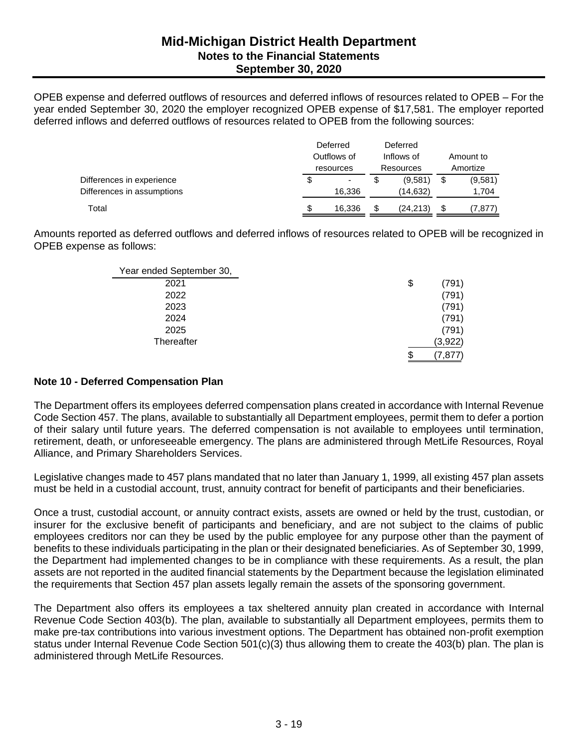OPEB expense and deferred outflows of resources and deferred inflows of resources related to OPEB – For the year ended September 30, 2020 the employer recognized OPEB expense of $17,581. The employer reported deferred inflows and deferred outflows of resources related to OPEB from the following sources:

| | Deferred Outflows of resources | Deferred Inflows of Resources | Amount to Amortize |
|---|---|---|---|
| Differences in experience | $ - | $ (9,581) | $ (9,581) |
| Differences in assumptions | 16,336 | (14,632) | 1,704 |
| Total | $ 16,336 | $ (24,213) | $ (7,877) |

Amounts reported as deferred outflows and deferred inflows of resources related to OPEB will be recognized in OPEB expense as follows:

| Year ended September 30, | |
|---|---|
| 2021 | $ (791) |
| 2022 | (791) |
| 2023 | (791) |
| 2024 | (791) |
| 2025 | (791) |
| Thereafter | (3,922) |
| | $ (7,877) |

**Note 10 - Deferred Compensation Plan**

The Department offers its employees deferred compensation plans created in accordance with Internal Revenue Code Section 457. The plans, available to substantially all Department employees, permit them to defer a portion of their salary until future years. The deferred compensation is not available to employees until termination, retirement, death, or unforeseeable emergency. The plans are administered through MetLife Resources, Royal Alliance, and Primary Shareholders Services.

Legislative changes made to 457 plans mandated that no later than January 1, 1999, all existing 457 plan assets must be held in a custodial account, trust, annuity contract for benefit of participants and their beneficiaries.

Once a trust, custodial account, or annuity contract exists, assets are owned or held by the trust, custodian, or insurer for the exclusive benefit of participants and beneficiary, and are not subject to the claims of public employees creditors nor can they be used by the public employee for any purpose other than the payment of benefits to these individuals participating in the plan or their designated beneficiaries. As of September 30, 1999, the Department had implemented changes to be in compliance with these requirements. As a result, the plan assets are not reported in the audited financial statements by the Department because the legislation eliminated the requirements that Section 457 plan assets legally remain the assets of the sponsoring government.

The Department also offers its employees a tax sheltered annuity plan created in accordance with Internal Revenue Code Section 403(b). The plan, available to substantially all Department employees, permits them to make pre-tax contributions into various investment options. The Department has obtained non-profit exemption status under Internal Revenue Code Section 501(c)(3) thus allowing them to create the 403(b) plan. The plan is administered through MetLife Resources.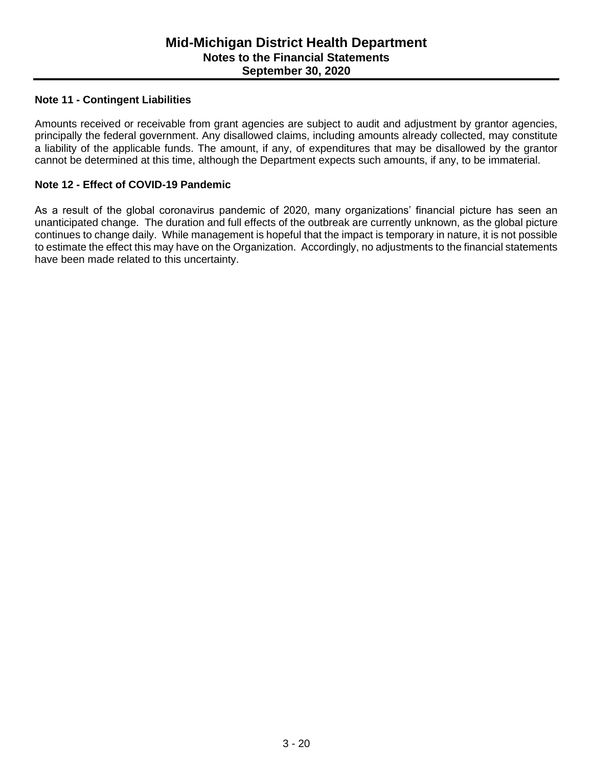## Note 11 - Contingent Liabilities

Amounts received or receivable from grant agencies are subject to audit and adjustment by grantor agencies, principally the federal government. Any disallowed claims, including amounts already collected, may constitute a liability of the applicable funds. The amount, if any, of expenditures that may be disallowed by the grantor cannot be determined at this time, although the Department expects such amounts, if any, to be immaterial.

## Note 12 - Effect of COVID-19 Pandemic

As a result of the global coronavirus pandemic of 2020, many organizations' financial picture has seen an unanticipated change. The duration and full effects of the outbreak are currently unknown, as the global picture continues to change daily. While management is hopeful that the impact is temporary in nature, it is not possible to estimate the effect this may have on the Organization. Accordingly, no adjustments to the financial statements have been made related to this uncertainty.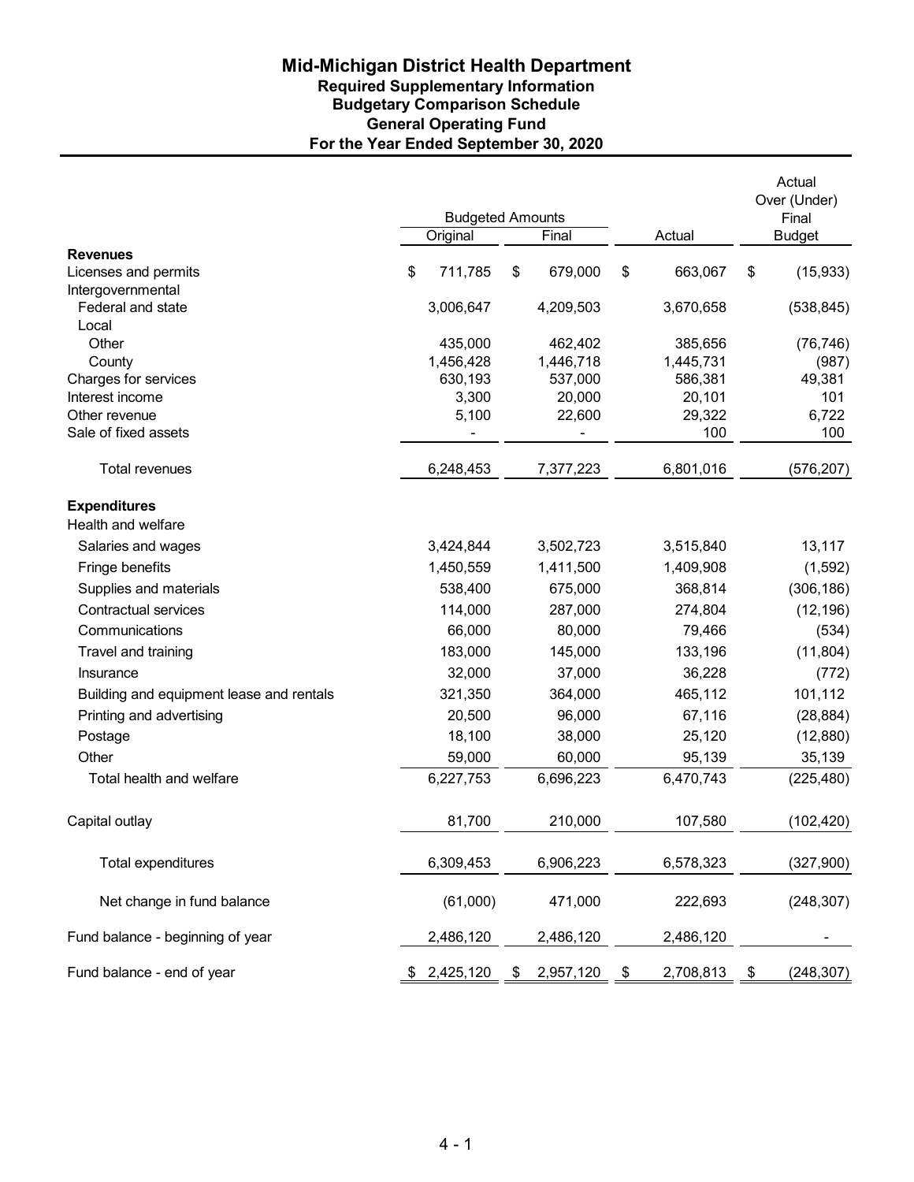# Mid-Michigan District Health Department

## Required Supplementary Information
## Budgetary Comparison Schedule
## General Operating Fund
## For the Year Ended September 30, 2020

| | Budgeted Amounts | | | Actual Over (Under) Final |
|---|---|---|---|---|
| | Original | Final | Actual | Budget |
| **Revenues** | | | | |
| Licenses and permits | $ 711,785 | $ 679,000 | $ 663,067 | $ (15,933) |
| Intergovernmental | | | | |
| Federal and state | 3,006,647 | 4,209,503 | 3,670,658 | (538,845) |
| Local | | | | |
| Other | 435,000 | 462,402 | 385,656 | (76,746) |
| County | 1,456,428 | 1,446,718 | 1,445,731 | (987) |
| Charges for services | 630,193 | 537,000 | 586,381 | 49,381 |
| Interest income | 3,300 | 20,000 | 20,101 | 101 |
| Other revenue | 5,100 | 22,600 | 29,322 | 6,722 |
| Sale of fixed assets | - | - | 100 | 100 |
| Total revenues | 6,248,453 | 7,377,223 | 6,801,016 | (576,207) |
| **Expenditures** | | | | |
| Health and welfare | | | | |
| Salaries and wages | 3,424,844 | 3,502,723 | 3,515,840 | 13,117 |
| Fringe benefits | 1,450,559 | 1,411,500 | 1,409,908 | (1,592) |
| Supplies and materials | 538,400 | 675,000 | 368,814 | (306,186) |
| Contractual services | 114,000 | 287,000 | 274,804 | (12,196) |
| Communications | 66,000 | 80,000 | 79,466 | (534) |
| Travel and training | 183,000 | 145,000 | 133,196 | (11,804) |
| Insurance | 32,000 | 37,000 | 36,228 | (772) |
| Building and equipment lease and rentals | 321,350 | 364,000 | 465,112 | 101,112 |
| Printing and advertising | 20,500 | 96,000 | 67,116 | (28,884) |
| Postage | 18,100 | 38,000 | 25,120 | (12,880) |
| Other | 59,000 | 60,000 | 95,139 | 35,139 |
| Total health and welfare | 6,227,753 | 6,696,223 | 6,470,743 | (225,480) |
| Capital outlay | 81,700 | 210,000 | 107,580 | (102,420) |
| Total expenditures | 6,309,453 | 6,906,223 | 6,578,323 | (327,900) |
| Net change in fund balance | (61,000) | 471,000 | 222,693 | (248,307) |
| Fund balance - beginning of year | 2,486,120 | 2,486,120 | 2,486,120 | - |
| Fund balance - end of year | $ 2,425,120 | $ 2,957,120 | $ 2,708,813 | $ (248,307) |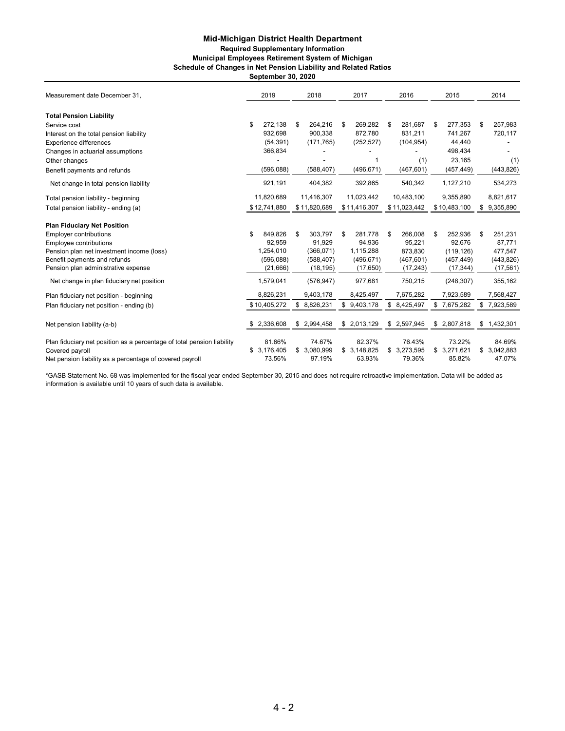# Mid-Michigan District Health Department

### Required Supplementary Information

### Municipal Employees Retirement System of Michigan

### Schedule of Changes in Net Pension Liability and Related Ratios

### September 30, 2020

| Measurement date December 31, | 2019 | 2018 | 2017 | 2016 | 2015 | 2014 |
|---|---|---|---|---|---|---|
| **Total Pension Liability** | | | | | | |
| Service cost | $ 272,138 | $ 264,216 | $ 269,282 | $ 281,687 | $ 277,353 | $ 257,983 |
| Interest on the total pension liability | 932,698 | 900,338 | 872,780 | 831,211 | 741,267 | 720,117 |
| Experience differences | (54,391) | (171,765) | (252,527) | (104,954) | 44,440 | - |
| Changes in actuarial assumptions | 366,834 | - | - | - | 498,434 | - |
| Other changes | - | - | 1 | (1) | 23,165 | (1) |
| Benefit payments and refunds | (596,088) | (588,407) | (496,671) | (467,601) | (457,449) | (443,826) |
| Net change in total pension liability | 921,191 | 404,382 | 392,865 | 540,342 | 1,127,210 | 534,273 |
| Total pension liability - beginning | 11,820,689 | 11,416,307 | 11,023,442 | 10,483,100 | 9,355,890 | 8,821,617 |
| Total pension liability - ending (a) | $ 12,741,880 | $ 11,820,689 | $ 11,416,307 | $ 11,023,442 | $ 10,483,100 | $ 9,355,890 |
| **Plan Fiduciary Net Position** | | | | | | |
| Employer contributions | $ 849,826 | $ 303,797 | $ 281,778 | $ 266,008 | $ 252,936 | $ 251,231 |
| Employee contributions | 92,959 | 91,929 | 94,936 | 95,221 | 92,676 | 87,771 |
| Pension plan net investment income (loss) | 1,254,010 | (366,071) | 1,115,288 | 873,830 | (119,126) | 477,547 |
| Benefit payments and refunds | (596,088) | (588,407) | (496,671) | (467,601) | (457,449) | (443,826) |
| Pension plan administrative expense | (21,666) | (18,195) | (17,650) | (17,243) | (17,344) | (17,561) |
| Net change in plan fiduciary net position | 1,579,041 | (576,947) | 977,681 | 750,215 | (248,307) | 355,162 |
| Plan fiduciary net position - beginning | 8,826,231 | 9,403,178 | 8,425,497 | 7,675,282 | 7,923,589 | 7,568,427 |
| Plan fiduciary net position - ending (b) | $ 10,405,272 | $ 8,826,231 | $ 9,403,178 | $ 8,425,497 | $ 7,675,282 | $ 7,923,589 |
| Net pension liability (a-b) | $ 2,336,608 | $ 2,994,458 | $ 2,013,129 | $ 2,597,945 | $ 2,807,818 | $ 1,432,301 |
| Plan fiduciary net position as a percentage of total pension liability | 81.66% | 74.67% | 82.37% | 76.43% | 73.22% | 84.69% |
| Covered payroll | $ 3,176,405 | $ 3,080,999 | $ 3,148,825 | $ 3,273,595 | $ 3,271,621 | $ 3,042,883 |
| Net pension liability as a percentage of covered payroll | 73.56% | 97.19% | 63.93% | 79.36% | 85.82% | 47.07% |

*GASB Statement No. 68 was implemented for the fiscal year ended September 30, 2015 and does not require retroactive implementation. Data will be added as information is available until 10 years of such data is available.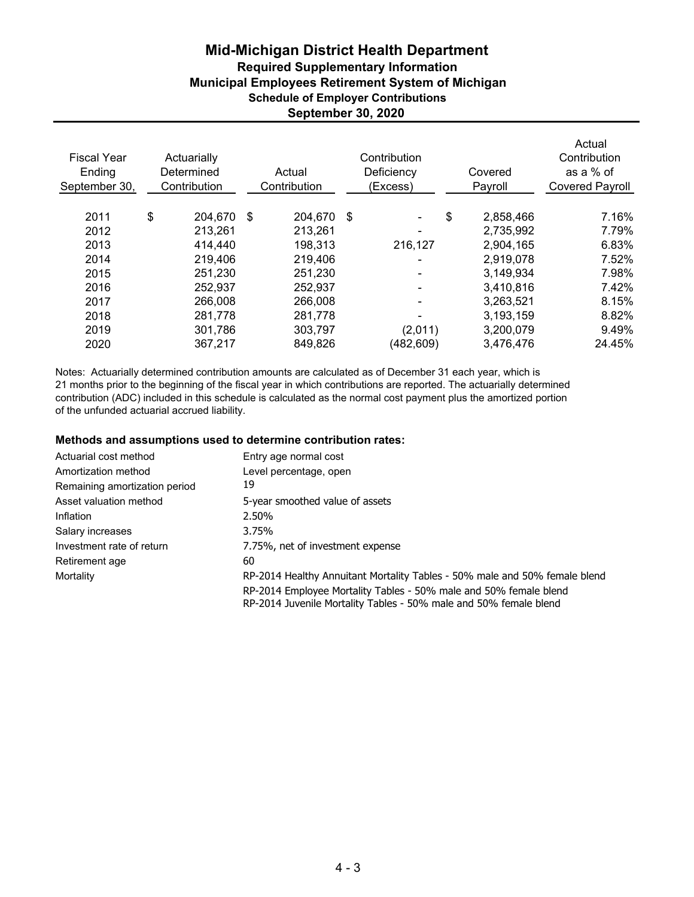# Mid-Michigan District Health Department

## Required Supplementary Information

## Municipal Employees Retirement System of Michigan

### Schedule of Employer Contributions

### September 30, 2020

| Fiscal Year Ending September 30, | Actuarially Determined Contribution | Actual Contribution | Contribution Deficiency (Excess) | Covered Payroll | Actual Contribution as a % of Covered Payroll |
|---|---|---|---|---|---|
| 2011 | $ 204,670 | $ 204,670 | $ - | $ 2,858,466 | 7.16% |
| 2012 | 213,261 | 213,261 | - | 2,735,992 | 7.79% |
| 2013 | 414,440 | 198,313 | 216,127 | 2,904,165 | 6.83% |
| 2014 | 219,406 | 219,406 | - | 2,919,078 | 7.52% |
| 2015 | 251,230 | 251,230 | - | 3,149,934 | 7.98% |
| 2016 | 252,937 | 252,937 | - | 3,410,816 | 7.42% |
| 2017 | 266,008 | 266,008 | - | 3,263,521 | 8.15% |
| 2018 | 281,778 | 281,778 | - | 3,193,159 | 8.82% |
| 2019 | 301,786 | 303,797 | (2,011) | 3,200,079 | 9.49% |
| 2020 | 367,217 | 849,826 | (482,609) | 3,476,476 | 24.45% |

Notes: Actuarially determined contribution amounts are calculated as of December 31 each year, which is 21 months prior to the beginning of the fiscal year in which contributions are reported. The actuarially determined contribution (ADC) included in this schedule is calculated as the normal cost payment plus the amortized portion of the unfunded actuarial accrued liability.

**Methods and assumptions used to determine contribution rates:**

| | |
|---|---|
| Actuarial cost method | Entry age normal cost |
| Amortization method | Level percentage, open |
| Remaining amortization period | 19 |
| Asset valuation method | 5-year smoothed value of assets |
| Inflation | 2.50% |
| Salary increases | 3.75% |
| Investment rate of return | 7.75%, net of investment expense |
| Retirement age | 60 |
| Mortality | RP-2014 Healthy Annuitant Mortality Tables - 50% male and 50% female blend<br>RP-2014 Employee Mortality Tables - 50% male and 50% female blend<br>RP-2014 Juvenile Mortality Tables - 50% male and 50% female blend |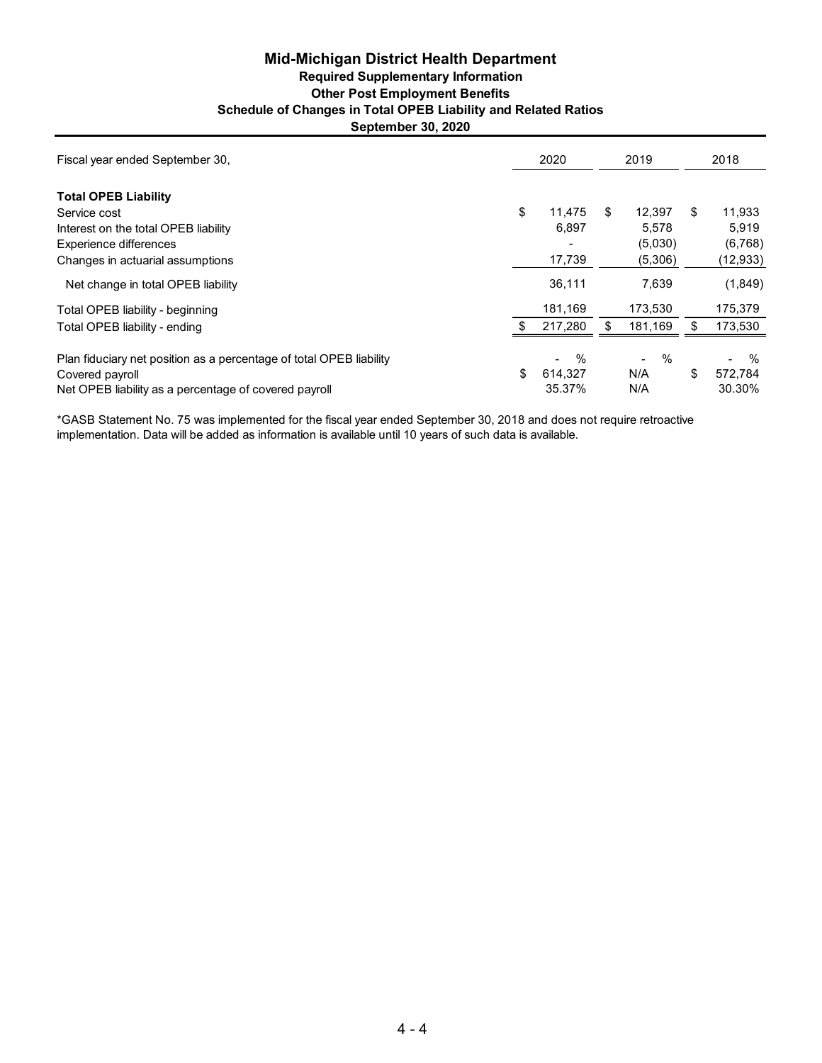# Mid-Michigan District Health Department

## Required Supplementary Information

### Other Post Employment Benefits

### Schedule of Changes in Total OPEB Liability and Related Ratios

### September 30, 2020

| Fiscal year ended September 30, | 2020 | 2019 | 2018 |
|---|---|---|---|
| **Total OPEB Liability** | | | |
| Service cost | $ 11,475 | $ 12,397 | $ 11,933 |
| Interest on the total OPEB liability | 6,897 | 5,578 | 5,919 |
| Experience differences | - | (5,030) | (6,768) |
| Changes in actuarial assumptions | 17,739 | (5,306) | (12,933) |
| Net change in total OPEB liability | 36,111 | 7,639 | (1,849) |
| Total OPEB liability - beginning | 181,169 | 173,530 | 175,379 |
| Total OPEB liability - ending | $ 217,280 | $ 181,169 | $ 173,530 |
| Plan fiduciary net position as a percentage of total OPEB liability | - % | - % | - % |
| Covered payroll | $ 614,327 | N/A | $ 572,784 |
| Net OPEB liability as a percentage of covered payroll | 35.37% | N/A | 30.30% |

*GASB Statement No. 75 was implemented for the fiscal year ended September 30, 2018 and does not require retroactive implementation. Data will be added as information is available until 10 years of such data is available.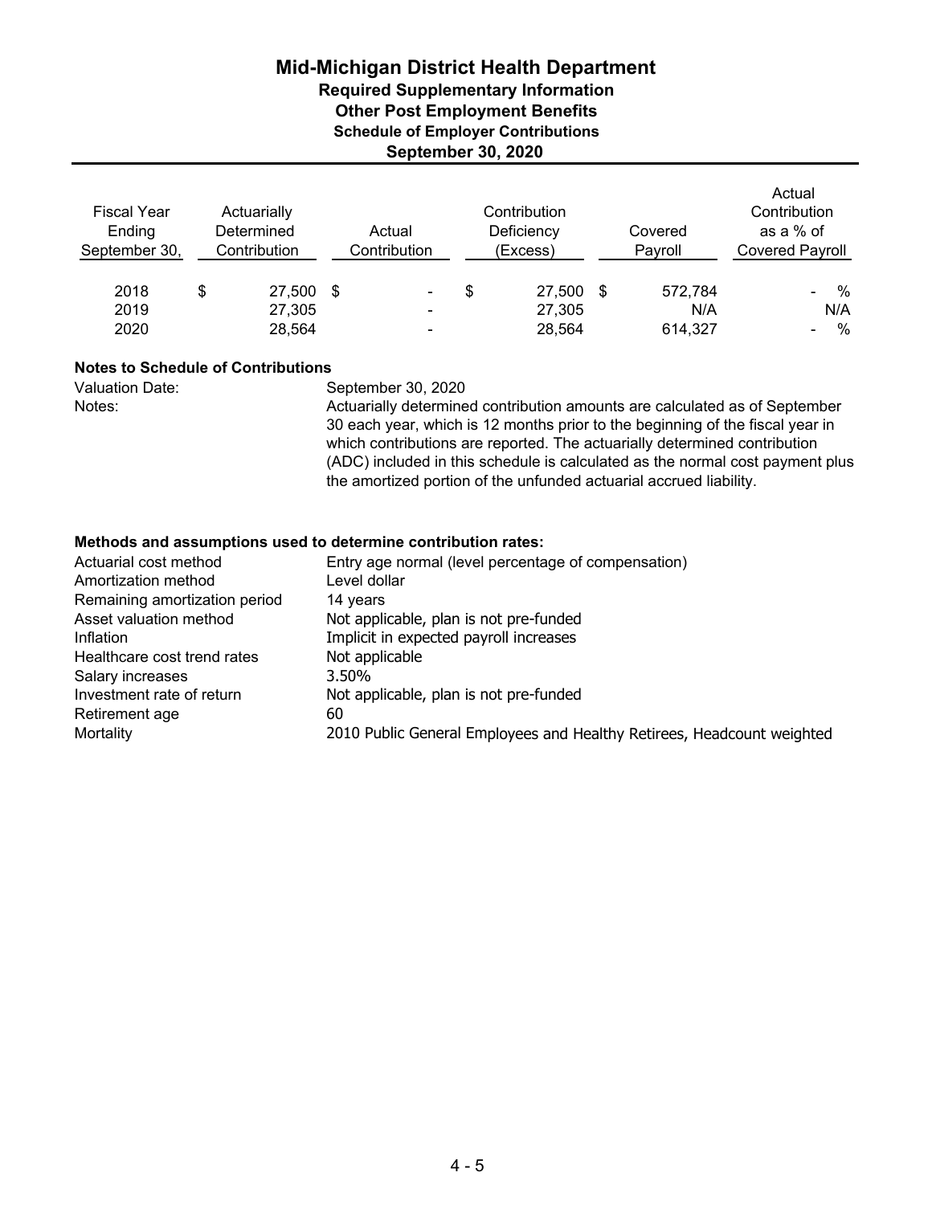# Mid-Michigan District Health Department

## Required Supplementary Information

### Other Post Employment Benefits

### Schedule of Employer Contributions

### September 30, 2020

| Fiscal Year Ending September 30, | Actuarially Determined Contribution | Actual Contribution | Contribution Deficiency (Excess) | Covered Payroll | Actual Contribution as a % of Covered Payroll |
|---|---|---|---|---|---|
| 2018 | $ 27,500 | $ - | $ 27,500 | $ 572,784 | - % |
| 2019 | 27,305 | - | 27,305 | N/A | N/A |
| 2020 | 28,564 | - | 28,564 | 614,327 | - % |

**Notes to Schedule of Contributions**

| | |
|---|---|
| Valuation Date: | September 30, 2020 |
| Notes: | Actuarially determined contribution amounts are calculated as of September 30 each year, which is 12 months prior to the beginning of the fiscal year in which contributions are reported. The actuarially determined contribution (ADC) included in this schedule is calculated as the normal cost payment plus the amortized portion of the unfunded actuarial accrued liability. |

**Methods and assumptions used to determine contribution rates:**

| | |
|---|---|
| Actuarial cost method | Entry age normal (level percentage of compensation) |
| Amortization method | Level dollar |
| Remaining amortization period | 14 years |
| Asset valuation method | Not applicable, plan is not pre-funded |
| Inflation | Implicit in expected payroll increases |
| Healthcare cost trend rates | Not applicable |
| Salary increases | 3.50% |
| Investment rate of return | Not applicable, plan is not pre-funded |
| Retirement age | 60 |
| Mortality | 2010 Public General Employees and Healthy Retirees, Headcount weighted |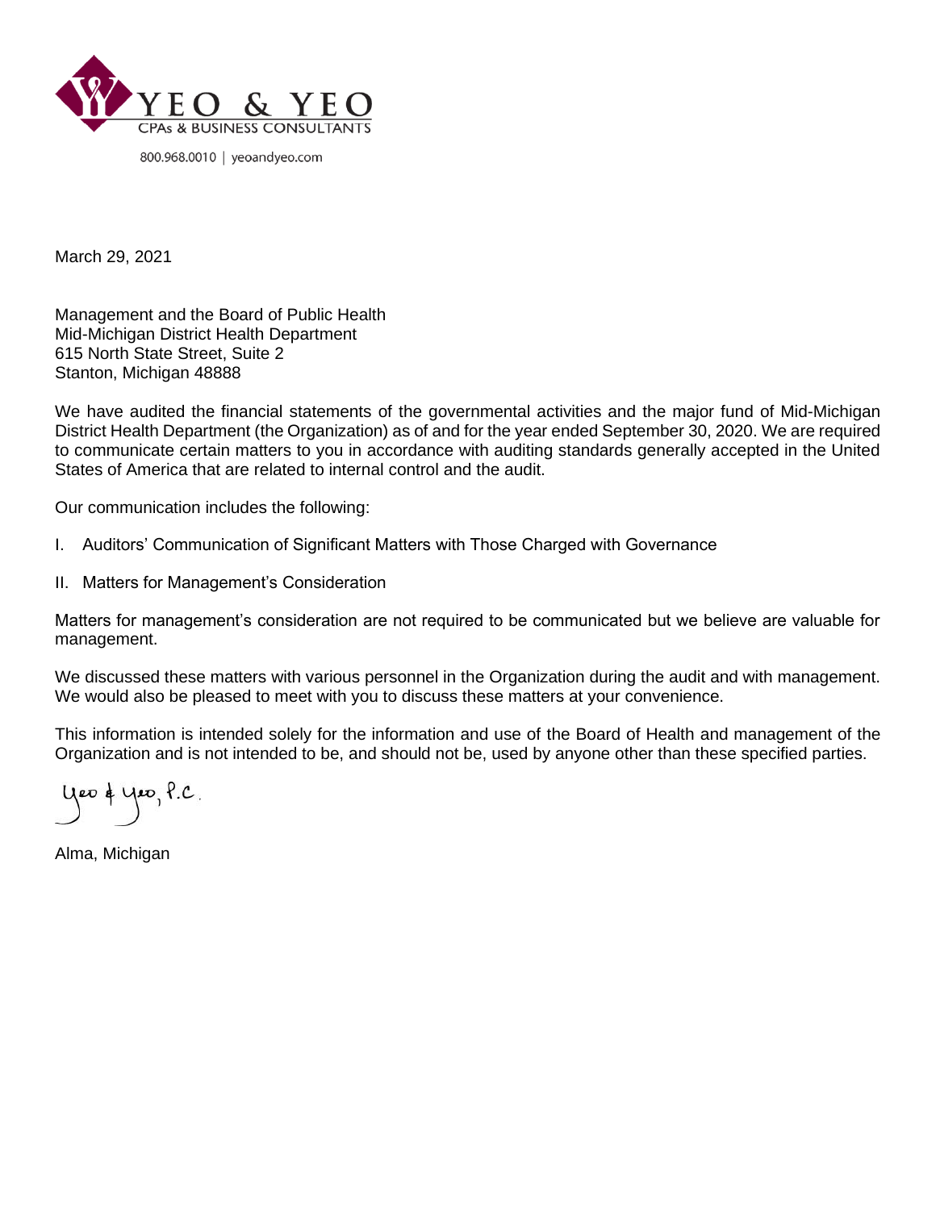YEO & YEO

CPAs & BUSINESS CONSULTANTS

800.968.0010 | yeoandyeo.com

March 29, 2021

Management and the Board of Public Health
Mid-Michigan District Health Department
615 North State Street, Suite 2
Stanton, Michigan 48888

We have audited the financial statements of the governmental activities and the major fund of Mid-Michigan District Health Department (the Organization) as of and for the year ended September 30, 2020. We are required to communicate certain matters to you in accordance with auditing standards generally accepted in the United States of America that are related to internal control and the audit.

Our communication includes the following:

I. Auditors' Communication of Significant Matters with Those Charged with Governance

II. Matters for Management's Consideration

Matters for management's consideration are not required to be communicated but we believe are valuable for management.

We discussed these matters with various personnel in the Organization during the audit and with management. We would also be pleased to meet with you to discuss these matters at your convenience.

This information is intended solely for the information and use of the Board of Health and management of the Organization and is not intended to be, and should not be, used by anyone other than these specified parties.

Yeo & Yeo, P.C.

Alma, Michigan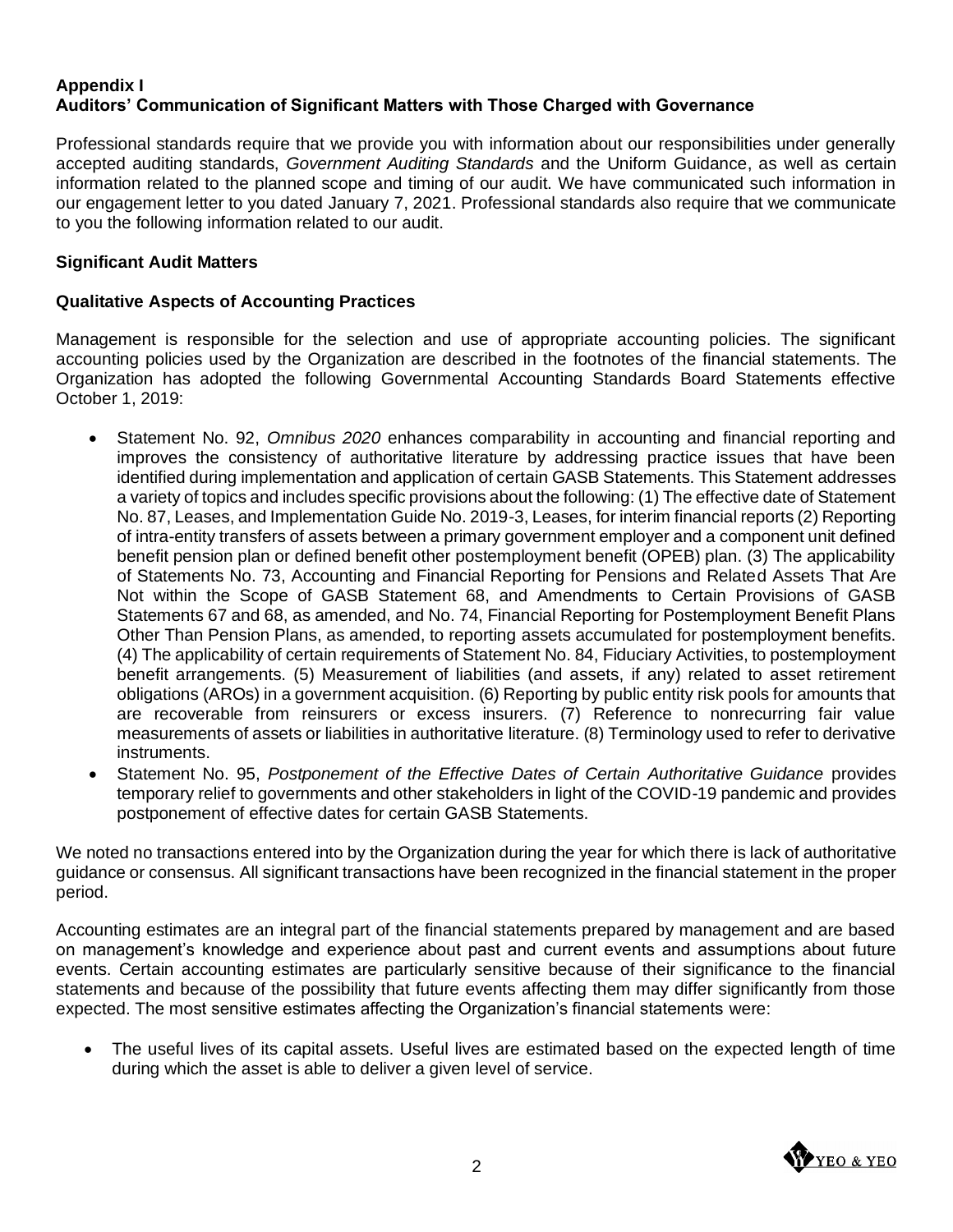## Appendix I
## Auditors' Communication of Significant Matters with Those Charged with Governance

Professional standards require that we provide you with information about our responsibilities under generally accepted auditing standards, *Government Auditing Standards* and the Uniform Guidance, as well as certain information related to the planned scope and timing of our audit. We have communicated such information in our engagement letter to you dated January 7, 2021. Professional standards also require that we communicate to you the following information related to our audit.

### Significant Audit Matters

### Qualitative Aspects of Accounting Practices

Management is responsible for the selection and use of appropriate accounting policies. The significant accounting policies used by the Organization are described in the footnotes of the financial statements. The Organization has adopted the following Governmental Accounting Standards Board Statements effective October 1, 2019:

- Statement No. 92, *Omnibus 2020* enhances comparability in accounting and financial reporting and improves the consistency of authoritative literature by addressing practice issues that have been identified during implementation and application of certain GASB Statements. This Statement addresses a variety of topics and includes specific provisions about the following: (1) The effective date of Statement No. 87, Leases, and Implementation Guide No. 2019-3, Leases, for interim financial reports (2) Reporting of intra-entity transfers of assets between a primary government employer and a component unit defined benefit pension plan or defined benefit other postemployment benefit (OPEB) plan. (3) The applicability of Statements No. 73, Accounting and Financial Reporting for Pensions and Related Assets That Are Not within the Scope of GASB Statement 68, and Amendments to Certain Provisions of GASB Statements 67 and 68, as amended, and No. 74, Financial Reporting for Postemployment Benefit Plans Other Than Pension Plans, as amended, to reporting assets accumulated for postemployment benefits. (4) The applicability of certain requirements of Statement No. 84, Fiduciary Activities, to postemployment benefit arrangements. (5) Measurement of liabilities (and assets, if any) related to asset retirement obligations (AROs) in a government acquisition. (6) Reporting by public entity risk pools for amounts that are recoverable from reinsurers or excess insurers. (7) Reference to nonrecurring fair value measurements of assets or liabilities in authoritative literature. (8) Terminology used to refer to derivative instruments.
- Statement No. 95, *Postponement of the Effective Dates of Certain Authoritative Guidance* provides temporary relief to governments and other stakeholders in light of the COVID-19 pandemic and provides postponement of effective dates for certain GASB Statements.

We noted no transactions entered into by the Organization during the year for which there is lack of authoritative guidance or consensus. All significant transactions have been recognized in the financial statement in the proper period.

Accounting estimates are an integral part of the financial statements prepared by management and are based on management's knowledge and experience about past and current events and assumptions about future events. Certain accounting estimates are particularly sensitive because of their significance to the financial statements and because of the possibility that future events affecting them may differ significantly from those expected. The most sensitive estimates affecting the Organization's financial statements were:

- The useful lives of its capital assets. Useful lives are estimated based on the expected length of time during which the asset is able to deliver a given level of service.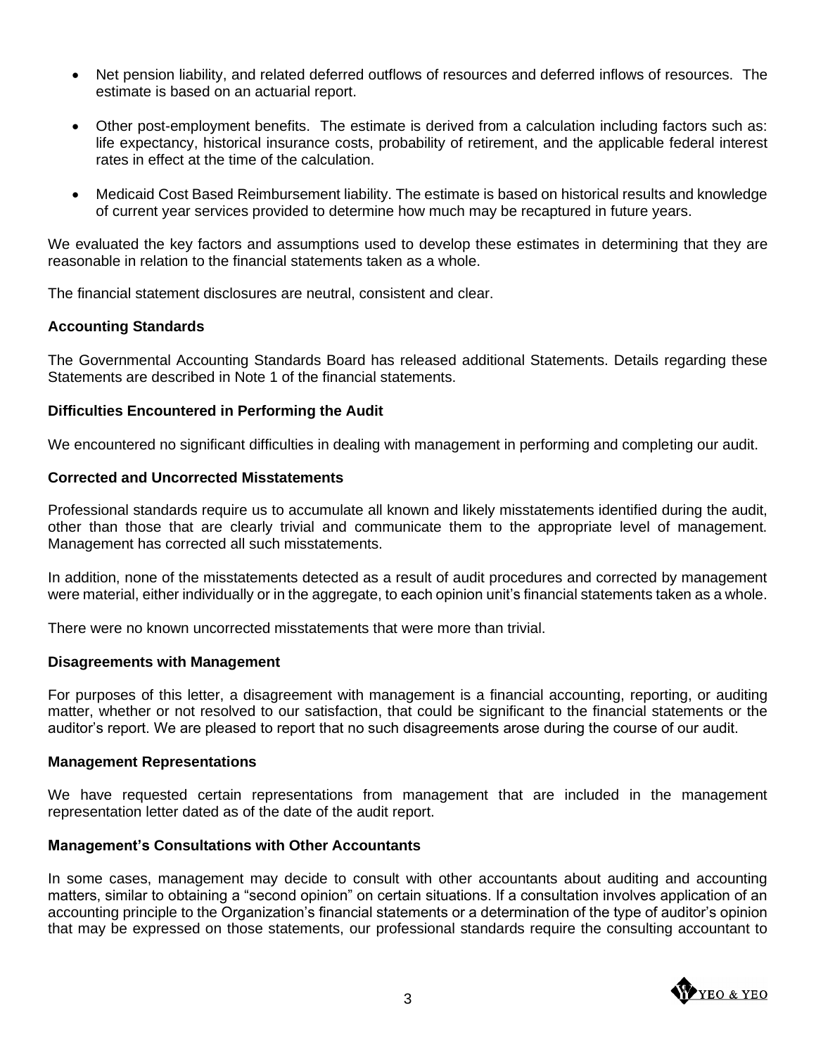- Net pension liability, and related deferred outflows of resources and deferred inflows of resources. The estimate is based on an actuarial report.

- Other post-employment benefits. The estimate is derived from a calculation including factors such as: life expectancy, historical insurance costs, probability of retirement, and the applicable federal interest rates in effect at the time of the calculation.

- Medicaid Cost Based Reimbursement liability. The estimate is based on historical results and knowledge of current year services provided to determine how much may be recaptured in future years.

We evaluated the key factors and assumptions used to develop these estimates in determining that they are reasonable in relation to the financial statements taken as a whole.

The financial statement disclosures are neutral, consistent and clear.

**Accounting Standards**

The Governmental Accounting Standards Board has released additional Statements. Details regarding these Statements are described in Note 1 of the financial statements.

**Difficulties Encountered in Performing the Audit**

We encountered no significant difficulties in dealing with management in performing and completing our audit.

**Corrected and Uncorrected Misstatements**

Professional standards require us to accumulate all known and likely misstatements identified during the audit, other than those that are clearly trivial and communicate them to the appropriate level of management. Management has corrected all such misstatements.

In addition, none of the misstatements detected as a result of audit procedures and corrected by management were material, either individually or in the aggregate, to each opinion unit's financial statements taken as a whole.

There were no known uncorrected misstatements that were more than trivial.

**Disagreements with Management**

For purposes of this letter, a disagreement with management is a financial accounting, reporting, or auditing matter, whether or not resolved to our satisfaction, that could be significant to the financial statements or the auditor's report. We are pleased to report that no such disagreements arose during the course of our audit.

**Management Representations**

We have requested certain representations from management that are included in the management representation letter dated as of the date of the audit report.

**Management's Consultations with Other Accountants**

In some cases, management may decide to consult with other accountants about auditing and accounting matters, similar to obtaining a "second opinion" on certain situations. If a consultation involves application of an accounting principle to the Organization's financial statements or a determination of the type of auditor's opinion that may be expressed on those statements, our professional standards require the consulting accountant to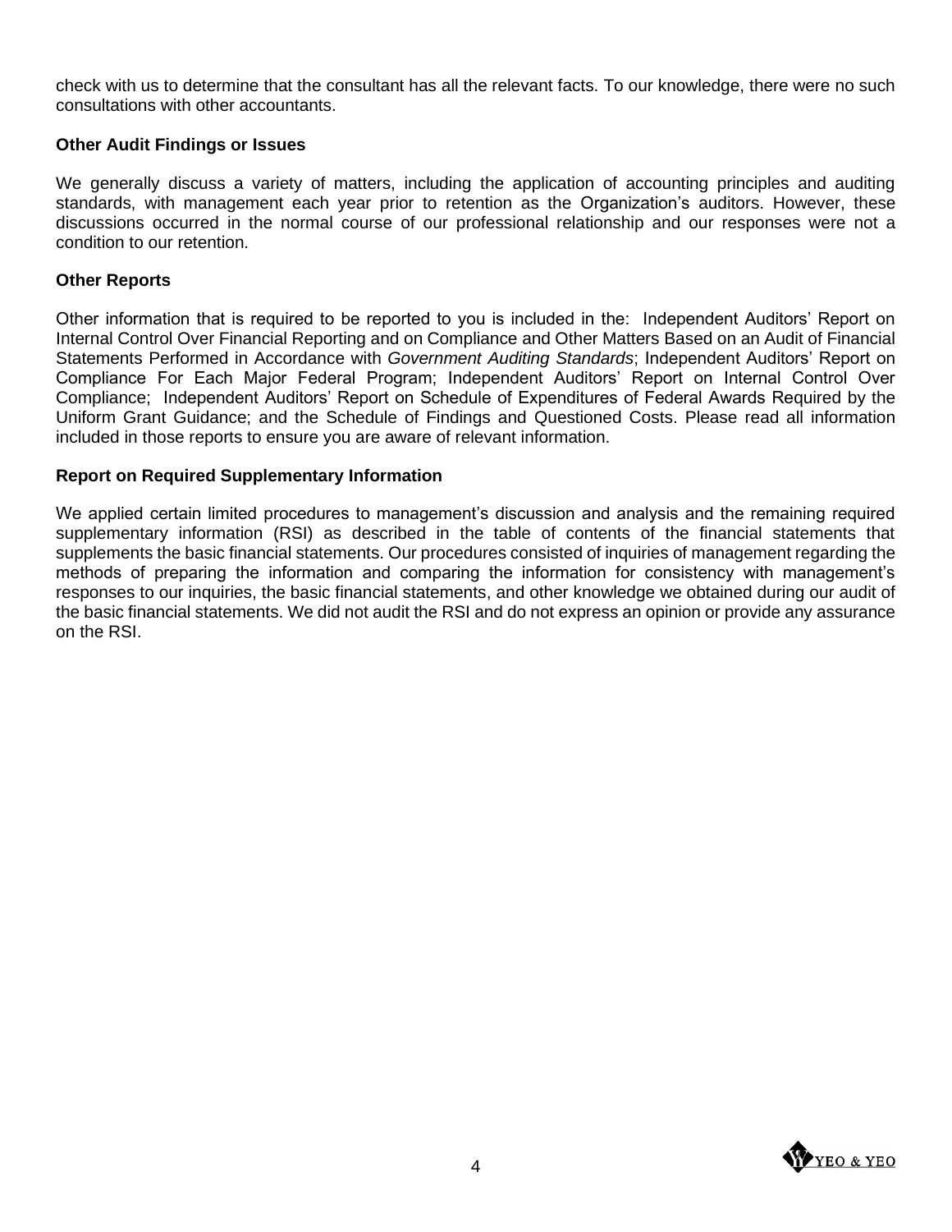check with us to determine that the consultant has all the relevant facts. To our knowledge, there were no such consultations with other accountants.

### Other Audit Findings or Issues

We generally discuss a variety of matters, including the application of accounting principles and auditing standards, with management each year prior to retention as the Organization's auditors. However, these discussions occurred in the normal course of our professional relationship and our responses were not a condition to our retention.

### Other Reports

Other information that is required to be reported to you is included in the: Independent Auditors' Report on Internal Control Over Financial Reporting and on Compliance and Other Matters Based on an Audit of Financial Statements Performed in Accordance with *Government Auditing Standards*; Independent Auditors' Report on Compliance For Each Major Federal Program; Independent Auditors' Report on Internal Control Over Compliance; Independent Auditors' Report on Schedule of Expenditures of Federal Awards Required by the Uniform Grant Guidance; and the Schedule of Findings and Questioned Costs. Please read all information included in those reports to ensure you are aware of relevant information.

### Report on Required Supplementary Information

We applied certain limited procedures to management's discussion and analysis and the remaining required supplementary information (RSI) as described in the table of contents of the financial statements that supplements the basic financial statements. Our procedures consisted of inquiries of management regarding the methods of preparing the information and comparing the information for consistency with management's responses to our inquiries, the basic financial statements, and other knowledge we obtained during our audit of the basic financial statements. We did not audit the RSI and do not express an opinion or provide any assurance on the RSI.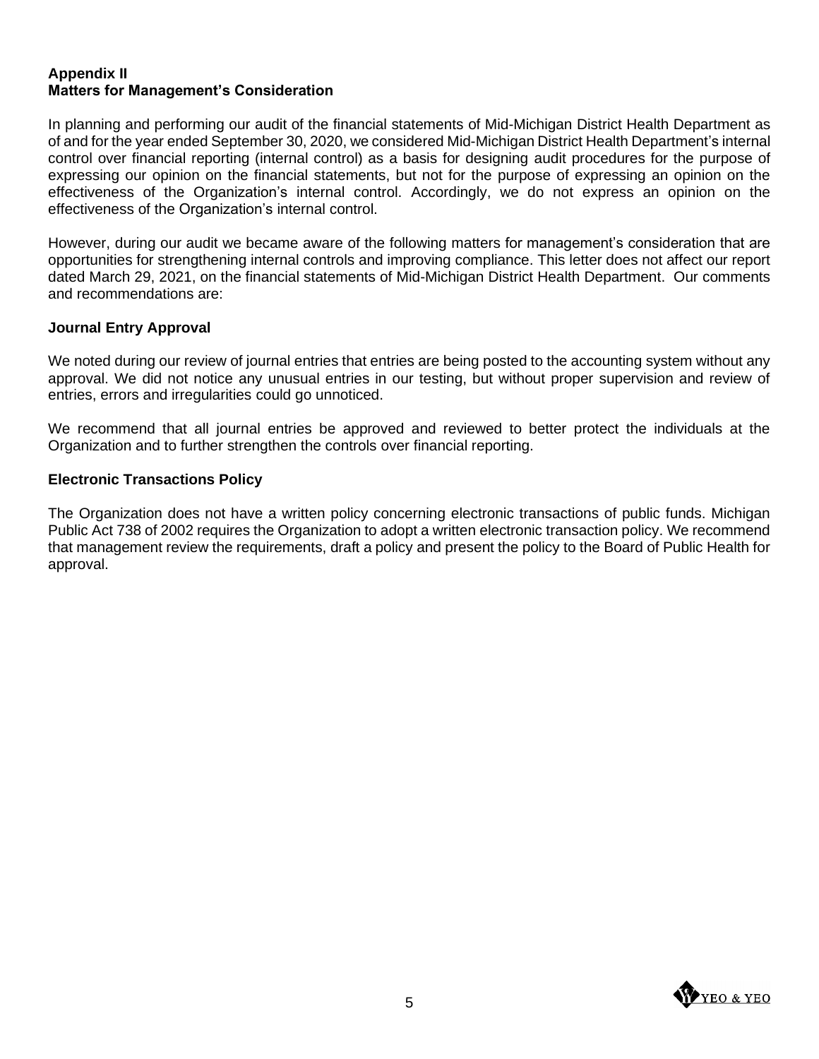**Appendix II**
**Matters for Management's Consideration**

In planning and performing our audit of the financial statements of Mid-Michigan District Health Department as of and for the year ended September 30, 2020, we considered Mid-Michigan District Health Department's internal control over financial reporting (internal control) as a basis for designing audit procedures for the purpose of expressing our opinion on the financial statements, but not for the purpose of expressing an opinion on the effectiveness of the Organization's internal control. Accordingly, we do not express an opinion on the effectiveness of the Organization's internal control.

However, during our audit we became aware of the following matters for management's consideration that are opportunities for strengthening internal controls and improving compliance. This letter does not affect our report dated March 29, 2021, on the financial statements of Mid-Michigan District Health Department. Our comments and recommendations are:

**Journal Entry Approval**

We noted during our review of journal entries that entries are being posted to the accounting system without any approval. We did not notice any unusual entries in our testing, but without proper supervision and review of entries, errors and irregularities could go unnoticed.

We recommend that all journal entries be approved and reviewed to better protect the individuals at the Organization and to further strengthen the controls over financial reporting.

**Electronic Transactions Policy**

The Organization does not have a written policy concerning electronic transactions of public funds. Michigan Public Act 738 of 2002 requires the Organization to adopt a written electronic transaction policy. We recommend that management review the requirements, draft a policy and present the policy to the Board of Public Health for approval.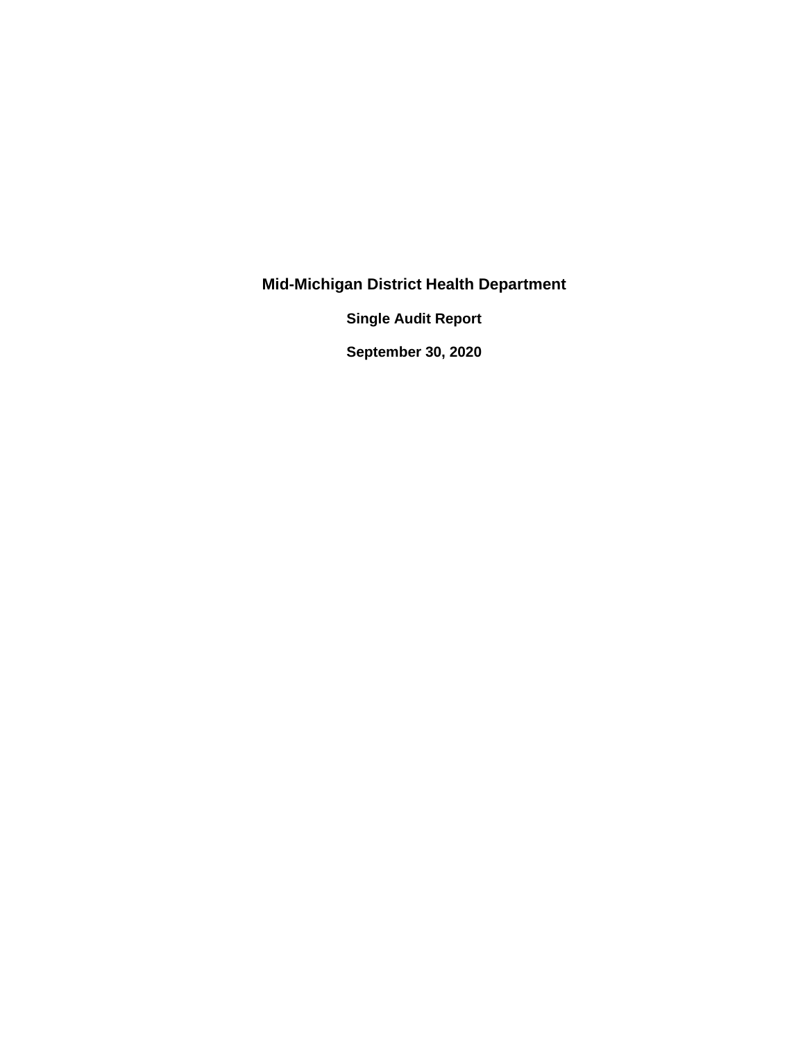# Mid-Michigan District Health Department

## Single Audit Report

## September 30, 2020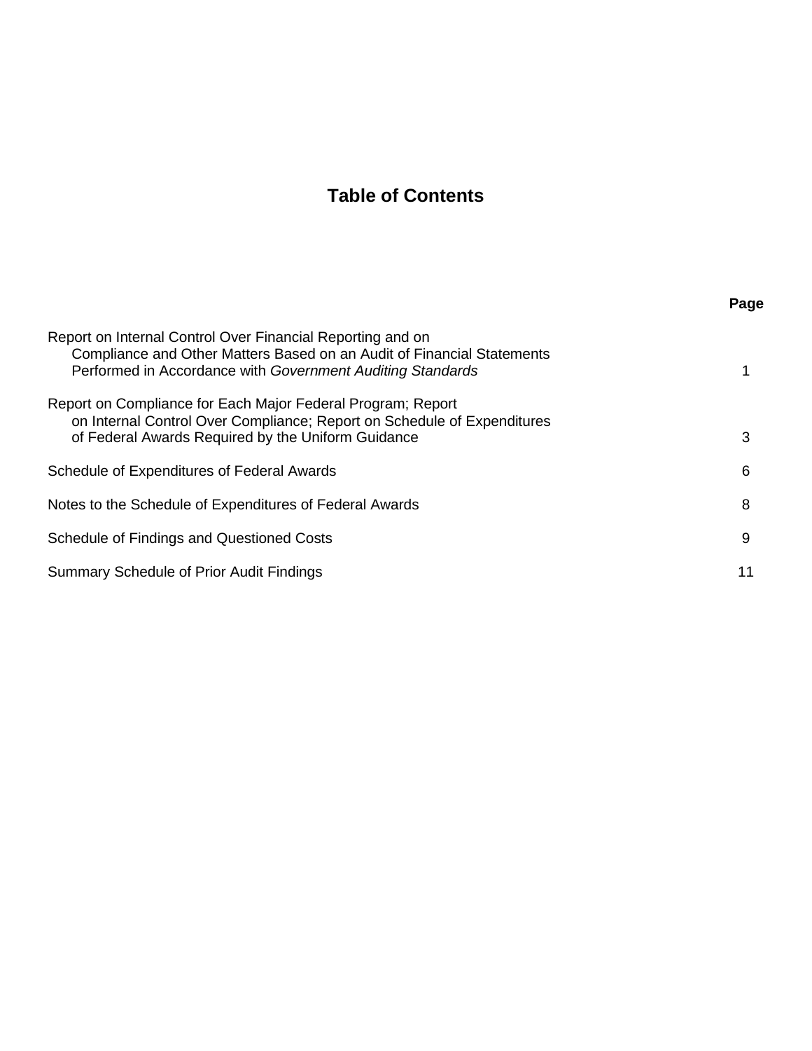# Table of Contents

| | Page |
|---|---|
| Report on Internal Control Over Financial Reporting and on Compliance and Other Matters Based on an Audit of Financial Statements Performed in Accordance with *Government Auditing Standards* | 1 |
| Report on Compliance for Each Major Federal Program; Report on Internal Control Over Compliance; Report on Schedule of Expenditures of Federal Awards Required by the Uniform Guidance | 3 |
| Schedule of Expenditures of Federal Awards | 6 |
| Notes to the Schedule of Expenditures of Federal Awards | 8 |
| Schedule of Findings and Questioned Costs | 9 |
| Summary Schedule of Prior Audit Findings | 11 |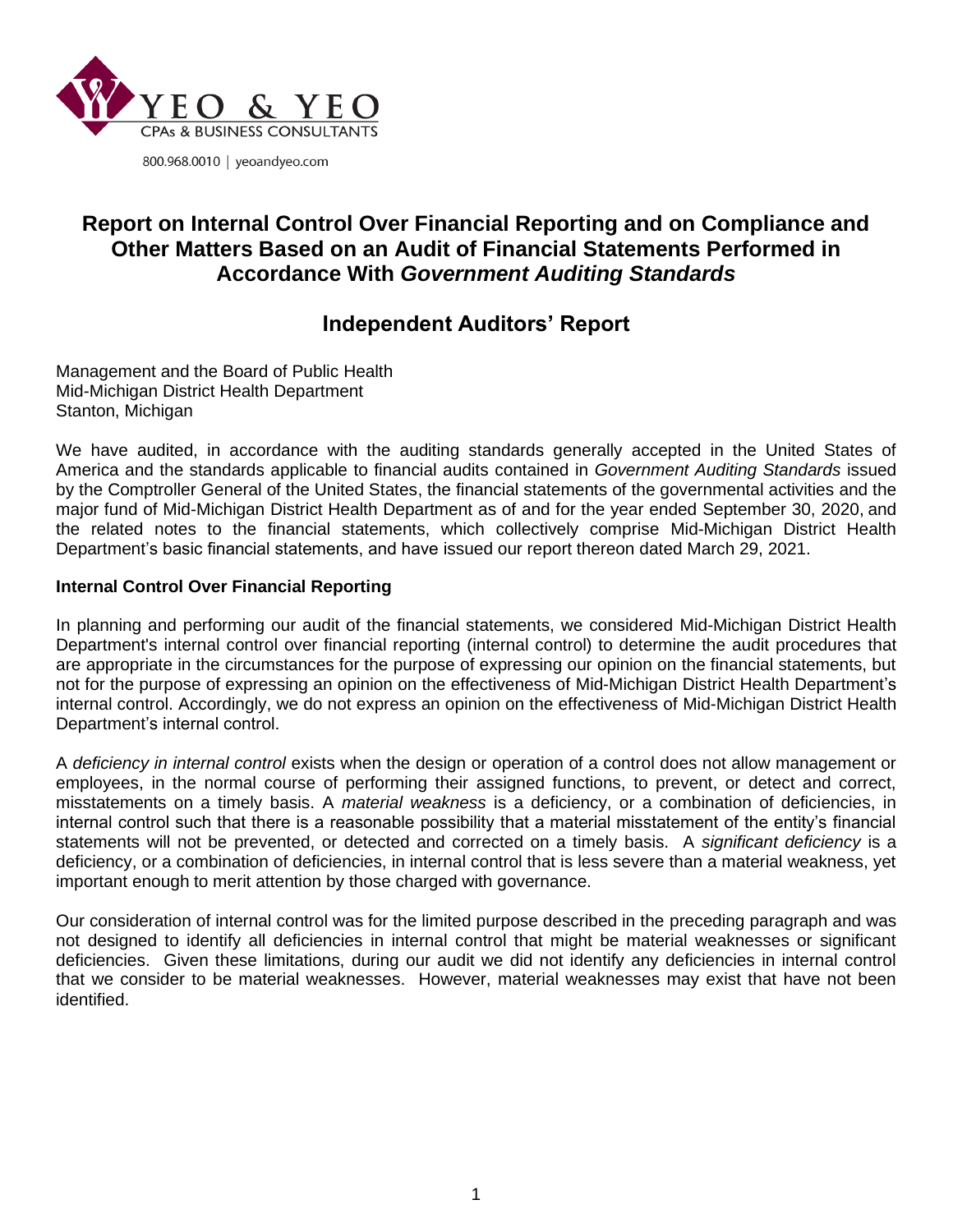YEO & YEO
CPAs & BUSINESS CONSULTANTS

800.968.0010 | yeoandyeo.com

# Report on Internal Control Over Financial Reporting and on Compliance and Other Matters Based on an Audit of Financial Statements Performed in Accordance With *Government Auditing Standards*

## Independent Auditors' Report

Management and the Board of Public Health
Mid-Michigan District Health Department
Stanton, Michigan

We have audited, in accordance with the auditing standards generally accepted in the United States of America and the standards applicable to financial audits contained in *Government Auditing Standards* issued by the Comptroller General of the United States, the financial statements of the governmental activities and the major fund of Mid-Michigan District Health Department as of and for the year ended September 30, 2020, and the related notes to the financial statements, which collectively comprise Mid-Michigan District Health Department's basic financial statements, and have issued our report thereon dated March 29, 2021.

**Internal Control Over Financial Reporting**

In planning and performing our audit of the financial statements, we considered Mid-Michigan District Health Department's internal control over financial reporting (internal control) to determine the audit procedures that are appropriate in the circumstances for the purpose of expressing our opinion on the financial statements, but not for the purpose of expressing an opinion on the effectiveness of Mid-Michigan District Health Department's internal control. Accordingly, we do not express an opinion on the effectiveness of Mid-Michigan District Health Department's internal control.

A *deficiency in internal control* exists when the design or operation of a control does not allow management or employees, in the normal course of performing their assigned functions, to prevent, or detect and correct, misstatements on a timely basis. A *material weakness* is a deficiency, or a combination of deficiencies, in internal control such that there is a reasonable possibility that a material misstatement of the entity's financial statements will not be prevented, or detected and corrected on a timely basis. A *significant deficiency* is a deficiency, or a combination of deficiencies, in internal control that is less severe than a material weakness, yet important enough to merit attention by those charged with governance.

Our consideration of internal control was for the limited purpose described in the preceding paragraph and was not designed to identify all deficiencies in internal control that might be material weaknesses or significant deficiencies. Given these limitations, during our audit we did not identify any deficiencies in internal control that we consider to be material weaknesses. However, material weaknesses may exist that have not been identified.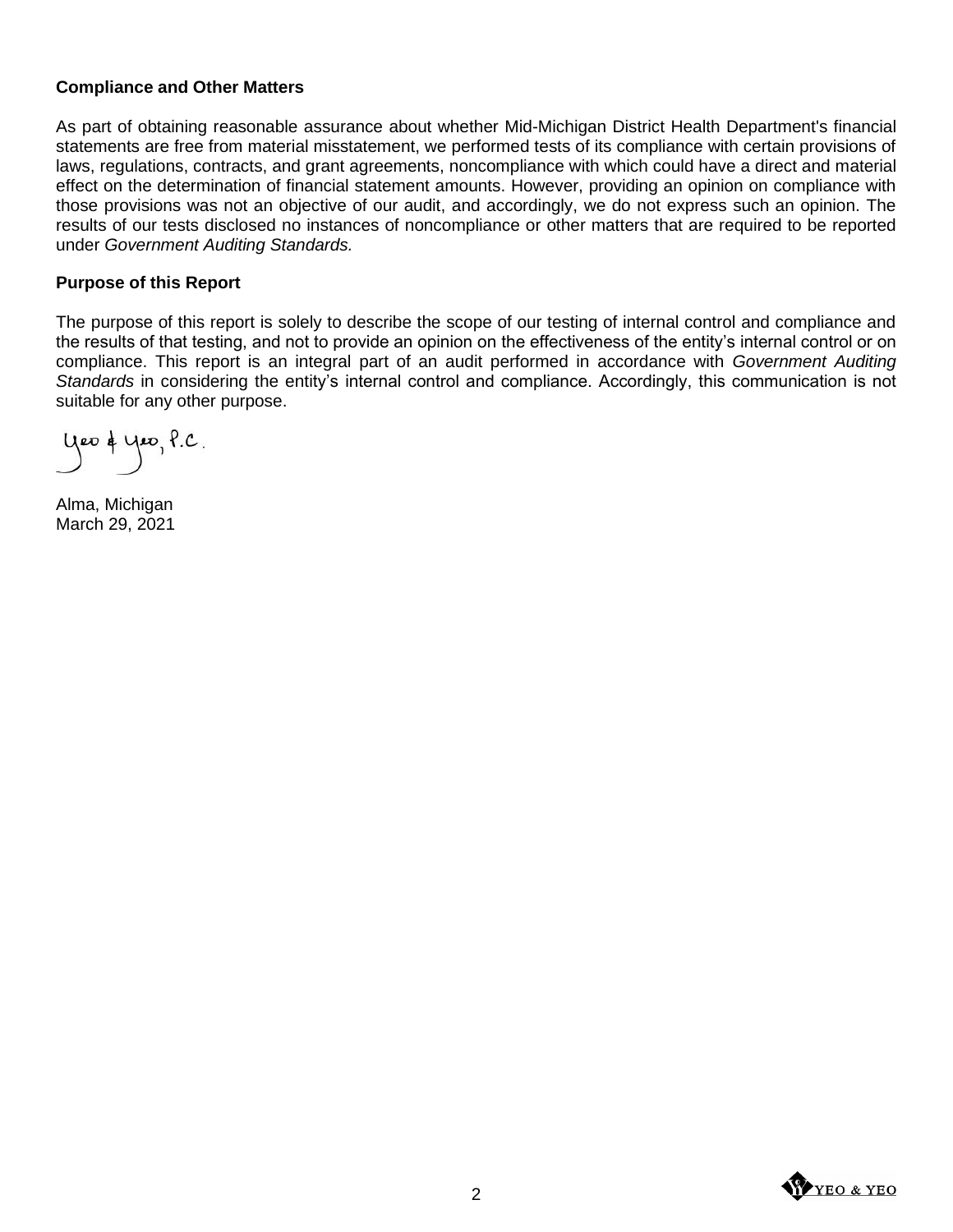**Compliance and Other Matters**

As part of obtaining reasonable assurance about whether Mid-Michigan District Health Department's financial statements are free from material misstatement, we performed tests of its compliance with certain provisions of laws, regulations, contracts, and grant agreements, noncompliance with which could have a direct and material effect on the determination of financial statement amounts. However, providing an opinion on compliance with those provisions was not an objective of our audit, and accordingly, we do not express such an opinion. The results of our tests disclosed no instances of noncompliance or other matters that are required to be reported under *Government Auditing Standards.*

**Purpose of this Report**

The purpose of this report is solely to describe the scope of our testing of internal control and compliance and the results of that testing, and not to provide an opinion on the effectiveness of the entity's internal control or on compliance. This report is an integral part of an audit performed in accordance with *Government Auditing Standards* in considering the entity's internal control and compliance. Accordingly, this communication is not suitable for any other purpose.

Yeo & Yeo, P.C.

Alma, Michigan
March 29, 2021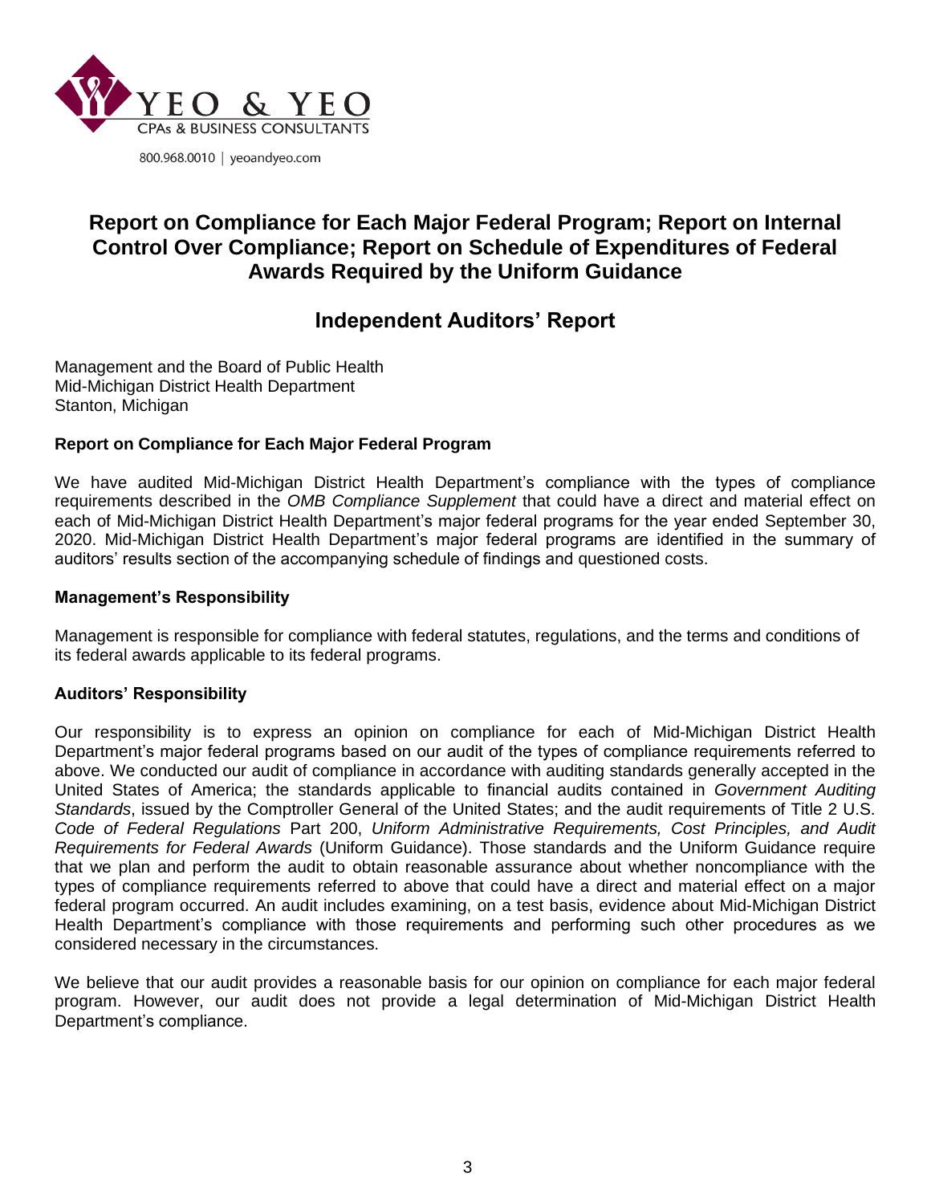YEO & YEO
CPAs & BUSINESS CONSULTANTS

800.968.0010 | yeoandyeo.com

# Report on Compliance for Each Major Federal Program; Report on Internal Control Over Compliance; Report on Schedule of Expenditures of Federal Awards Required by the Uniform Guidance

## Independent Auditors' Report

Management and the Board of Public Health
Mid-Michigan District Health Department
Stanton, Michigan

### Report on Compliance for Each Major Federal Program

We have audited Mid-Michigan District Health Department's compliance with the types of compliance requirements described in the *OMB Compliance Supplement* that could have a direct and material effect on each of Mid-Michigan District Health Department's major federal programs for the year ended September 30, 2020. Mid-Michigan District Health Department's major federal programs are identified in the summary of auditors' results section of the accompanying schedule of findings and questioned costs.

### Management's Responsibility

Management is responsible for compliance with federal statutes, regulations, and the terms and conditions of its federal awards applicable to its federal programs.

### Auditors' Responsibility

Our responsibility is to express an opinion on compliance for each of Mid-Michigan District Health Department's major federal programs based on our audit of the types of compliance requirements referred to above. We conducted our audit of compliance in accordance with auditing standards generally accepted in the United States of America; the standards applicable to financial audits contained in *Government Auditing Standards*, issued by the Comptroller General of the United States; and the audit requirements of Title 2 U.S. *Code of Federal Regulations* Part 200, *Uniform Administrative Requirements, Cost Principles, and Audit Requirements for Federal Awards* (Uniform Guidance). Those standards and the Uniform Guidance require that we plan and perform the audit to obtain reasonable assurance about whether noncompliance with the types of compliance requirements referred to above that could have a direct and material effect on a major federal program occurred. An audit includes examining, on a test basis, evidence about Mid-Michigan District Health Department's compliance with those requirements and performing such other procedures as we considered necessary in the circumstances.

We believe that our audit provides a reasonable basis for our opinion on compliance for each major federal program. However, our audit does not provide a legal determination of Mid-Michigan District Health Department's compliance.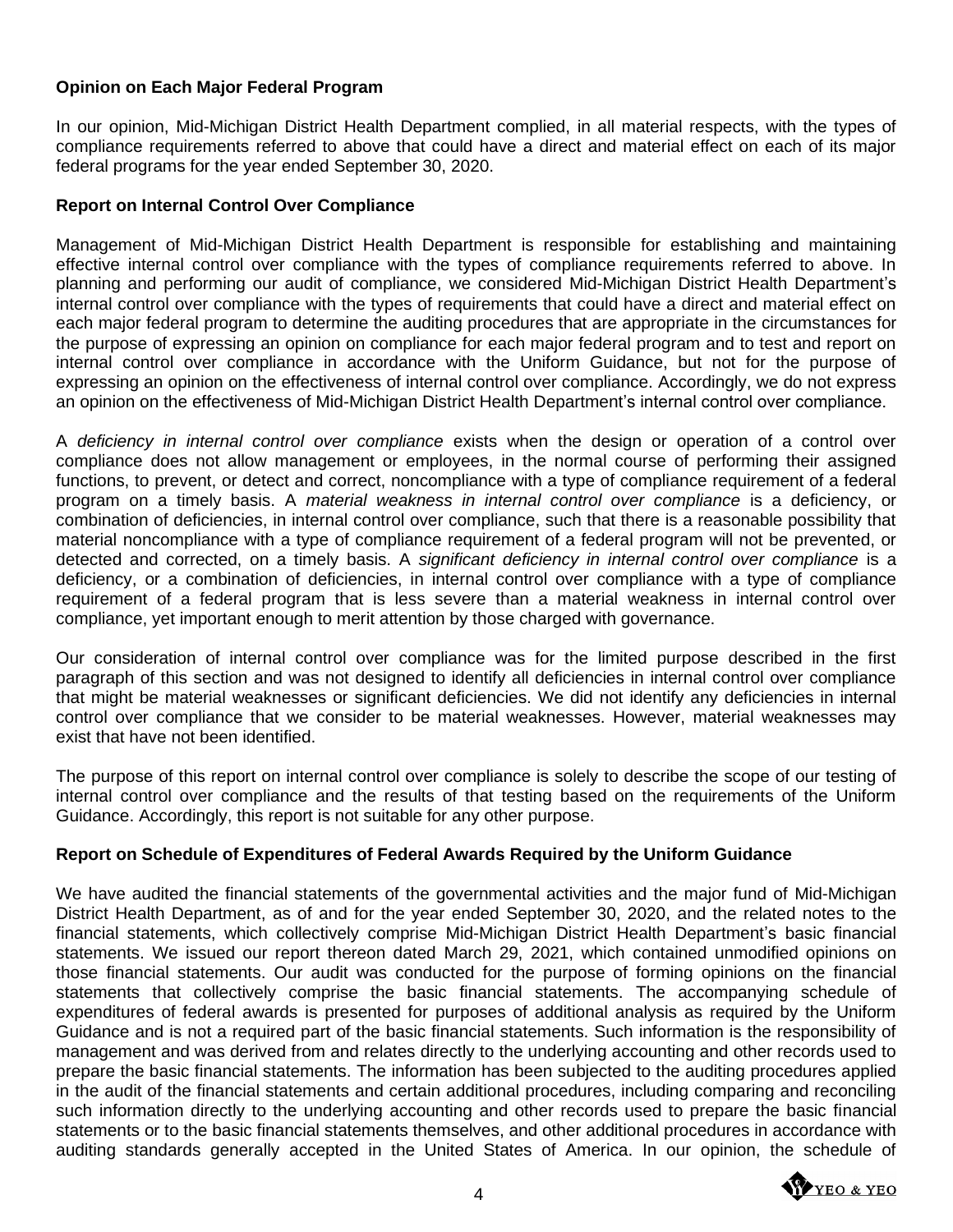**Opinion on Each Major Federal Program**

In our opinion, Mid-Michigan District Health Department complied, in all material respects, with the types of compliance requirements referred to above that could have a direct and material effect on each of its major federal programs for the year ended September 30, 2020.

**Report on Internal Control Over Compliance**

Management of Mid-Michigan District Health Department is responsible for establishing and maintaining effective internal control over compliance with the types of compliance requirements referred to above. In planning and performing our audit of compliance, we considered Mid-Michigan District Health Department's internal control over compliance with the types of requirements that could have a direct and material effect on each major federal program to determine the auditing procedures that are appropriate in the circumstances for the purpose of expressing an opinion on compliance for each major federal program and to test and report on internal control over compliance in accordance with the Uniform Guidance, but not for the purpose of expressing an opinion on the effectiveness of internal control over compliance. Accordingly, we do not express an opinion on the effectiveness of Mid-Michigan District Health Department's internal control over compliance.

A *deficiency in internal control over compliance* exists when the design or operation of a control over compliance does not allow management or employees, in the normal course of performing their assigned functions, to prevent, or detect and correct, noncompliance with a type of compliance requirement of a federal program on a timely basis. A *material weakness in internal control over compliance* is a deficiency, or combination of deficiencies, in internal control over compliance, such that there is a reasonable possibility that material noncompliance with a type of compliance requirement of a federal program will not be prevented, or detected and corrected, on a timely basis. A *significant deficiency in internal control over compliance* is a deficiency, or a combination of deficiencies, in internal control over compliance with a type of compliance requirement of a federal program that is less severe than a material weakness in internal control over compliance, yet important enough to merit attention by those charged with governance.

Our consideration of internal control over compliance was for the limited purpose described in the first paragraph of this section and was not designed to identify all deficiencies in internal control over compliance that might be material weaknesses or significant deficiencies. We did not identify any deficiencies in internal control over compliance that we consider to be material weaknesses. However, material weaknesses may exist that have not been identified.

The purpose of this report on internal control over compliance is solely to describe the scope of our testing of internal control over compliance and the results of that testing based on the requirements of the Uniform Guidance. Accordingly, this report is not suitable for any other purpose.

**Report on Schedule of Expenditures of Federal Awards Required by the Uniform Guidance**

We have audited the financial statements of the governmental activities and the major fund of Mid-Michigan District Health Department, as of and for the year ended September 30, 2020, and the related notes to the financial statements, which collectively comprise Mid-Michigan District Health Department's basic financial statements. We issued our report thereon dated March 29, 2021, which contained unmodified opinions on those financial statements. Our audit was conducted for the purpose of forming opinions on the financial statements that collectively comprise the basic financial statements. The accompanying schedule of expenditures of federal awards is presented for purposes of additional analysis as required by the Uniform Guidance and is not a required part of the basic financial statements. Such information is the responsibility of management and was derived from and relates directly to the underlying accounting and other records used to prepare the basic financial statements. The information has been subjected to the auditing procedures applied in the audit of the financial statements and certain additional procedures, including comparing and reconciling such information directly to the underlying accounting and other records used to prepare the basic financial statements or to the basic financial statements themselves, and other additional procedures in accordance with auditing standards generally accepted in the United States of America. In our opinion, the schedule of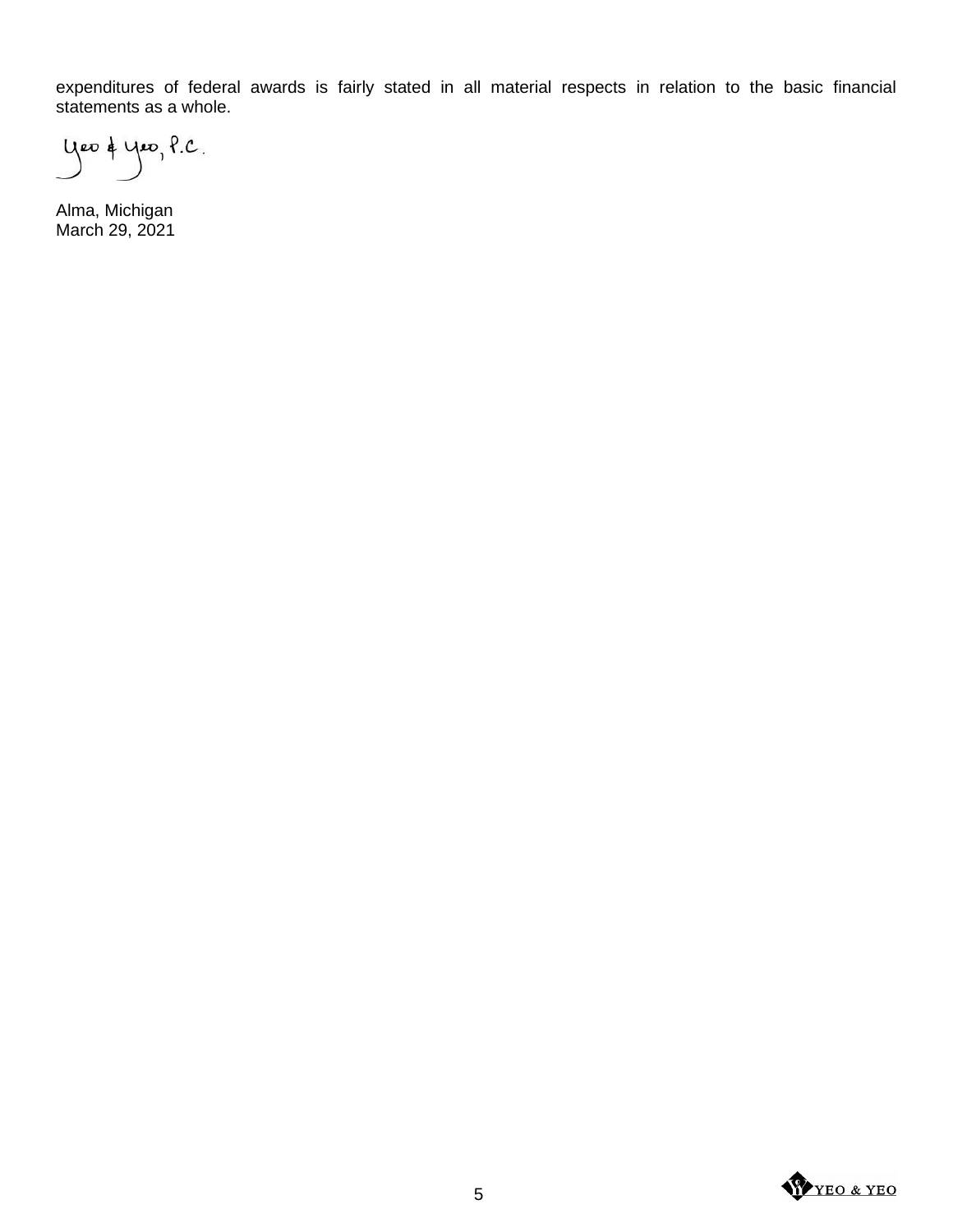expenditures of federal awards is fairly stated in all material respects in relation to the basic financial statements as a whole.

Yeo & Yeo, P.C.

Alma, Michigan
March 29, 2021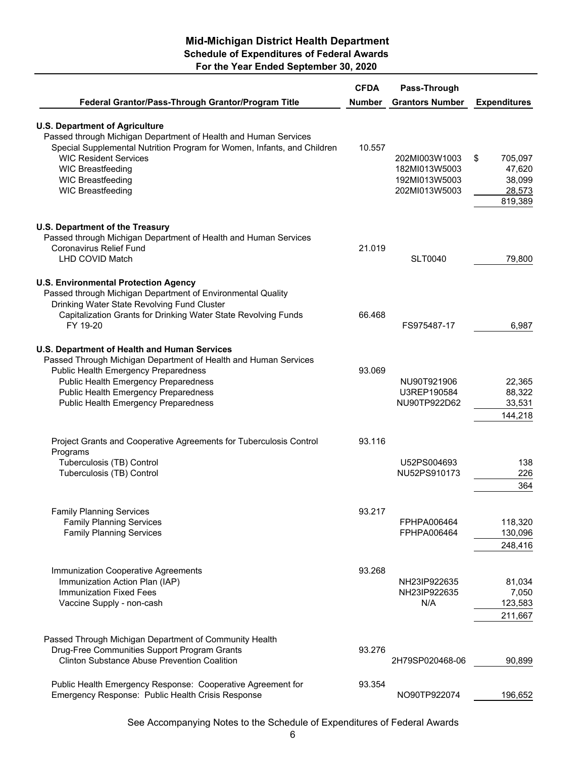## Mid-Michigan District Health Department
### Schedule of Expenditures of Federal Awards
### For the Year Ended September 30, 2020

| Federal Grantor/Pass-Through Grantor/Program Title | CFDA Number | Pass-Through Grantors Number | Expenditures |
|---|---|---|---|
| **U.S. Department of Agriculture** | | | |
| Passed through Michigan Department of Health and Human Services | | | |
| Special Supplemental Nutrition Program for Women, Infants, and Children | 10.557 | | |
| WIC Resident Services | | 202MI003W1003 | $ 705,097 |
| WIC Breastfeeding | | 182MI013W5003 | 47,620 |
| WIC Breastfeeding | | 192MI013W5003 | 38,099 |
| WIC Breastfeeding | | 202MI013W5003 | 28,573 |
| | | | 819,389 |
| **U.S. Department of the Treasury** | | | |
| Passed through Michigan Department of Health and Human Services | | | |
| Coronavirus Relief Fund | 21.019 | | |
| LHD COVID Match | | SLT0040 | 79,800 |
| **U.S. Environmental Protection Agency** | | | |
| Passed through Michigan Department of Environmental Quality | | | |
| Drinking Water State Revolving Fund Cluster | | | |
| Capitalization Grants for Drinking Water State Revolving Funds | 66.468 | | |
| FY 19-20 | | FS975487-17 | 6,987 |
| **U.S. Department of Health and Human Services** | | | |
| Passed Through Michigan Department of Health and Human Services | | | |
| Public Health Emergency Preparedness | 93.069 | | |
| Public Health Emergency Preparedness | | NU90T921906 | 22,365 |
| Public Health Emergency Preparedness | | U3REP190584 | 88,322 |
| Public Health Emergency Preparedness | | NU90TP922D62 | 33,531 |
| | | | 144,218 |
| Project Grants and Cooperative Agreements for Tuberculosis Control Programs | 93.116 | | |
| Tuberculosis (TB) Control | | U52PS004693 | 138 |
| Tuberculosis (TB) Control | | NU52PS910173 | 226 |
| | | | 364 |
| Family Planning Services | 93.217 | | |
| Family Planning Services | | FPHPA006464 | 118,320 |
| Family Planning Services | | FPHPA006464 | 130,096 |
| | | | 248,416 |
| Immunization Cooperative Agreements | 93.268 | | |
| Immunization Action Plan (IAP) | | NH23IP922635 | 81,034 |
| Immunization Fixed Fees | | NH23IP922635 | 7,050 |
| Vaccine Supply - non-cash | | N/A | 123,583 |
| | | | 211,667 |
| Passed Through Michigan Department of Community Health | | | |
| Drug-Free Communities Support Program Grants | 93.276 | | |
| Clinton Substance Abuse Prevention Coalition | | 2H79SP020468-06 | 90,899 |
| Public Health Emergency Response: Cooperative Agreement for Emergency Response: Public Health Crisis Response | 93.354 | NO90TP922074 | 196,652 |

See Accompanying Notes to the Schedule of Expenditures of Federal Awards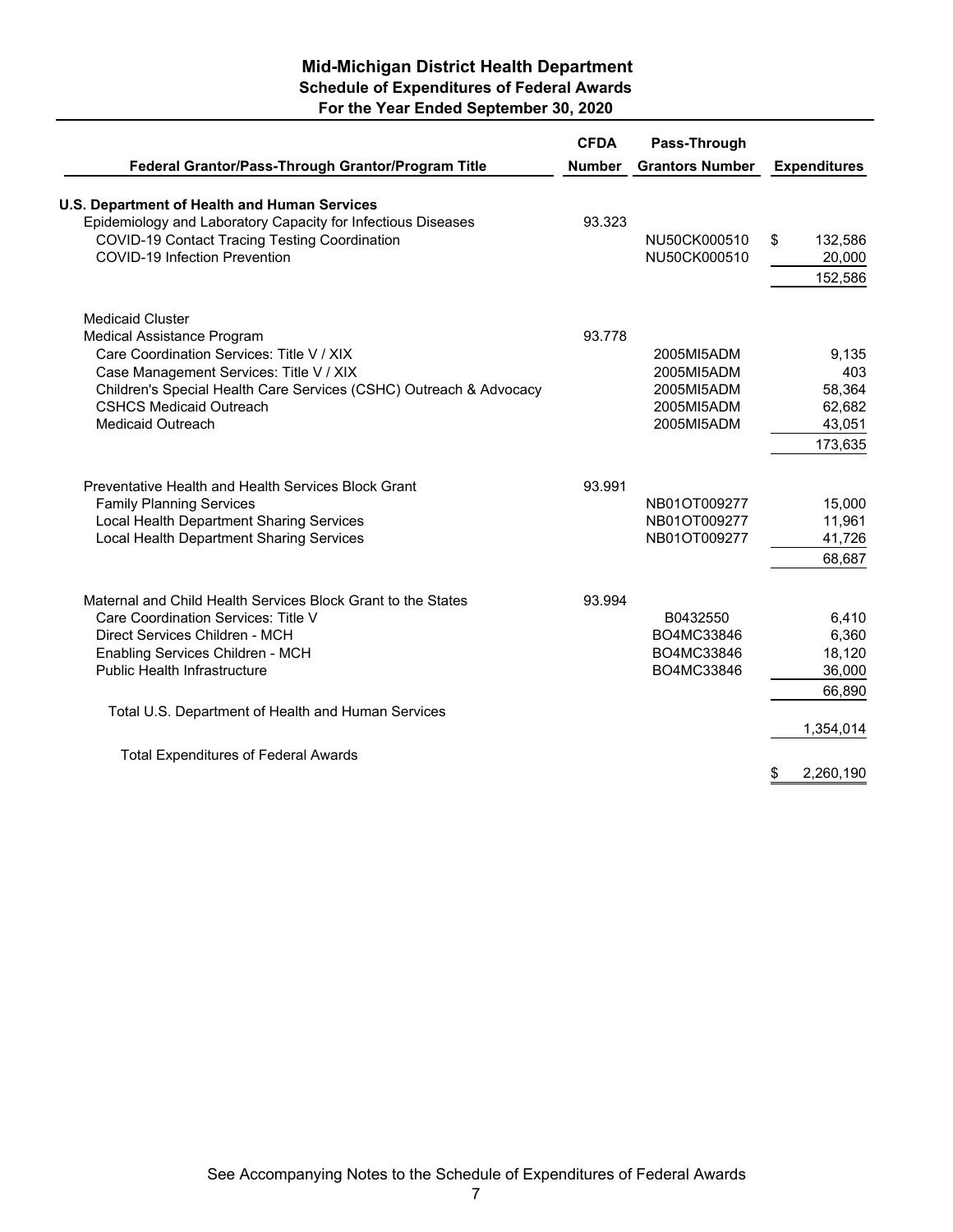## Mid-Michigan District Health Department
### Schedule of Expenditures of Federal Awards
### For the Year Ended September 30, 2020

| Federal Grantor/Pass-Through Grantor/Program Title | CFDA Number | Pass-Through Grantors Number | Expenditures |
|---|---|---|---|
| **U.S. Department of Health and Human Services** | | | |
| Epidemiology and Laboratory Capacity for Infectious Diseases | 93.323 | | |
| COVID-19 Contact Tracing Testing Coordination | | NU50CK000510 | $ 132,586 |
| COVID-19 Infection Prevention | | NU50CK000510 | 20,000 |
| | | | 152,586 |
| Medicaid Cluster | | | |
| Medical Assistance Program | 93.778 | | |
| Care Coordination Services: Title V / XIX | | 2005MI5ADM | 9,135 |
| Case Management Services: Title V / XIX | | 2005MI5ADM | 403 |
| Children's Special Health Care Services (CSHC) Outreach & Advocacy | | 2005MI5ADM | 58,364 |
| CSHCS Medicaid Outreach | | 2005MI5ADM | 62,682 |
| Medicaid Outreach | | 2005MI5ADM | 43,051 |
| | | | 173,635 |
| Preventative Health and Health Services Block Grant | 93.991 | | |
| Family Planning Services | | NB01OT009277 | 15,000 |
| Local Health Department Sharing Services | | NB01OT009277 | 11,961 |
| Local Health Department Sharing Services | | NB01OT009277 | 41,726 |
| | | | 68,687 |
| Maternal and Child Health Services Block Grant to the States | 93.994 | | |
| Care Coordination Services: Title V | | B0432550 | 6,410 |
| Direct Services Children - MCH | | BO4MC33846 | 6,360 |
| Enabling Services Children - MCH | | BO4MC33846 | 18,120 |
| Public Health Infrastructure | | BO4MC33846 | 36,000 |
| | | | 66,890 |
| Total U.S. Department of Health and Human Services | | | 1,354,014 |
| Total Expenditures of Federal Awards | | | $ 2,260,190 |

See Accompanying Notes to the Schedule of Expenditures of Federal Awards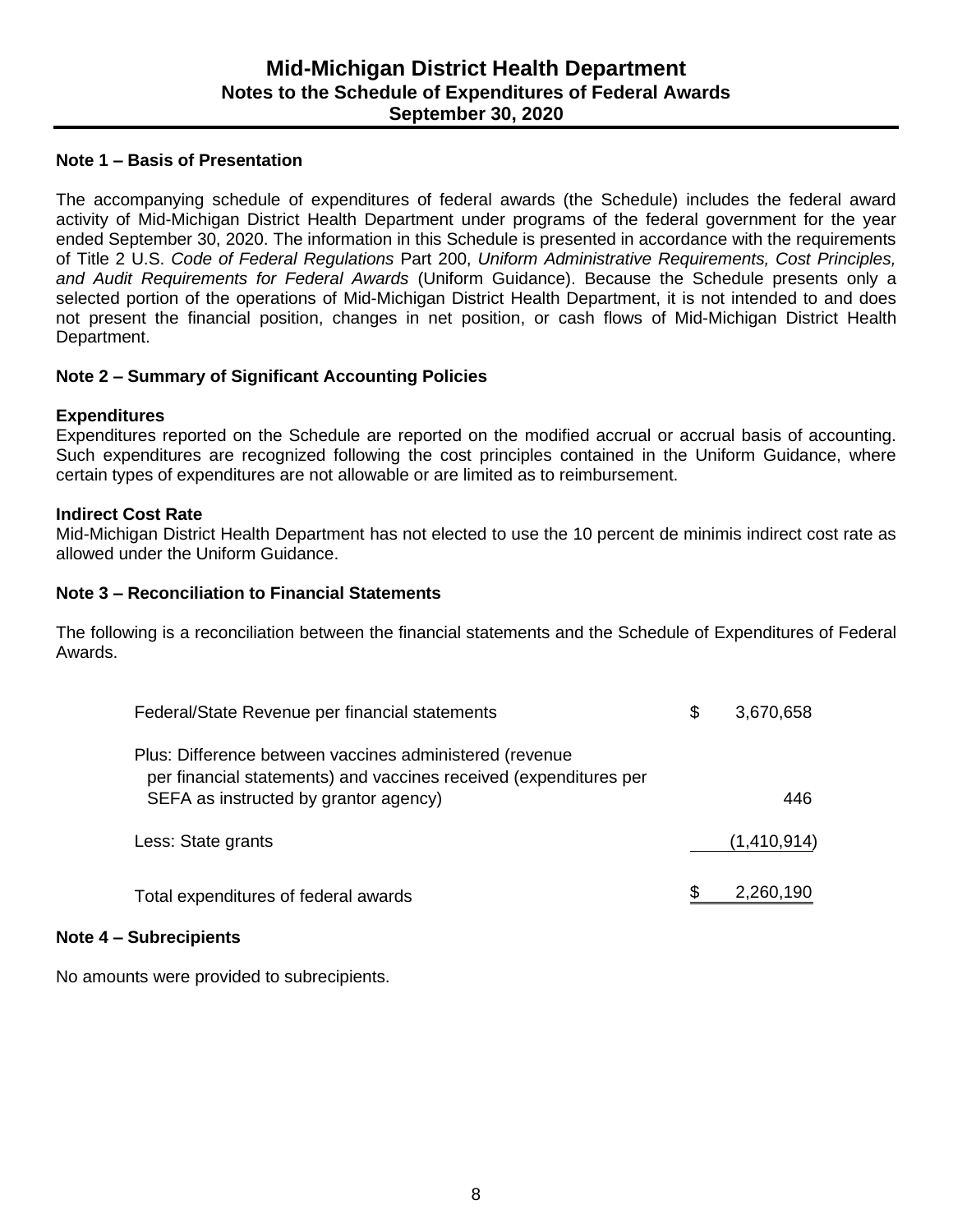# Mid-Michigan District Health Department
## Notes to the Schedule of Expenditures of Federal Awards
## September 30, 2020

### Note 1 – Basis of Presentation

The accompanying schedule of expenditures of federal awards (the Schedule) includes the federal award activity of Mid-Michigan District Health Department under programs of the federal government for the year ended September 30, 2020. The information in this Schedule is presented in accordance with the requirements of Title 2 U.S. *Code of Federal Regulations* Part 200, *Uniform Administrative Requirements, Cost Principles, and Audit Requirements for Federal Awards* (Uniform Guidance). Because the Schedule presents only a selected portion of the operations of Mid-Michigan District Health Department, it is not intended to and does not present the financial position, changes in net position, or cash flows of Mid-Michigan District Health Department.

### Note 2 – Summary of Significant Accounting Policies

**Expenditures**
Expenditures reported on the Schedule are reported on the modified accrual or accrual basis of accounting. Such expenditures are recognized following the cost principles contained in the Uniform Guidance, where certain types of expenditures are not allowable or are limited as to reimbursement.

**Indirect Cost Rate**
Mid-Michigan District Health Department has not elected to use the 10 percent de minimis indirect cost rate as allowed under the Uniform Guidance.

### Note 3 – Reconciliation to Financial Statements

The following is a reconciliation between the financial statements and the Schedule of Expenditures of Federal Awards.

| | |
|---|---|
| Federal/State Revenue per financial statements | $ 3,670,658 |
| Plus: Difference between vaccines administered (revenue per financial statements) and vaccines received (expenditures per SEFA as instructed by grantor agency) | 446 |
| Less: State grants | (1,410,914) |
| Total expenditures of federal awards | $ 2,260,190 |

### Note 4 – Subrecipients

No amounts were provided to subrecipients.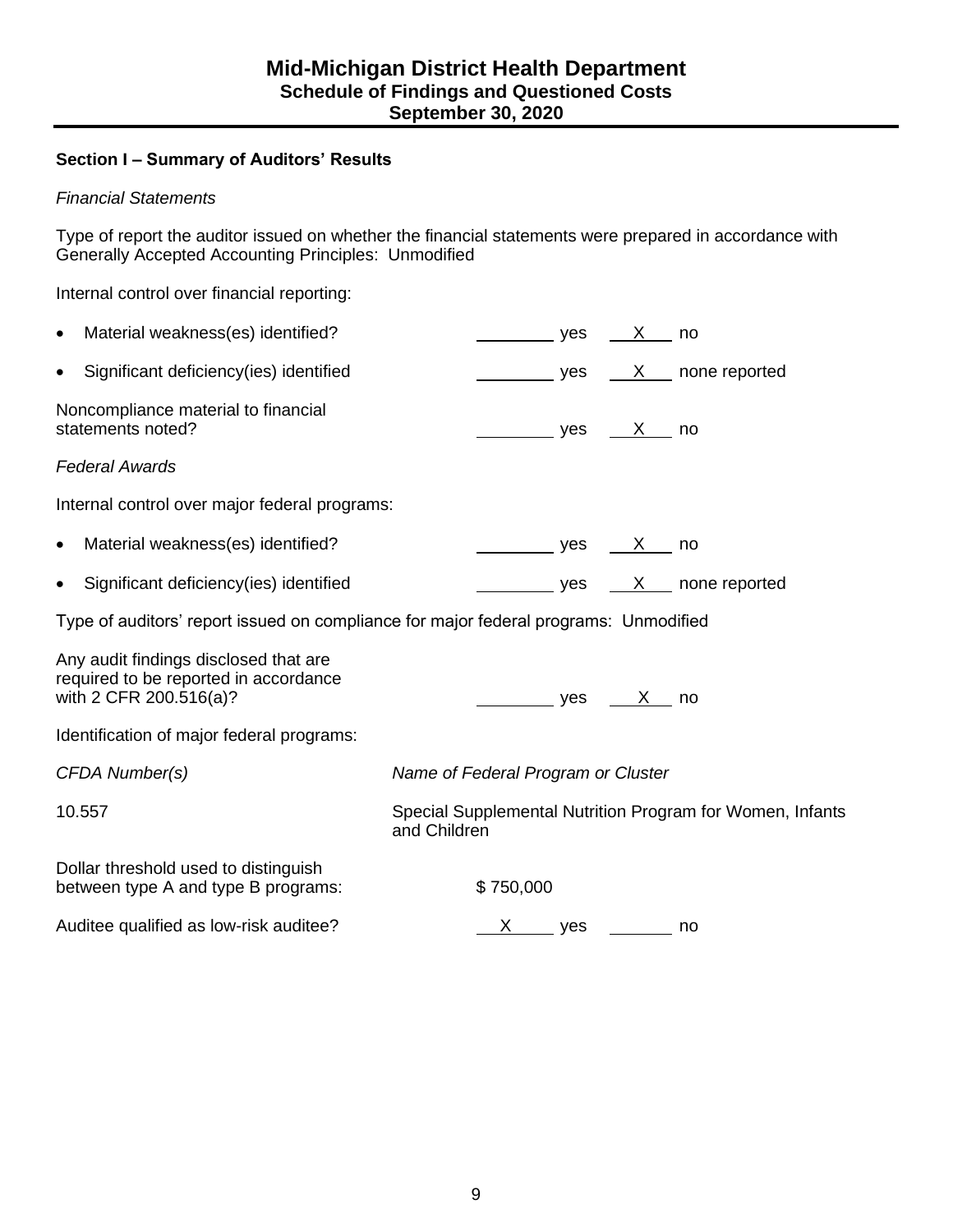# Mid-Michigan District Health Department
## Schedule of Findings and Questioned Costs
## September 30, 2020

### Section I – Summary of Auditors' Results

*Financial Statements*

Type of report the auditor issued on whether the financial statements were prepared in accordance with Generally Accepted Accounting Principles: Unmodified

Internal control over financial reporting:

- Material weakness(es) identified? ______ yes __X__ no
- Significant deficiency(ies) identified ______ yes __X__ none reported

Noncompliance material to financial statements noted? ______ yes __X__ no

*Federal Awards*

Internal control over major federal programs:

- Material weakness(es) identified? ______ yes __X__ no
- Significant deficiency(ies) identified ______ yes __X__ none reported

Type of auditors' report issued on compliance for major federal programs: Unmodified

Any audit findings disclosed that are required to be reported in accordance with 2 CFR 200.516(a)? ______ yes __X__ no

Identification of major federal programs:

| *CFDA Number(s)* | *Name of Federal Program or Cluster* |
|---|---|
| 10.557 | Special Supplemental Nutrition Program for Women, Infants and Children |

Dollar threshold used to distinguish between type A and type B programs: $ 750,000

Auditee qualified as low-risk auditee? __X__ yes ______ no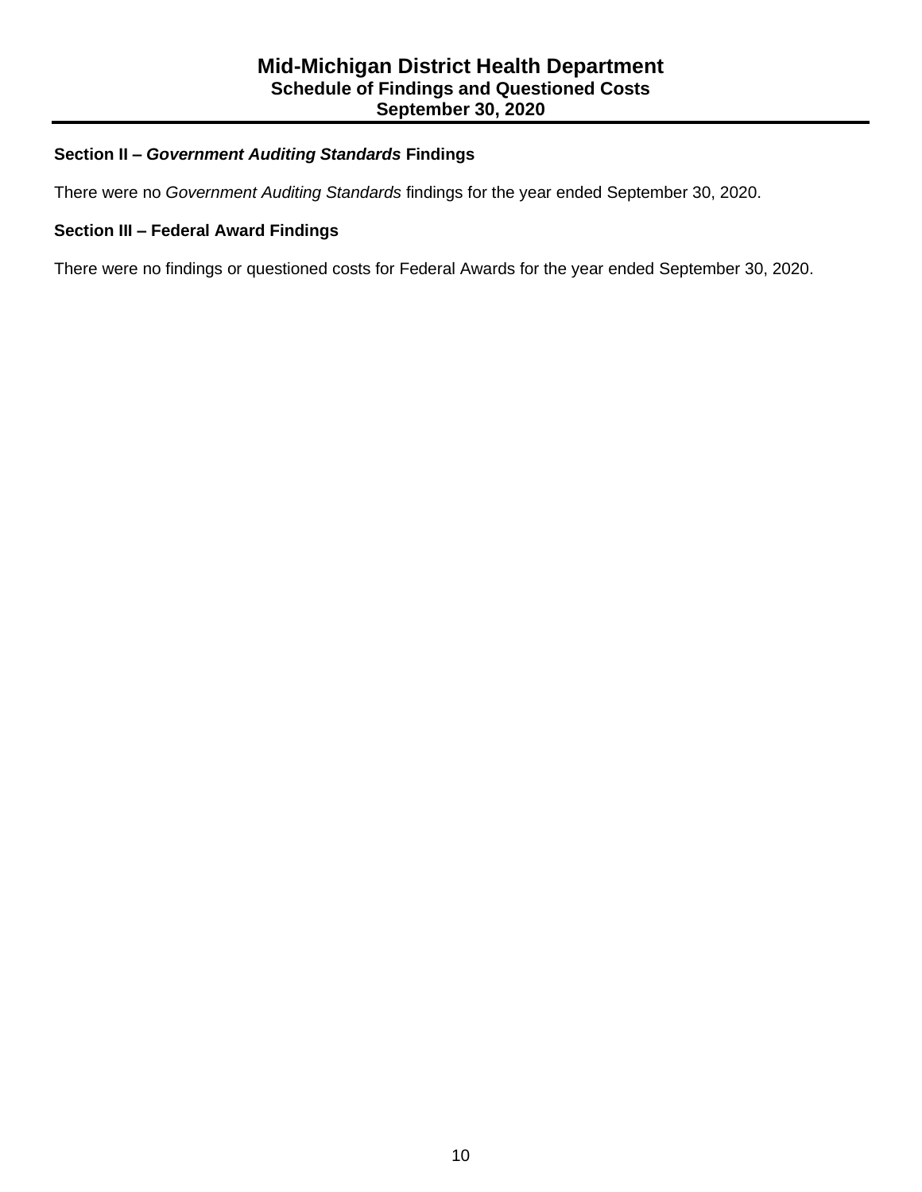# Mid-Michigan District Health Department
## Schedule of Findings and Questioned Costs
## September 30, 2020

**Section II – *Government Auditing Standards* Findings**

There were no *Government Auditing Standards* findings for the year ended September 30, 2020.

**Section III – Federal Award Findings**

There were no findings or questioned costs for Federal Awards for the year ended September 30, 2020.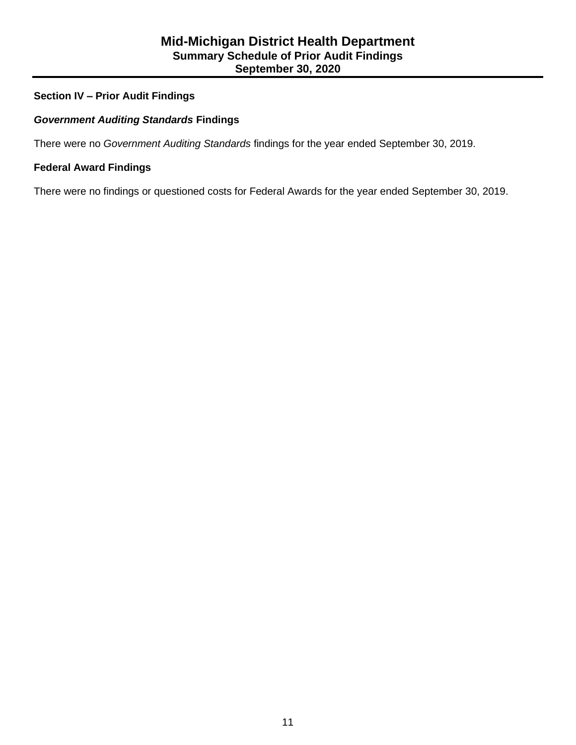# Mid-Michigan District Health Department
## Summary Schedule of Prior Audit Findings
## September 30, 2020

**Section IV – Prior Audit Findings**

***Government Auditing Standards* Findings**

There were no *Government Auditing Standards* findings for the year ended September 30, 2019.

**Federal Award Findings**

There were no findings or questioned costs for Federal Awards for the year ended September 30, 2019.